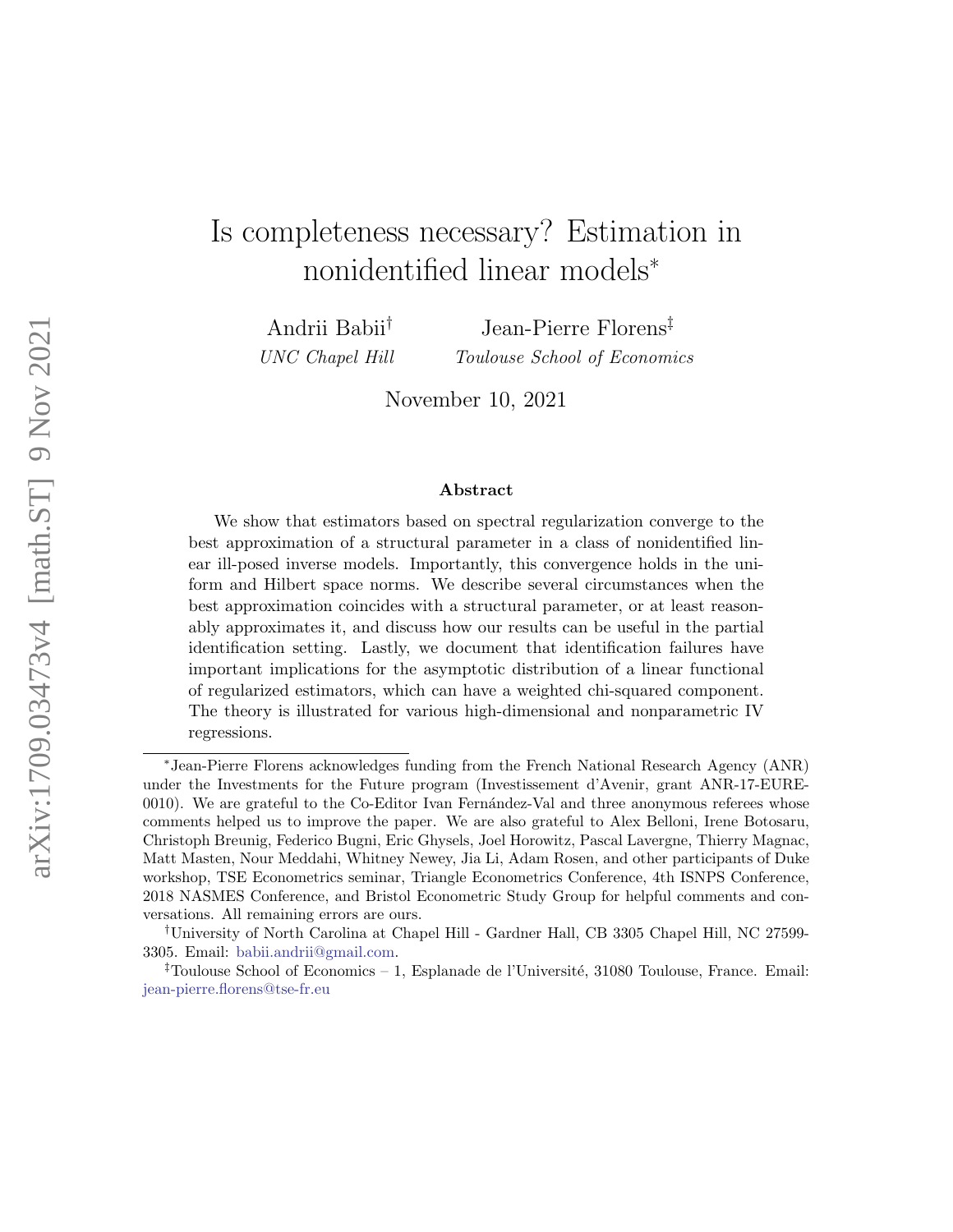# Is completeness necessary? Estimation in nonidentified linear models[*]

Andrii Babii[†] — *UNC Chapel Hill*

Jean-Pierre Florens[‡] — *Toulouse School of Economics*

November 10, 2021

### Abstract

We show that estimators based on spectral regularization converge to the best approximation of a structural parameter in a class of nonidentified linear ill-posed inverse models. Importantly, this convergence holds in the uniform and Hilbert space norms. We describe several circumstances when the best approximation coincides with a structural parameter, or at least reasonably approximates it, and discuss how our results can be useful in the partial identification setting. Lastly, we document that identification failures have important implications for the asymptotic distribution of a linear functional of regularized estimators, which can have a weighted chi-squared component. The theory is illustrated for various high-dimensional and nonparametric IV regressions.

---

[*] Jean-Pierre Florens acknowledges funding from the French National Research Agency (ANR) under the Investments for the Future program (Investissement d'Avenir, grant ANR-17-EURE-0010). We are grateful to the Co-Editor Ivan Fernández-Val and three anonymous referees whose comments helped us to improve the paper. We are also grateful to Alex Belloni, Irene Botosaru, Christoph Breunig, Federico Bugni, Eric Ghysels, Joel Horowitz, Pascal Lavergne, Thierry Magnac, Matt Masten, Nour Meddahi, Whitney Newey, Jia Li, Adam Rosen, and other participants of Duke workshop, TSE Econometrics seminar, Triangle Econometrics Conference, 4th ISNPS Conference, 2018 NASMES Conference, and Bristol Econometric Study Group for helpful comments and conversations. All remaining errors are ours.

[†] University of North Carolina at Chapel Hill - Gardner Hall, CB 3305 Chapel Hill, NC 27599-3305. Email: babii.andrii@gmail.com.

[‡] Toulouse School of Economics – 1, Esplanade de l'Université, 31080 Toulouse, France. Email: jean-pierre.florens@tse-fr.eu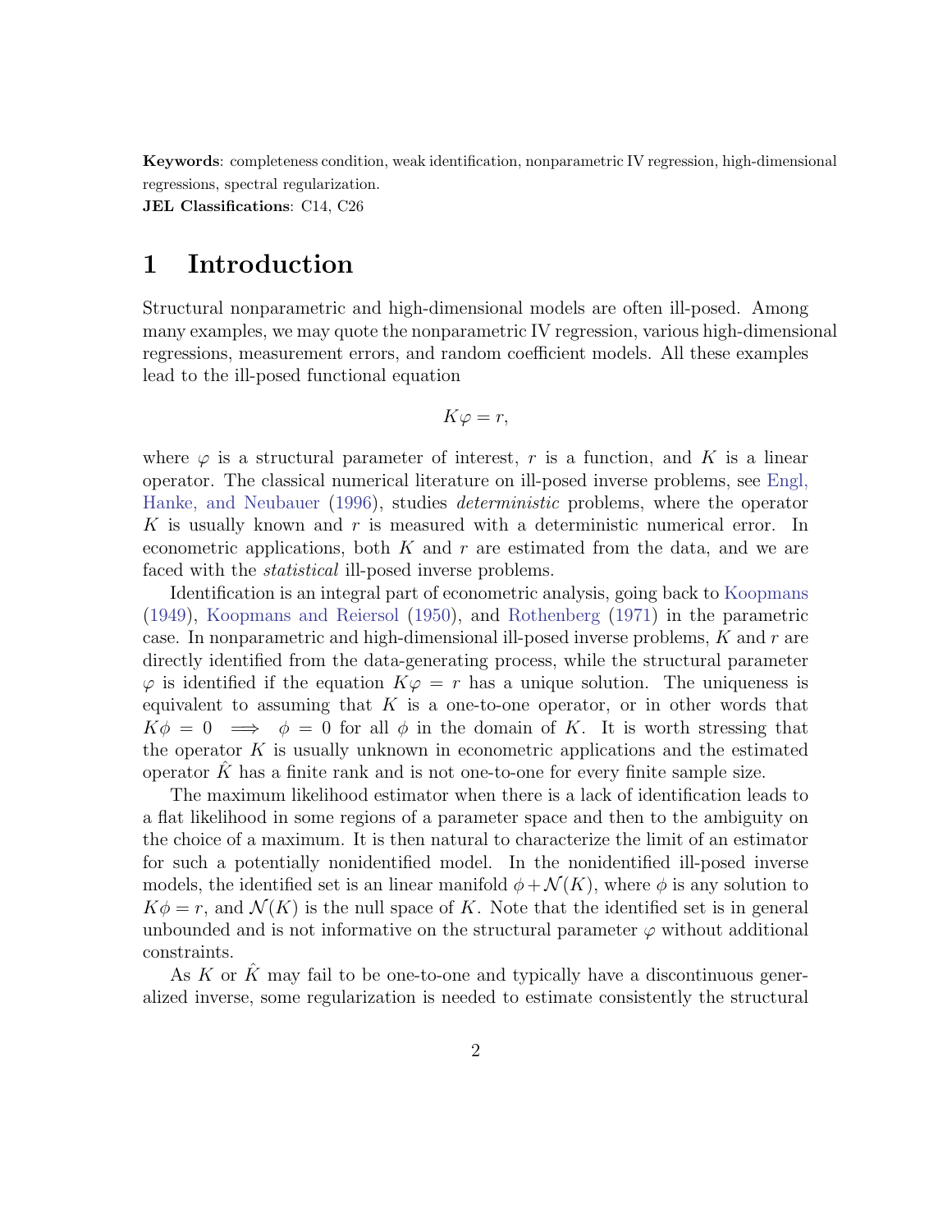**Keywords**: completeness condition, weak identification, nonparametric IV regression, high-dimensional regressions, spectral regularization.
**JEL Classifications**: C14, C26

# 1 Introduction

Structural nonparametric and high-dimensional models are often ill-posed. Among many examples, we may quote the nonparametric IV regression, various high-dimensional regressions, measurement errors, and random coefficient models. All these examples lead to the ill-posed functional equation

$$K\varphi = r,$$

where $\varphi$ is a structural parameter of interest, $r$ is a function, and $K$ is a linear operator. The classical numerical literature on ill-posed inverse problems, see Engl, Hanke, and Neubauer (1996), studies *deterministic* problems, where the operator $K$ is usually known and $r$ is measured with a deterministic numerical error. In econometric applications, both $K$ and $r$ are estimated from the data, and we are faced with the *statistical* ill-posed inverse problems.

Identification is an integral part of econometric analysis, going back to Koopmans (1949), Koopmans and Reiersol (1950), and Rothenberg (1971) in the parametric case. In nonparametric and high-dimensional ill-posed inverse problems, $K$ and $r$ are directly identified from the data-generating process, while the structural parameter $\varphi$ is identified if the equation $K\varphi = r$ has a unique solution. The uniqueness is equivalent to assuming that $K$ is a one-to-one operator, or in other words that $K\phi = 0 \implies \phi = 0$ for all $\phi$ in the domain of $K$. It is worth stressing that the operator $K$ is usually unknown in econometric applications and the estimated operator $\hat{K}$ has a finite rank and is not one-to-one for every finite sample size.

The maximum likelihood estimator when there is a lack of identification leads to a flat likelihood in some regions of a parameter space and then to the ambiguity on the choice of a maximum. It is then natural to characterize the limit of an estimator for such a potentially nonidentified model. In the nonidentified ill-posed inverse models, the identified set is an linear manifold $\phi + \mathcal{N}(K)$, where $\phi$ is any solution to $K\phi = r$, and $\mathcal{N}(K)$ is the null space of $K$. Note that the identified set is in general unbounded and is not informative on the structural parameter $\varphi$ without additional constraints.

As $K$ or $\hat{K}$ may fail to be one-to-one and typically have a discontinuous generalized inverse, some regularization is needed to estimate consistently the structural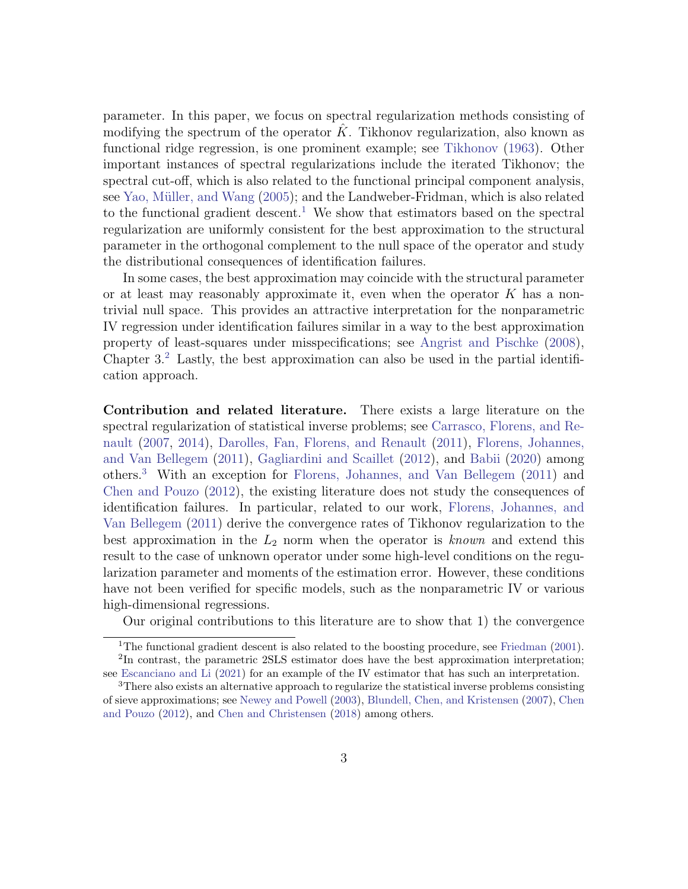parameter. In this paper, we focus on spectral regularization methods consisting of modifying the spectrum of the operator $\hat{K}$. Tikhonov regularization, also known as functional ridge regression, is one prominent example; see Tikhonov (1963). Other important instances of spectral regularizations include the iterated Tikhonov; the spectral cut-off, which is also related to the functional principal component analysis, see Yao, Müller, and Wang (2005); and the Landweber-Fridman, which is also related to the functional gradient descent.[1] We show that estimators based on the spectral regularization are uniformly consistent for the best approximation to the structural parameter in the orthogonal complement to the null space of the operator and study the distributional consequences of identification failures.

In some cases, the best approximation may coincide with the structural parameter or at least may reasonably approximate it, even when the operator $K$ has a non-trivial null space. This provides an attractive interpretation for the nonparametric IV regression under identification failures similar in a way to the best approximation property of least-squares under misspecifications; see Angrist and Pischke (2008), Chapter 3.[2] Lastly, the best approximation can also be used in the partial identification approach.

**Contribution and related literature.** There exists a large literature on the spectral regularization of statistical inverse problems; see Carrasco, Florens, and Renault (2007, 2014), Darolles, Fan, Florens, and Renault (2011), Florens, Johannes, and Van Bellegem (2011), Gagliardini and Scaillet (2012), and Babii (2020) among others.[3] With an exception for Florens, Johannes, and Van Bellegem (2011) and Chen and Pouzo (2012), the existing literature does not study the consequences of identification failures. In particular, related to our work, Florens, Johannes, and Van Bellegem (2011) derive the convergence rates of Tikhonov regularization to the best approximation in the $L_2$ norm when the operator is *known* and extend this result to the case of unknown operator under some high-level conditions on the regularization parameter and moments of the estimation error. However, these conditions have not been verified for specific models, such as the nonparametric IV or various high-dimensional regressions.

Our original contributions to this literature are to show that 1) the convergence

[1] The functional gradient descent is also related to the boosting procedure, see Friedman (2001).

[2] In contrast, the parametric 2SLS estimator does have the best approximation interpretation; see Escanciano and Li (2021) for an example of the IV estimator that has such an interpretation.

[3] There also exists an alternative approach to regularize the statistical inverse problems consisting of sieve approximations; see Newey and Powell (2003), Blundell, Chen, and Kristensen (2007), Chen and Pouzo (2012), and Chen and Christensen (2018) among others.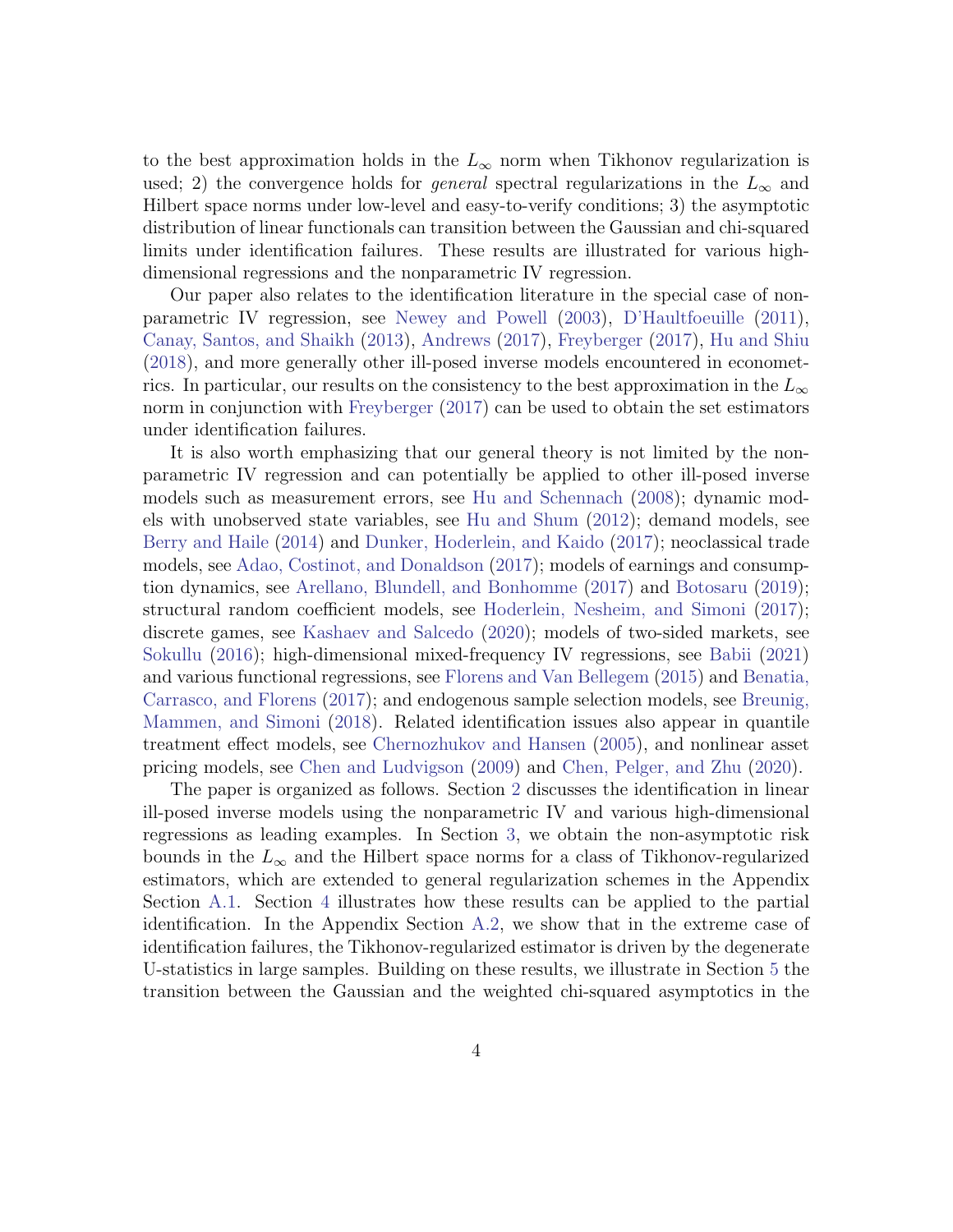to the best approximation holds in the $L_\infty$ norm when Tikhonov regularization is used; 2) the convergence holds for *general* spectral regularizations in the $L_\infty$ and Hilbert space norms under low-level and easy-to-verify conditions; 3) the asymptotic distribution of linear functionals can transition between the Gaussian and chi-squared limits under identification failures. These results are illustrated for various high-dimensional regressions and the nonparametric IV regression.

Our paper also relates to the identification literature in the special case of nonparametric IV regression, see Newey and Powell (2003), D'Haultfoeuille (2011), Canay, Santos, and Shaikh (2013), Andrews (2017), Freyberger (2017), Hu and Shiu (2018), and more generally other ill-posed inverse models encountered in econometrics. In particular, our results on the consistency to the best approximation in the $L_\infty$ norm in conjunction with Freyberger (2017) can be used to obtain the set estimators under identification failures.

It is also worth emphasizing that our general theory is not limited by the nonparametric IV regression and can potentially be applied to other ill-posed inverse models such as measurement errors, see Hu and Schennach (2008); dynamic models with unobserved state variables, see Hu and Shum (2012); demand models, see Berry and Haile (2014) and Dunker, Hoderlein, and Kaido (2017); neoclassical trade models, see Adao, Costinot, and Donaldson (2017); models of earnings and consumption dynamics, see Arellano, Blundell, and Bonhomme (2017) and Botosaru (2019); structural random coefficient models, see Hoderlein, Nesheim, and Simoni (2017); discrete games, see Kashaev and Salcedo (2020); models of two-sided markets, see Sokullu (2016); high-dimensional mixed-frequency IV regressions, see Babii (2021) and various functional regressions, see Florens and Van Bellegem (2015) and Benatia, Carrasco, and Florens (2017); and endogenous sample selection models, see Breunig, Mammen, and Simoni (2018). Related identification issues also appear in quantile treatment effect models, see Chernozhukov and Hansen (2005), and nonlinear asset pricing models, see Chen and Ludvigson (2009) and Chen, Pelger, and Zhu (2020).

The paper is organized as follows. Section 2 discusses the identification in linear ill-posed inverse models using the nonparametric IV and various high-dimensional regressions as leading examples. In Section 3, we obtain the non-asymptotic risk bounds in the $L_\infty$ and the Hilbert space norms for a class of Tikhonov-regularized estimators, which are extended to general regularization schemes in the Appendix Section A.1. Section 4 illustrates how these results can be applied to the partial identification. In the Appendix Section A.2, we show that in the extreme case of identification failures, the Tikhonov-regularized estimator is driven by the degenerate U-statistics in large samples. Building on these results, we illustrate in Section 5 the transition between the Gaussian and the weighted chi-squared asymptotics in the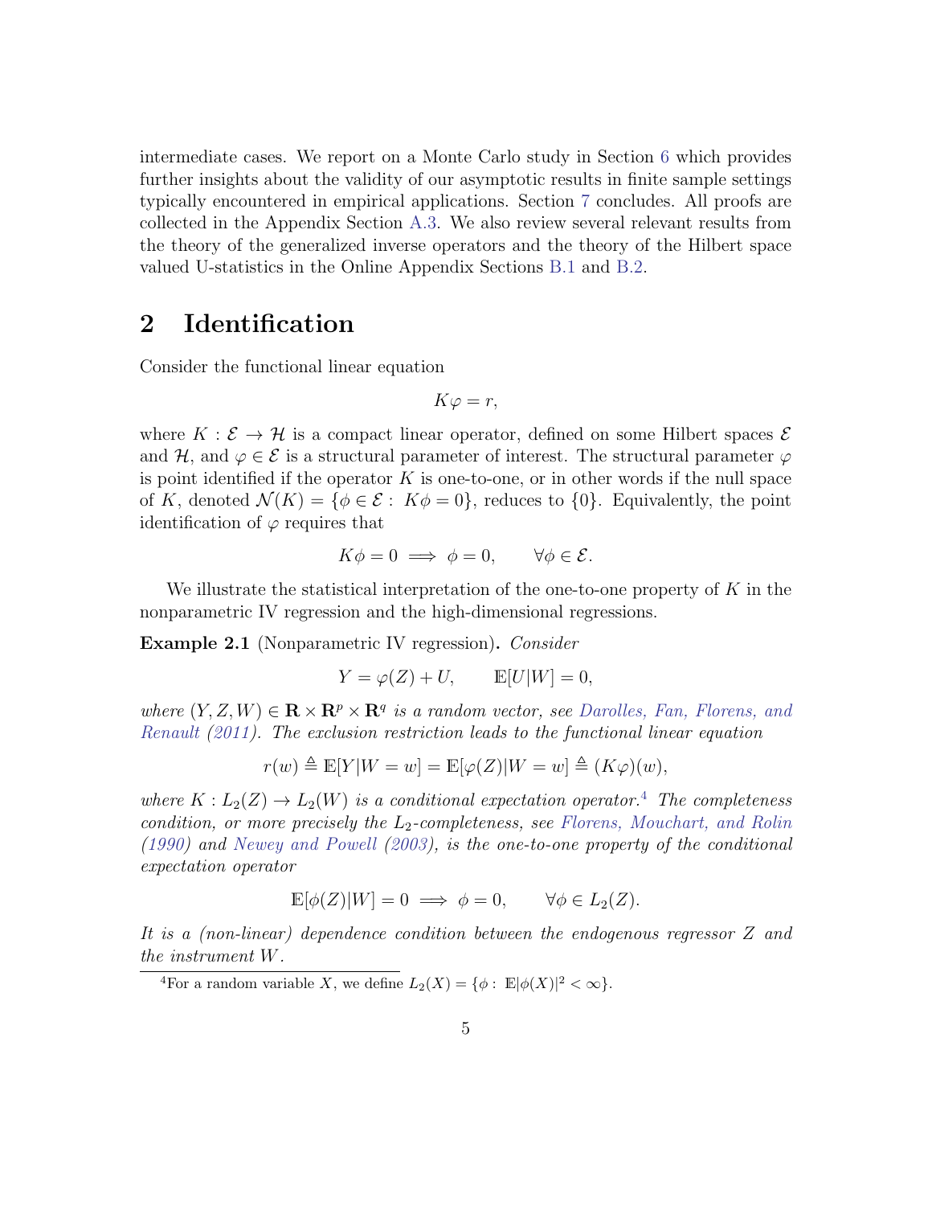intermediate cases. We report on a Monte Carlo study in Section 6 which provides further insights about the validity of our asymptotic results in finite sample settings typically encountered in empirical applications. Section 7 concludes. All proofs are collected in the Appendix Section A.3. We also review several relevant results from the theory of the generalized inverse operators and the theory of the Hilbert space valued U-statistics in the Online Appendix Sections B.1 and B.2.

## 2 Identification

Consider the functional linear equation

$$K\varphi = r,$$

where $K : \mathcal{E} \to \mathcal{H}$ is a compact linear operator, defined on some Hilbert spaces $\mathcal{E}$ and $\mathcal{H}$, and $\varphi \in \mathcal{E}$ is a structural parameter of interest. The structural parameter $\varphi$ is point identified if the operator $K$ is one-to-one, or in other words if the null space of $K$, denoted $\mathcal{N}(K) = \{\phi \in \mathcal{E} : \ K\phi = 0\}$, reduces to $\{0\}$. Equivalently, the point identification of $\varphi$ requires that

$$K\phi = 0 \implies \phi = 0, \qquad \forall \phi \in \mathcal{E}.$$

We illustrate the statistical interpretation of the one-to-one property of $K$ in the nonparametric IV regression and the high-dimensional regressions.

**Example 2.1** (Nonparametric IV regression)**.** *Consider*

$$Y = \varphi(Z) + U, \qquad \mathbb{E}[U|W] = 0,$$

*where $(Y, Z, W) \in \mathbf{R} \times \mathbf{R}^p \times \mathbf{R}^q$ is a random vector, see Darolles, Fan, Florens, and Renault (2011). The exclusion restriction leads to the functional linear equation*

$$r(w) \triangleq \mathbb{E}[Y|W = w] = \mathbb{E}[\varphi(Z)|W = w] \triangleq (K\varphi)(w),$$

*where $K : L_2(Z) \to L_2(W)$ is a conditional expectation operator.*[4] *The completeness condition, or more precisely the $L_2$-completeness, see Florens, Mouchart, and Rolin (1990) and Newey and Powell (2003), is the one-to-one property of the conditional expectation operator*

$$\mathbb{E}[\phi(Z)|W] = 0 \implies \phi = 0, \qquad \forall \phi \in L_2(Z).$$

*It is a (non-linear) dependence condition between the endogenous regressor $Z$ and the instrument $W$.*

[4] For a random variable $X$, we define $L_2(X) = \{\phi : \ \mathbb{E}|\phi(X)|^2 < \infty\}$.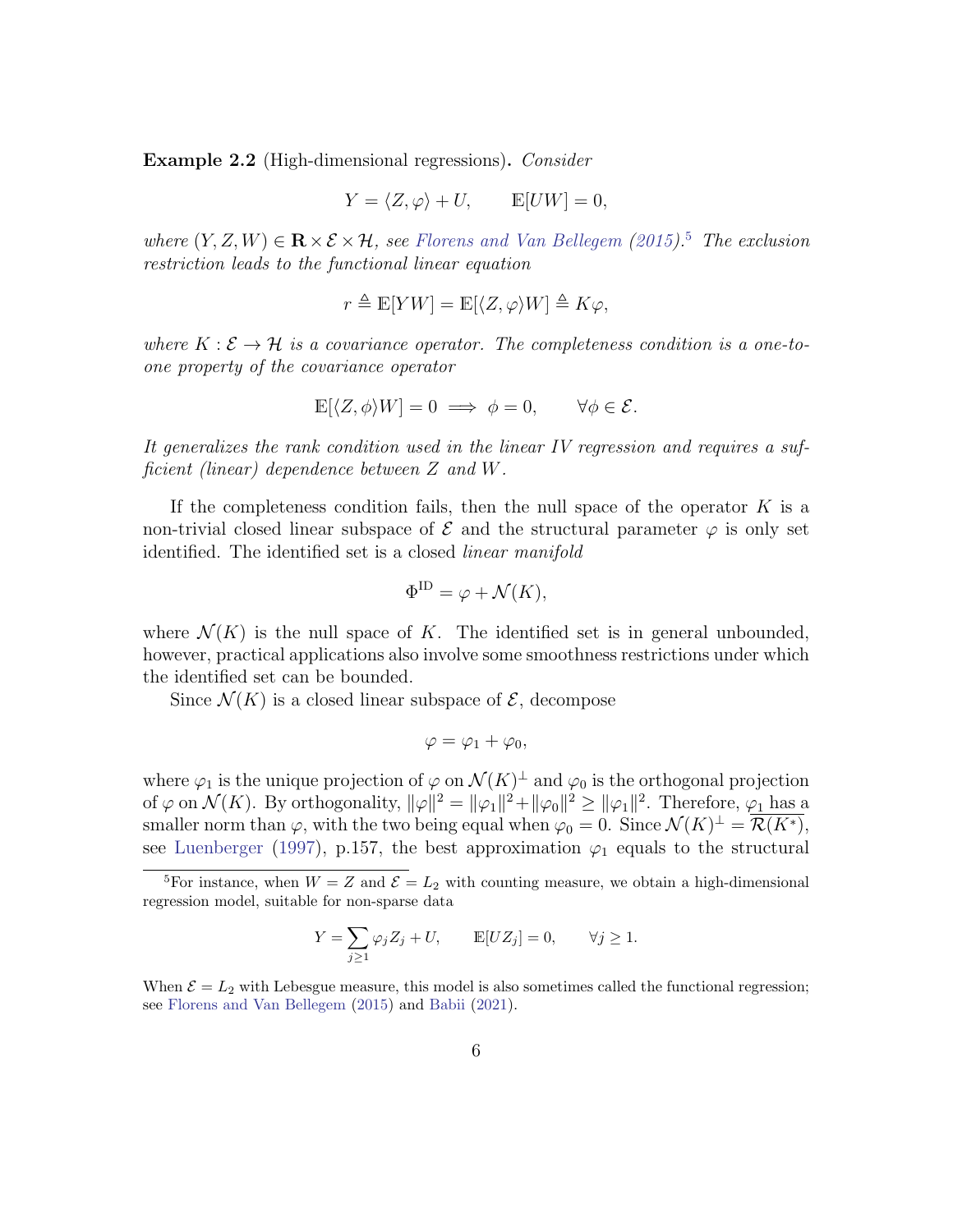**Example 2.2** (High-dimensional regressions)**.** *Consider*

$$Y = \langle Z, \varphi \rangle + U, \qquad \mathbb{E}[UW] = 0,$$

*where* $(Y, Z, W) \in \mathbf{R} \times \mathcal{E} \times \mathcal{H}$*, see Florens and Van Bellegem (2015).*[5] *The exclusion restriction leads to the functional linear equation*

$$r \triangleq \mathbb{E}[YW] = \mathbb{E}[\langle Z, \varphi \rangle W] \triangleq K\varphi,$$

*where* $K : \mathcal{E} \to \mathcal{H}$ *is a covariance operator. The completeness condition is a one-to-one property of the covariance operator*

$$\mathbb{E}[\langle Z, \phi \rangle W] = 0 \implies \phi = 0, \qquad \forall \phi \in \mathcal{E}.$$

*It generalizes the rank condition used in the linear IV regression and requires a sufficient (linear) dependence between* $Z$ *and* $W$*.*

If the completeness condition fails, then the null space of the operator $K$ is a non-trivial closed linear subspace of $\mathcal{E}$ and the structural parameter $\varphi$ is only set identified. The identified set is a closed *linear manifold*

$$\Phi^{\mathrm{ID}} = \varphi + \mathcal{N}(K),$$

where $\mathcal{N}(K)$ is the null space of $K$. The identified set is in general unbounded, however, practical applications also involve some smoothness restrictions under which the identified set can be bounded.

Since $\mathcal{N}(K)$ is a closed linear subspace of $\mathcal{E}$, decompose

$$\varphi = \varphi_1 + \varphi_0,$$

where $\varphi_1$ is the unique projection of $\varphi$ on $\mathcal{N}(K)^\perp$ and $\varphi_0$ is the orthogonal projection of $\varphi$ on $\mathcal{N}(K)$. By orthogonality, $\|\varphi\|^2 = \|\varphi_1\|^2 + \|\varphi_0\|^2 \geq \|\varphi_1\|^2$. Therefore, $\varphi_1$ has a smaller norm than $\varphi$, with the two being equal when $\varphi_0 = 0$. Since $\mathcal{N}(K)^\perp = \overline{\mathcal{R}(K^*)}$, see Luenberger (1997), p.157, the best approximation $\varphi_1$ equals to the structural

---

[5] For instance, when $W = Z$ and $\mathcal{E} = L_2$ with counting measure, we obtain a high-dimensional regression model, suitable for non-sparse data

$$Y = \sum_{j \geq 1} \varphi_j Z_j + U, \qquad \mathbb{E}[UZ_j] = 0, \qquad \forall j \geq 1.$$

When $\mathcal{E} = L_2$ with Lebesgue measure, this model is also sometimes called the functional regression; see Florens and Van Bellegem (2015) and Babii (2021).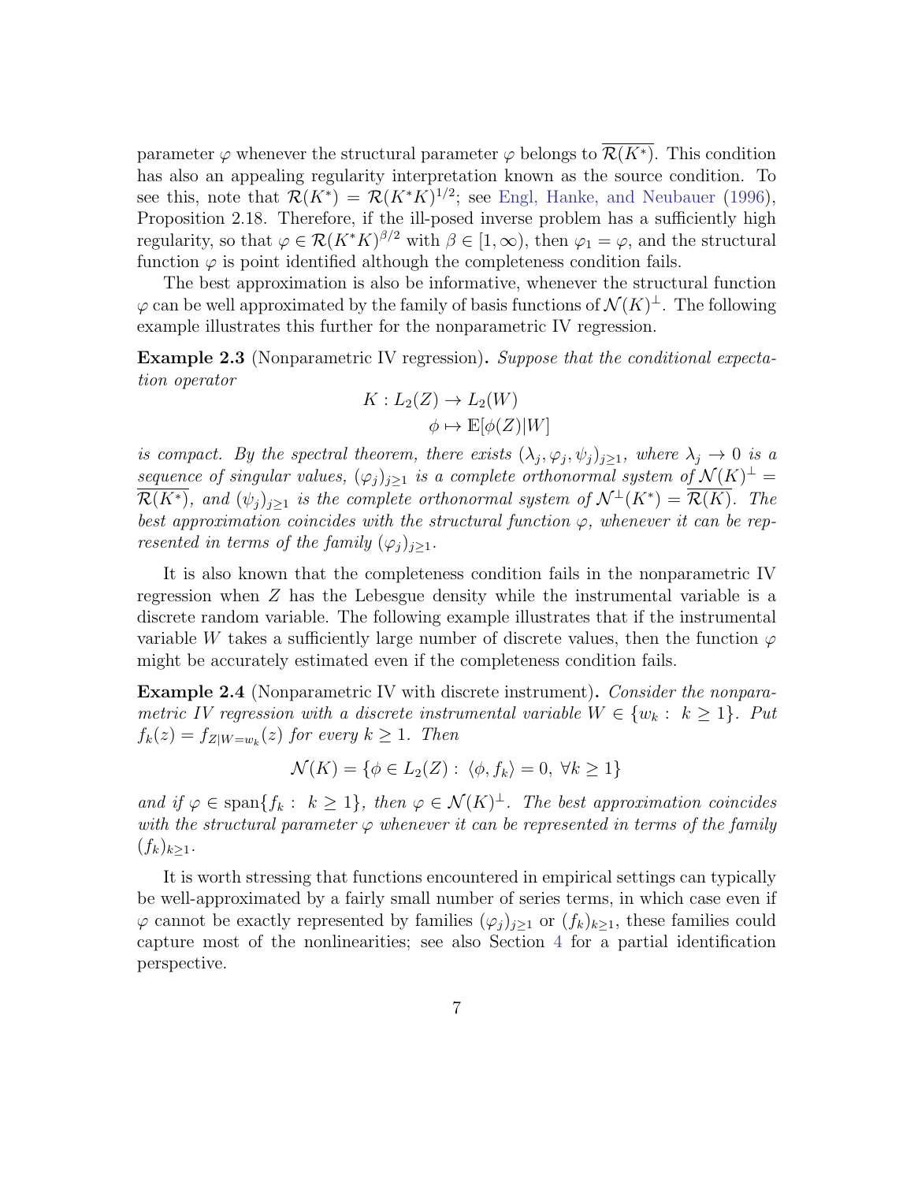parameter $\varphi$ whenever the structural parameter $\varphi$ belongs to $\overline{\mathcal{R}(K^*)}$. This condition has also an appealing regularity interpretation known as the source condition. To see this, note that $\mathcal{R}(K^*) = \mathcal{R}(K^*K)^{1/2}$; see Engl, Hanke, and Neubauer (1996), Proposition 2.18. Therefore, if the ill-posed inverse problem has a sufficiently high regularity, so that $\varphi \in \mathcal{R}(K^*K)^{\beta/2}$ with $\beta \in [1, \infty)$, then $\varphi_1 = \varphi$, and the structural function $\varphi$ is point identified although the completeness condition fails.

The best approximation is also be informative, whenever the structural function $\varphi$ can be well approximated by the family of basis functions of $\mathcal{N}(K)^\perp$. The following example illustrates this further for the nonparametric IV regression.

**Example 2.3** (Nonparametric IV regression)**.** *Suppose that the conditional expectation operator*

$$
\begin{aligned}
K : L_2(Z) &\to L_2(W) \\
\phi &\mapsto \mathbb{E}[\phi(Z)|W]
\end{aligned}
$$

*is compact. By the spectral theorem, there exists $(\lambda_j, \varphi_j, \psi_j)_{j\geq 1}$, where $\lambda_j \to 0$ is a sequence of singular values, $(\varphi_j)_{j\geq 1}$ is a complete orthonormal system of $\mathcal{N}(K)^\perp = \overline{\mathcal{R}(K^*)}$, and $(\psi_j)_{j\geq 1}$ is the complete orthonormal system of $\mathcal{N}^\perp(K^*) = \overline{\mathcal{R}(K)}$. The best approximation coincides with the structural function $\varphi$, whenever it can be represented in terms of the family $(\varphi_j)_{j\geq 1}$.*

It is also known that the completeness condition fails in the nonparametric IV regression when $Z$ has the Lebesgue density while the instrumental variable is a discrete random variable. The following example illustrates that if the instrumental variable $W$ takes a sufficiently large number of discrete values, then the function $\varphi$ might be accurately estimated even if the completeness condition fails.

**Example 2.4** (Nonparametric IV with discrete instrument)**.** *Consider the nonparametric IV regression with a discrete instrumental variable $W \in \{w_k : k \geq 1\}$. Put $f_k(z) = f_{Z|W=w_k}(z)$ for every $k \geq 1$. Then*

$$
\mathcal{N}(K) = \{\phi \in L_2(Z) : \langle \phi, f_k \rangle = 0, \ \forall k \geq 1\}
$$

*and if $\varphi \in \operatorname{span}\{f_k : k \geq 1\}$, then $\varphi \in \mathcal{N}(K)^\perp$. The best approximation coincides with the structural parameter $\varphi$ whenever it can be represented in terms of the family $(f_k)_{k\geq 1}$.*

It is worth stressing that functions encountered in empirical settings can typically be well-approximated by a fairly small number of series terms, in which case even if $\varphi$ cannot be exactly represented by families $(\varphi_j)_{j\geq 1}$ or $(f_k)_{k\geq 1}$, these families could capture most of the nonlinearities; see also Section 4 for a partial identification perspective.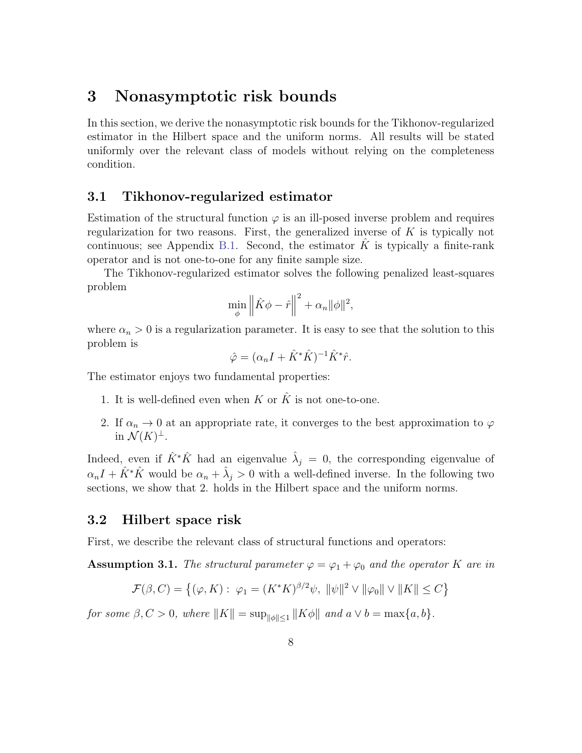# 3 Nonasymptotic risk bounds

In this section, we derive the nonasymptotic risk bounds for the Tikhonov-regularized estimator in the Hilbert space and the uniform norms. All results will be stated uniformly over the relevant class of models without relying on the completeness condition.

## 3.1 Tikhonov-regularized estimator

Estimation of the structural function $\varphi$ is an ill-posed inverse problem and requires regularization for two reasons. First, the generalized inverse of $K$ is typically not continuous; see Appendix B.1. Second, the estimator $\hat{K}$ is typically a finite-rank operator and is not one-to-one for any finite sample size.

The Tikhonov-regularized estimator solves the following penalized least-squares problem

$$\min_{\phi} \left\| \hat{K}\phi - \hat{r} \right\|^2 + \alpha_n \|\phi\|^2,$$

where $\alpha_n > 0$ is a regularization parameter. It is easy to see that the solution to this problem is

$$\hat{\varphi} = (\alpha_n I + \hat{K}^* \hat{K})^{-1} \hat{K}^* \hat{r}.$$

The estimator enjoys two fundamental properties:

1. It is well-defined even when $K$ or $\hat{K}$ is not one-to-one.
2. If $\alpha_n \to 0$ at an appropriate rate, it converges to the best approximation to $\varphi$ in $\mathcal{N}(K)^{\perp}$.

Indeed, even if $\hat{K}^* \hat{K}$ had an eigenvalue $\hat{\lambda}_j = 0$, the corresponding eigenvalue of $\alpha_n I + \hat{K}^* \hat{K}$ would be $\alpha_n + \hat{\lambda}_j > 0$ with a well-defined inverse. In the following two sections, we show that 2. holds in the Hilbert space and the uniform norms.

## 3.2 Hilbert space risk

First, we describe the relevant class of structural functions and operators:

**Assumption 3.1.** *The structural parameter $\varphi = \varphi_1 + \varphi_0$ and the operator $K$ are in*

$$\mathcal{F}(\beta, C) = \left\{ (\varphi, K) : \; \varphi_1 = (K^* K)^{\beta/2} \psi, \; \|\psi\|^2 \vee \|\varphi_0\| \vee \|K\| \leq C \right\}$$

*for some $\beta, C > 0$, where $\|K\| = \sup_{\|\phi\| \leq 1} \|K\phi\|$ and $a \vee b = \max\{a, b\}$.*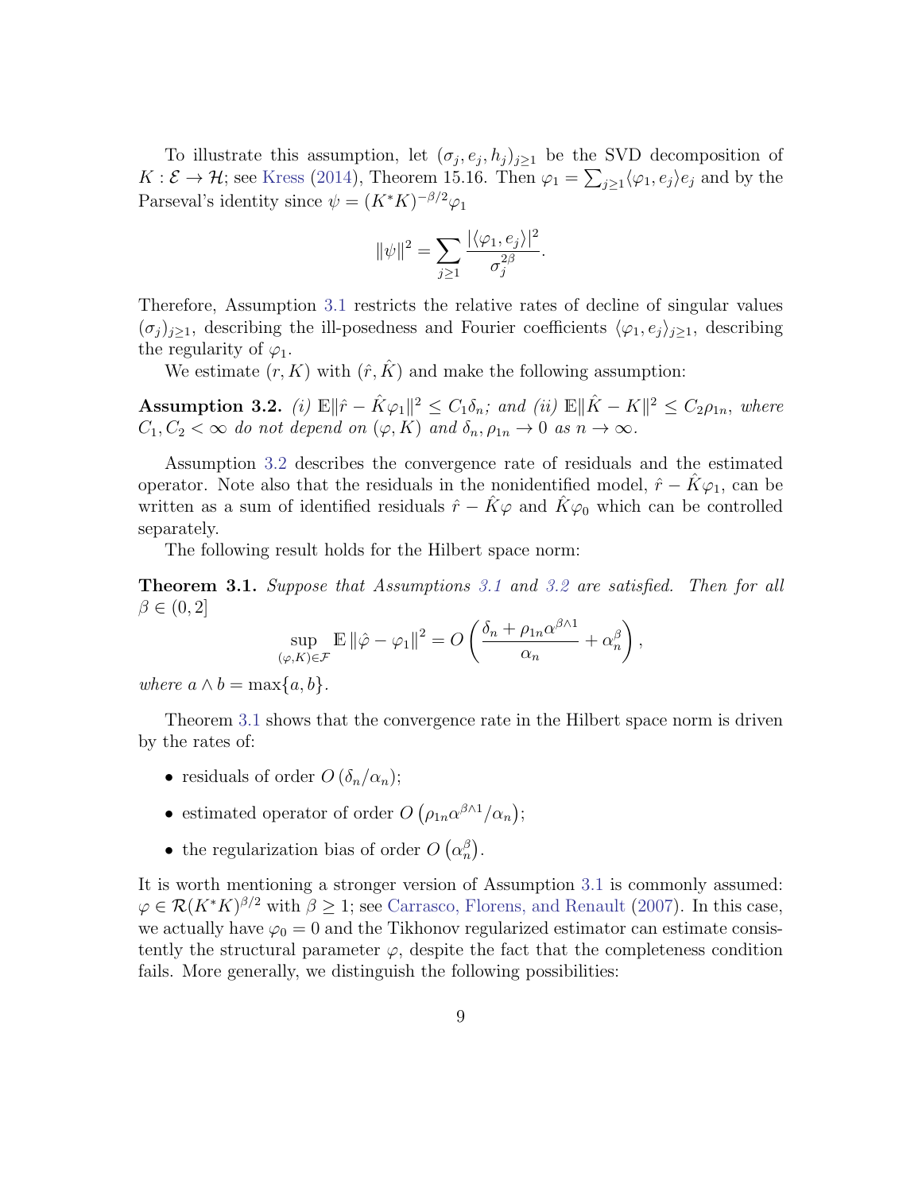To illustrate this assumption, let $(\sigma_j, e_j, h_j)_{j\geq 1}$ be the SVD decomposition of $K : \mathcal{E} \to \mathcal{H}$; see Kress (2014), Theorem 15.16. Then $\varphi_1 = \sum_{j\geq 1}\langle \varphi_1, e_j\rangle e_j$ and by the Parseval's identity since $\psi = (K^*K)^{-\beta/2}\varphi_1$

$$\|\psi\|^2 = \sum_{j\geq 1} \frac{|\langle \varphi_1, e_j\rangle|^2}{\sigma_j^{2\beta}}.$$

Therefore, Assumption 3.1 restricts the relative rates of decline of singular values $(\sigma_j)_{j\geq 1}$, describing the ill-posedness and Fourier coefficients $\langle \varphi_1, e_j\rangle_{j\geq 1}$, describing the regularity of $\varphi_1$.

We estimate $(r, K)$ with $(\hat{r}, \hat{K})$ and make the following assumption:

**Assumption 3.2.** *(i)* $\mathbb{E}\|\hat{r} - \hat{K}\varphi_1\|^2 \leq C_1\delta_n$*; and (ii)* $\mathbb{E}\|\hat{K} - K\|^2 \leq C_2\rho_{1n}$*, where* $C_1, C_2 < \infty$ *do not depend on* $(\varphi, K)$ *and* $\delta_n, \rho_{1n} \to 0$ *as* $n \to \infty$.

Assumption 3.2 describes the convergence rate of residuals and the estimated operator. Note also that the residuals in the nonidentified model, $\hat{r} - \hat{K}\varphi_1$, can be written as a sum of identified residuals $\hat{r} - \hat{K}\varphi$ and $\hat{K}\varphi_0$ which can be controlled separately.

The following result holds for the Hilbert space norm:

**Theorem 3.1.** *Suppose that Assumptions 3.1 and 3.2 are satisfied. Then for all* $\beta \in (0, 2]$

$$\sup_{(\varphi,K)\in\mathcal{F}} \mathbb{E}\,\|\hat{\varphi} - \varphi_1\|^2 = O\left(\frac{\delta_n + \rho_{1n}\alpha^{\beta\wedge 1}}{\alpha_n} + \alpha_n^{\beta}\right),$$

*where* $a \wedge b = \max\{a, b\}$.

Theorem 3.1 shows that the convergence rate in the Hilbert space norm is driven by the rates of:

- residuals of order $O\left(\delta_n/\alpha_n\right)$;
- estimated operator of order $O\left(\rho_{1n}\alpha^{\beta\wedge 1}/\alpha_n\right)$;
- the regularization bias of order $O\left(\alpha_n^{\beta}\right)$.

It is worth mentioning a stronger version of Assumption 3.1 is commonly assumed: $\varphi \in \mathcal{R}(K^*K)^{\beta/2}$ with $\beta \geq 1$; see Carrasco, Florens, and Renault (2007). In this case, we actually have $\varphi_0 = 0$ and the Tikhonov regularized estimator can estimate consistently the structural parameter $\varphi$, despite the fact that the completeness condition fails. More generally, we distinguish the following possibilities: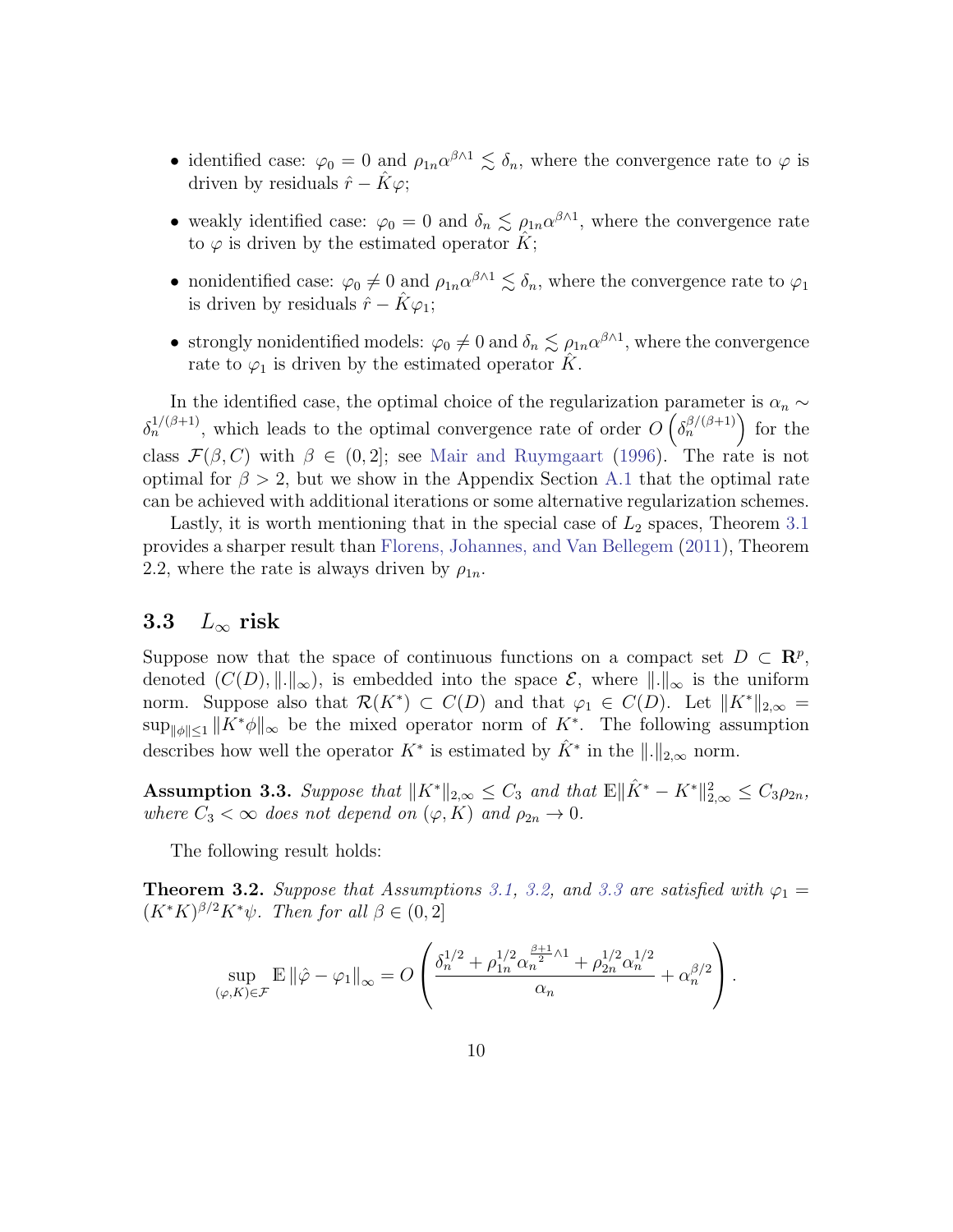- identified case: $\varphi_0 = 0$ and $\rho_{1n}\alpha^{\beta\wedge 1} \lesssim \delta_n$, where the convergence rate to $\varphi$ is driven by residuals $\hat{r} - \hat{K}\varphi$;
- weakly identified case: $\varphi_0 = 0$ and $\delta_n \lesssim \rho_{1n}\alpha^{\beta\wedge 1}$, where the convergence rate to $\varphi$ is driven by the estimated operator $\hat{K}$;
- nonidentified case: $\varphi_0 \neq 0$ and $\rho_{1n}\alpha^{\beta\wedge 1} \lesssim \delta_n$, where the convergence rate to $\varphi_1$ is driven by residuals $\hat{r} - \hat{K}\varphi_1$;
- strongly nonidentified models: $\varphi_0 \neq 0$ and $\delta_n \lesssim \rho_{1n}\alpha^{\beta\wedge 1}$, where the convergence rate to $\varphi_1$ is driven by the estimated operator $\hat{K}$.

In the identified case, the optimal choice of the regularization parameter is $\alpha_n \sim \delta_n^{1/(\beta+1)}$, which leads to the optimal convergence rate of order $O\left(\delta_n^{\beta/(\beta+1)}\right)$ for the class $\mathcal{F}(\beta, C)$ with $\beta \in (0, 2]$; see Mair and Ruymgaart (1996). The rate is not optimal for $\beta > 2$, but we show in the Appendix Section A.1 that the optimal rate can be achieved with additional iterations or some alternative regularization schemes.

Lastly, it is worth mentioning that in the special case of $L_2$ spaces, Theorem 3.1 provides a sharper result than Florens, Johannes, and Van Bellegem (2011), Theorem 2.2, where the rate is always driven by $\rho_{1n}$.

### 3.3 $L_\infty$ risk

Suppose now that the space of continuous functions on a compact set $D \subset \mathbf{R}^p$, denoted $(C(D), \|.\|_\infty)$, is embedded into the space $\mathcal{E}$, where $\|.\|_\infty$ is the uniform norm. Suppose also that $\mathcal{R}(K^*) \subset C(D)$ and that $\varphi_1 \in C(D)$. Let $\|K^*\|_{2,\infty} = \sup_{\|\phi\|\leq 1} \|K^*\phi\|_\infty$ be the mixed operator norm of $K^*$. The following assumption describes how well the operator $K^*$ is estimated by $\hat{K}^*$ in the $\|.\|_{2,\infty}$ norm.

**Assumption 3.3.** *Suppose that $\|K^*\|_{2,\infty} \leq C_3$ and that $\mathbb{E}\|\hat{K}^* - K^*\|^2_{2,\infty} \leq C_3\rho_{2n}$, where $C_3 < \infty$ does not depend on $(\varphi, K)$ and $\rho_{2n} \to 0$.*

The following result holds:

**Theorem 3.2.** *Suppose that Assumptions 3.1, 3.2, and 3.3 are satisfied with $\varphi_1 = (K^*K)^{\beta/2}K^*\psi$. Then for all $\beta \in (0, 2]$*

$$\sup_{(\varphi,K)\in\mathcal{F}} \mathbb{E}\|\hat{\varphi} - \varphi_1\|_\infty = O\left(\frac{\delta_n^{1/2} + \rho_{1n}^{1/2}\alpha_n^{\frac{\beta+1}{2}\wedge 1} + \rho_{2n}^{1/2}\alpha_n^{1/2}}{\alpha_n} + \alpha_n^{\beta/2}\right).$$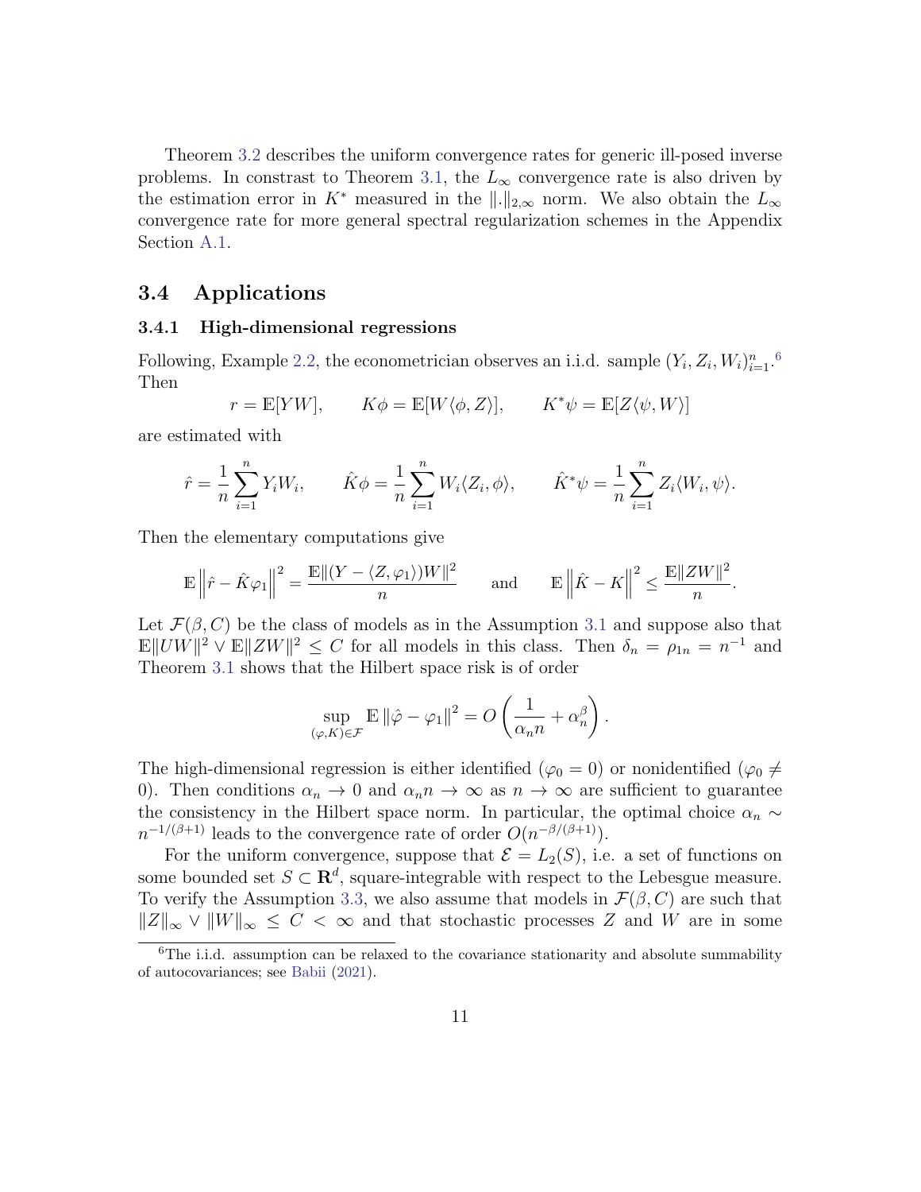Theorem 3.2 describes the uniform convergence rates for generic ill-posed inverse problems. In constrast to Theorem 3.1, the $L_\infty$ convergence rate is also driven by the estimation error in $K^*$ measured in the $\|.\|_{2,\infty}$ norm. We also obtain the $L_\infty$ convergence rate for more general spectral regularization schemes in the Appendix Section A.1.

## 3.4 Applications

### 3.4.1 High-dimensional regressions

Following, Example 2.2, the econometrician observes an i.i.d. sample $(Y_i, Z_i, W_i)_{i=1}^n$.[6] Then

$$r = \mathbb{E}[YW], \qquad K\phi = \mathbb{E}[W\langle \phi, Z\rangle], \qquad K^*\psi = \mathbb{E}[Z\langle \psi, W\rangle]$$

are estimated with

$$\hat{r} = \frac{1}{n}\sum_{i=1}^n Y_i W_i, \qquad \hat{K}\phi = \frac{1}{n}\sum_{i=1}^n W_i \langle Z_i, \phi\rangle, \qquad \hat{K}^*\psi = \frac{1}{n}\sum_{i=1}^n Z_i \langle W_i, \psi\rangle.$$

Then the elementary computations give

$$\mathbb{E}\left\|\hat{r} - \hat{K}\varphi_1\right\|^2 = \frac{\mathbb{E}\|(Y - \langle Z, \varphi_1\rangle)W\|^2}{n} \qquad \text{and} \qquad \mathbb{E}\left\|\hat{K} - K\right\|^2 \leq \frac{\mathbb{E}\|ZW\|^2}{n}.$$

Let $\mathcal{F}(\beta, C)$ be the class of models as in the Assumption 3.1 and suppose also that $\mathbb{E}\|UW\|^2 \vee \mathbb{E}\|ZW\|^2 \leq C$ for all models in this class. Then $\delta_n = \rho_{1n} = n^{-1}$ and Theorem 3.1 shows that the Hilbert space risk is of order

$$\sup_{(\varphi, K)\in\mathcal{F}} \mathbb{E}\left\|\hat{\varphi} - \varphi_1\right\|^2 = O\left(\frac{1}{\alpha_n n} + \alpha_n^\beta\right).$$

The high-dimensional regression is either identified ($\varphi_0 = 0$) or nonidentified ($\varphi_0 \neq 0$). Then conditions $\alpha_n \to 0$ and $\alpha_n n \to \infty$ as $n \to \infty$ are sufficient to guarantee the consistency in the Hilbert space norm. In particular, the optimal choice $\alpha_n \sim n^{-1/(\beta+1)}$ leads to the convergence rate of order $O(n^{-\beta/(\beta+1)})$.

For the uniform convergence, suppose that $\mathcal{E} = L_2(S)$, i.e. a set of functions on some bounded set $S \subset \mathbf{R}^d$, square-integrable with respect to the Lebesgue measure. To verify the Assumption 3.3, we also assume that models in $\mathcal{F}(\beta, C)$ are such that $\|Z\|_\infty \vee \|W\|_\infty \leq C < \infty$ and that stochastic processes $Z$ and $W$ are in some

[6] The i.i.d. assumption can be relaxed to the covariance stationarity and absolute summability of autocovariances; see Babii (2021).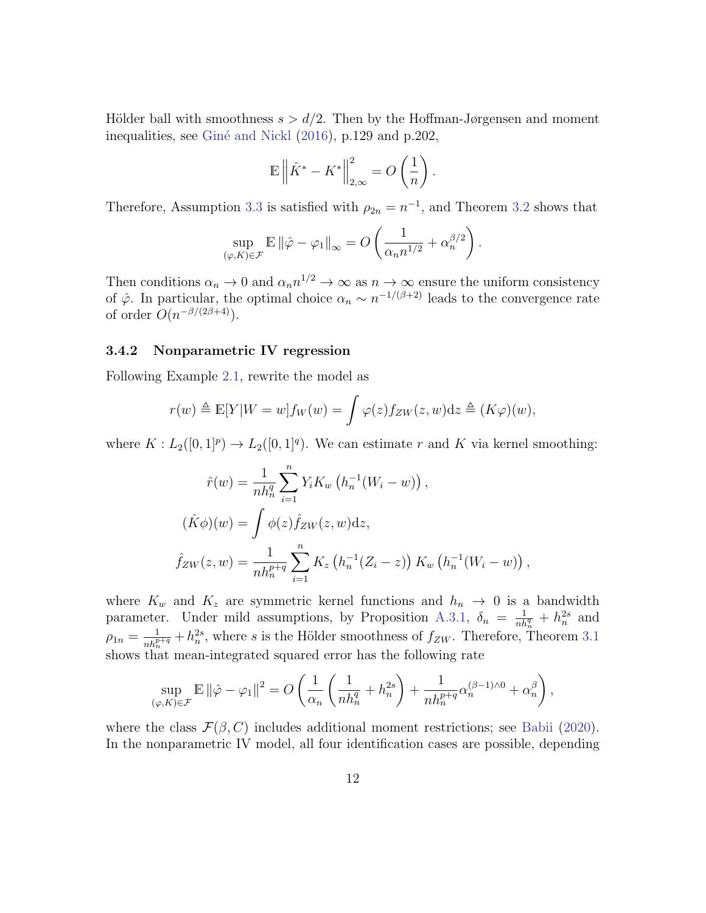Hölder ball with smoothness $s > d/2$. Then by the Hoffman-Jørgensen and moment inequalities, see Giné and Nickl (2016), p.129 and p.202,

$$\mathbb{E}\left\|\hat{K}^* - K^*\right\|_{2,\infty}^2 = O\left(\frac{1}{n}\right).$$

Therefore, Assumption 3.3 is satisfied with $\rho_{2n} = n^{-1}$, and Theorem 3.2 shows that

$$\sup_{(\varphi,K)\in\mathcal{F}} \mathbb{E}\left\|\hat{\varphi} - \varphi_1\right\|_\infty = O\left(\frac{1}{\alpha_n n^{1/2}} + \alpha_n^{\beta/2}\right).$$

Then conditions $\alpha_n \to 0$ and $\alpha_n n^{1/2} \to \infty$ as $n \to \infty$ ensure the uniform consistency of $\hat{\varphi}$. In particular, the optimal choice $\alpha_n \sim n^{-1/(\beta+2)}$ leads to the convergence rate of order $O(n^{-\beta/(2\beta+4)})$.

### 3.4.2 Nonparametric IV regression

Following Example 2.1, rewrite the model as

$$r(w) \triangleq \mathbb{E}[Y|W=w]f_W(w) = \int \varphi(z) f_{ZW}(z,w)\mathrm{d}z \triangleq (K\varphi)(w),$$

where $K : L_2([0,1]^p) \to L_2([0,1]^q)$. We can estimate $r$ and $K$ via kernel smoothing:

$$\begin{aligned}
\hat{r}(w) &= \frac{1}{nh_n^q}\sum_{i=1}^n Y_i K_w\left(h_n^{-1}(W_i - w)\right), \\
(\hat{K}\phi)(w) &= \int \phi(z)\hat{f}_{ZW}(z,w)\mathrm{d}z, \\
\hat{f}_{ZW}(z,w) &= \frac{1}{nh_n^{p+q}}\sum_{i=1}^n K_z\left(h_n^{-1}(Z_i - z)\right)K_w\left(h_n^{-1}(W_i - w)\right),
\end{aligned}$$

where $K_w$ and $K_z$ are symmetric kernel functions and $h_n \to 0$ is a bandwidth parameter. Under mild assumptions, by Proposition A.3.1, $\delta_n = \frac{1}{nh_n^q} + h_n^{2s}$ and $\rho_{1n} = \frac{1}{nh_n^{p+q}} + h_n^{2s}$, where $s$ is the Hölder smoothness of $f_{ZW}$. Therefore, Theorem 3.1 shows that mean-integrated squared error has the following rate

$$\sup_{(\varphi,K)\in\mathcal{F}} \mathbb{E}\left\|\hat{\varphi} - \varphi_1\right\|^2 = O\left(\frac{1}{\alpha_n}\left(\frac{1}{nh_n^q} + h_n^{2s}\right) + \frac{1}{nh_n^{p+q}}\alpha_n^{(\beta-1)\wedge 0} + \alpha_n^\beta\right),$$

where the class $\mathcal{F}(\beta, C)$ includes additional moment restrictions; see Babii (2020). In the nonparametric IV model, all four identification cases are possible, depending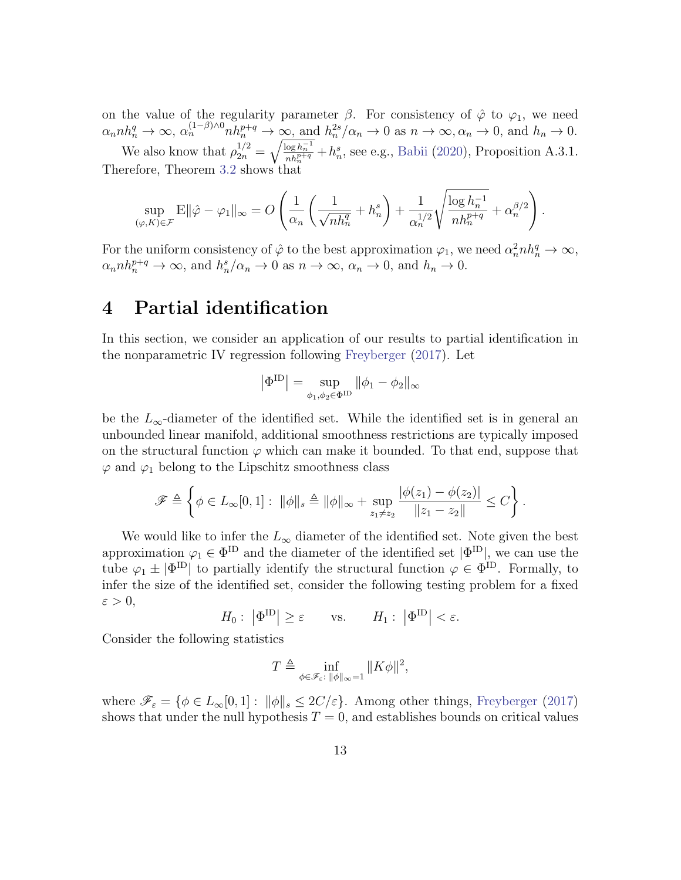on the value of the regularity parameter $\beta$. For consistency of $\hat{\varphi}$ to $\varphi_1$, we need $\alpha_n n h_n^q \to \infty$, $\alpha_n^{(1-\beta)\wedge 0} n h_n^{p+q} \to \infty$, and $h_n^{2s}/\alpha_n \to 0$ as $n \to \infty, \alpha_n \to 0$, and $h_n \to 0$.

We also know that $\rho_{2n}^{1/2} = \sqrt{\frac{\log h_n^{-1}}{n h_n^{p+q}}} + h_n^s$, see e.g., Babii (2020), Proposition A.3.1. Therefore, Theorem 3.2 shows that

$$
\sup_{(\varphi,K)\in\mathcal{F}} \mathbb{E}\|\hat{\varphi} - \varphi_1\|_\infty = O\left(\frac{1}{\alpha_n}\left(\frac{1}{\sqrt{n h_n^q}} + h_n^s\right) + \frac{1}{\alpha_n^{1/2}}\sqrt{\frac{\log h_n^{-1}}{n h_n^{p+q}}} + \alpha_n^{\beta/2}\right).
$$

For the uniform consistency of $\hat{\varphi}$ to the best approximation $\varphi_1$, we need $\alpha_n^2 n h_n^q \to \infty$, $\alpha_n n h_n^{p+q} \to \infty$, and $h_n^s/\alpha_n \to 0$ as $n \to \infty$, $\alpha_n \to 0$, and $h_n \to 0$.

# 4 Partial identification

In this section, we consider an application of our results to partial identification in the nonparametric IV regression following Freyberger (2017). Let

$$
\left|\Phi^{\mathrm{ID}}\right| = \sup_{\phi_1,\phi_2\in\Phi^{\mathrm{ID}}} \|\phi_1 - \phi_2\|_\infty
$$

be the $L_\infty$-diameter of the identified set. While the identified set is in general an unbounded linear manifold, additional smoothness restrictions are typically imposed on the structural function $\varphi$ which can make it bounded. To that end, suppose that $\varphi$ and $\varphi_1$ belong to the Lipschitz smoothness class

$$
\mathscr{F} \triangleq \left\{\phi \in L_\infty[0,1] :\ \|\phi\|_s \triangleq \|\phi\|_\infty + \sup_{z_1\neq z_2} \frac{|\phi(z_1) - \phi(z_2)|}{\|z_1 - z_2\|} \leq C\right\}.
$$

We would like to infer the $L_\infty$ diameter of the identified set. Note given the best approximation $\varphi_1 \in \Phi^{\mathrm{ID}}$ and the diameter of the identified set $|\Phi^{\mathrm{ID}}|$, we can use the tube $\varphi_1 \pm |\Phi^{\mathrm{ID}}|$ to partially identify the structural function $\varphi \in \Phi^{\mathrm{ID}}$. Formally, to infer the size of the identified set, consider the following testing problem for a fixed $\varepsilon > 0$,

$$
H_0 :\ \left|\Phi^{\mathrm{ID}}\right| \geq \varepsilon \qquad \text{vs.} \qquad H_1 :\ \left|\Phi^{\mathrm{ID}}\right| < \varepsilon.
$$

Consider the following statistics

$$
T \triangleq \inf_{\phi\in\mathscr{F}_\varepsilon :\ \|\phi\|_\infty = 1} \|K\phi\|^2,
$$

where $\mathscr{F}_\varepsilon = \{\phi \in L_\infty[0,1] :\ \|\phi\|_s \leq 2C/\varepsilon\}$. Among other things, Freyberger (2017) shows that under the null hypothesis $T = 0$, and establishes bounds on critical values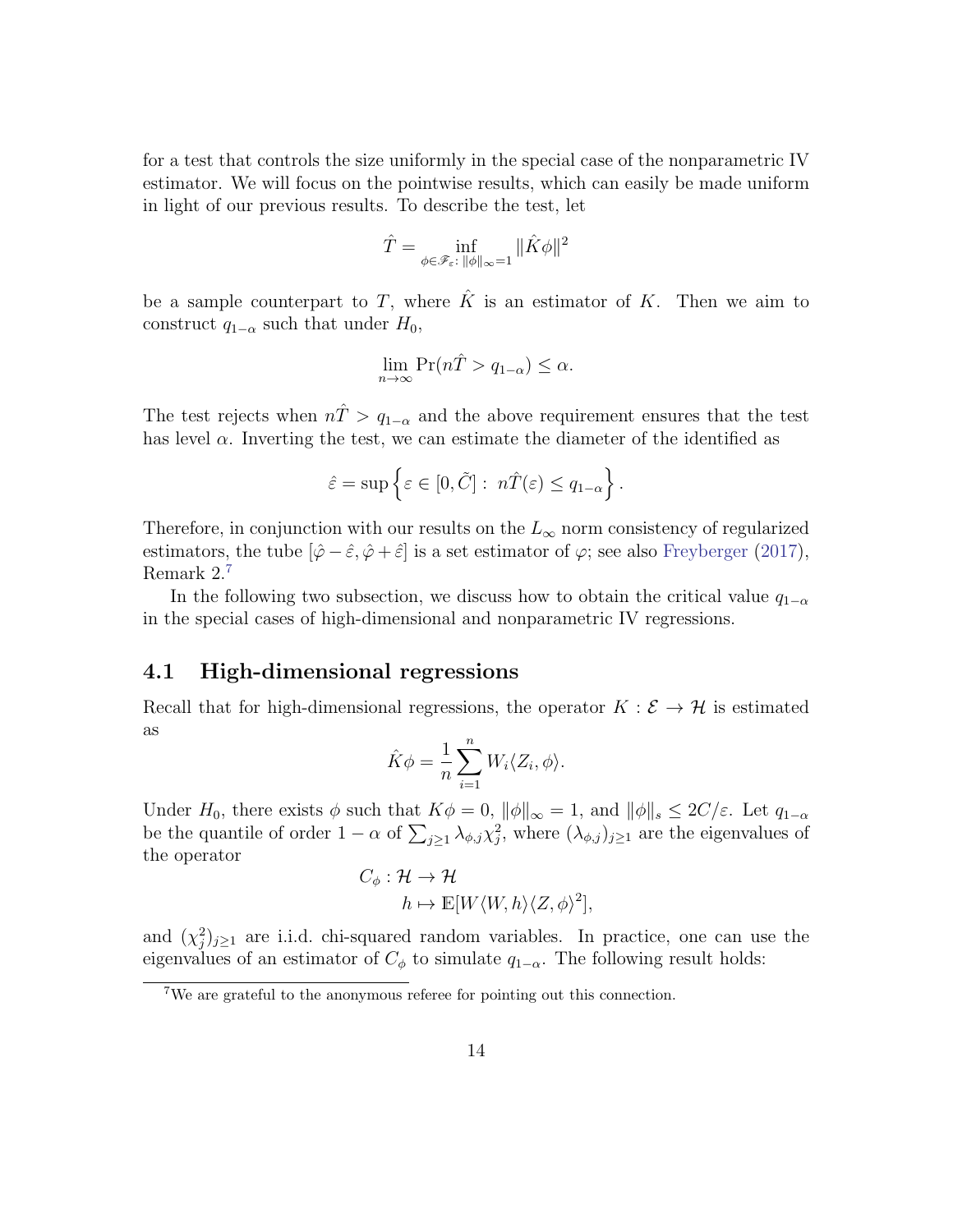for a test that controls the size uniformly in the special case of the nonparametric IV estimator. We will focus on the pointwise results, which can easily be made uniform in light of our previous results. To describe the test, let

$$\hat{T} = \inf_{\phi \in \mathscr{F}_\varepsilon:\, \|\phi\|_\infty = 1} \|\hat{K}\phi\|^2$$

be a sample counterpart to $T$, where $\hat{K}$ is an estimator of $K$. Then we aim to construct $q_{1-\alpha}$ such that under $H_0$,

$$\lim_{n\to\infty} \Pr(n\hat{T} > q_{1-\alpha}) \leq \alpha.$$

The test rejects when $n\hat{T} > q_{1-\alpha}$ and the above requirement ensures that the test has level $\alpha$. Inverting the test, we can estimate the diameter of the identified as

$$\hat{\varepsilon} = \sup\left\{\varepsilon \in [0, \tilde{C}] :\ n\hat{T}(\varepsilon) \leq q_{1-\alpha}\right\}.$$

Therefore, in conjunction with our results on the $L_\infty$ norm consistency of regularized estimators, the tube $[\hat{\varphi} - \hat{\varepsilon}, \hat{\varphi} + \hat{\varepsilon}]$ is a set estimator of $\varphi$; see also Freyberger (2017), Remark 2.[7]

In the following two subsection, we discuss how to obtain the critical value $q_{1-\alpha}$ in the special cases of high-dimensional and nonparametric IV regressions.

## 4.1 High-dimensional regressions

Recall that for high-dimensional regressions, the operator $K : \mathcal{E} \to \mathcal{H}$ is estimated as

$$\hat{K}\phi = \frac{1}{n}\sum_{i=1}^n W_i \langle Z_i, \phi\rangle.$$

Under $H_0$, there exists $\phi$ such that $K\phi = 0$, $\|\phi\|_\infty = 1$, and $\|\phi\|_s \leq 2C/\varepsilon$. Let $q_{1-\alpha}$ be the quantile of order $1-\alpha$ of $\sum_{j\geq 1} \lambda_{\phi,j}\chi_j^2$, where $(\lambda_{\phi,j})_{j\geq 1}$ are the eigenvalues of the operator

$$\begin{aligned} C_\phi : \mathcal{H} &\to \mathcal{H} \\ h &\mapsto \mathbb{E}[W\langle W, h\rangle \langle Z, \phi\rangle^2], \end{aligned}$$

and $(\chi_j^2)_{j\geq 1}$ are i.i.d. chi-squared random variables. In practice, one can use the eigenvalues of an estimator of $C_\phi$ to simulate $q_{1-\alpha}$. The following result holds:

[7] We are grateful to the anonymous referee for pointing out this connection.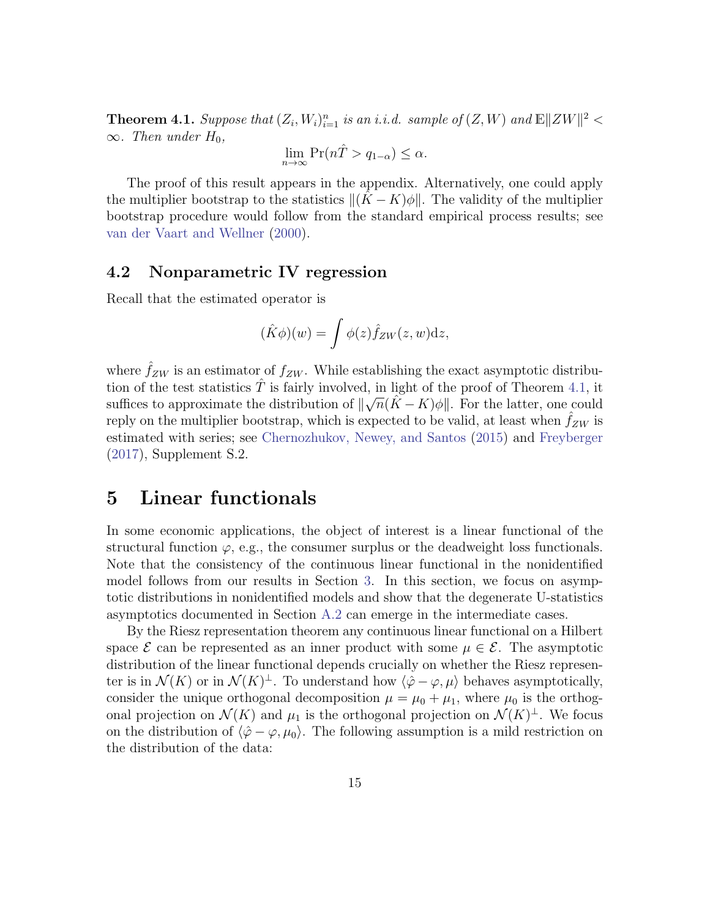**Theorem 4.1.** *Suppose that $(Z_i, W_i)_{i=1}^n$ is an i.i.d. sample of $(Z, W)$ and $\mathbb{E}\|ZW\|^2 < \infty$. Then under $H_0$,*

$$\lim_{n\to\infty} \Pr(n\hat{T} > q_{1-\alpha}) \leq \alpha.$$

The proof of this result appears in the appendix. Alternatively, one could apply the multiplier bootstrap to the statistics $\|(\hat{K} - K)\phi\|$. The validity of the multiplier bootstrap procedure would follow from the standard empirical process results; see van der Vaart and Wellner (2000).

## 4.2 Nonparametric IV regression

Recall that the estimated operator is

$$(\hat{K}\phi)(w) = \int \phi(z)\hat{f}_{ZW}(z, w)\mathrm{d}z,$$

where $\hat{f}_{ZW}$ is an estimator of $f_{ZW}$. While establishing the exact asymptotic distribution of the test statistics $\hat{T}$ is fairly involved, in light of the proof of Theorem 4.1, it suffices to approximate the distribution of $\|\sqrt{n}(\hat{K} - K)\phi\|$. For the latter, one could reply on the multiplier bootstrap, which is expected to be valid, at least when $\hat{f}_{ZW}$ is estimated with series; see Chernozhukov, Newey, and Santos (2015) and Freyberger (2017), Supplement S.2.

# 5 Linear functionals

In some economic applications, the object of interest is a linear functional of the structural function $\varphi$, e.g., the consumer surplus or the deadweight loss functionals. Note that the consistency of the continuous linear functional in the nonidentified model follows from our results in Section 3. In this section, we focus on asymptotic distributions in nonidentified models and show that the degenerate U-statistics asymptotics documented in Section A.2 can emerge in the intermediate cases.

By the Riesz representation theorem any continuous linear functional on a Hilbert space $\mathcal{E}$ can be represented as an inner product with some $\mu \in \mathcal{E}$. The asymptotic distribution of the linear functional depends crucially on whether the Riesz representer is in $\mathcal{N}(K)$ or in $\mathcal{N}(K)^{\perp}$. To understand how $\langle \hat{\varphi} - \varphi, \mu\rangle$ behaves asymptotically, consider the unique orthogonal decomposition $\mu = \mu_0 + \mu_1$, where $\mu_0$ is the orthogonal projection on $\mathcal{N}(K)$ and $\mu_1$ is the orthogonal projection on $\mathcal{N}(K)^{\perp}$. We focus on the distribution of $\langle \hat{\varphi} - \varphi, \mu_0\rangle$. The following assumption is a mild restriction on the distribution of the data: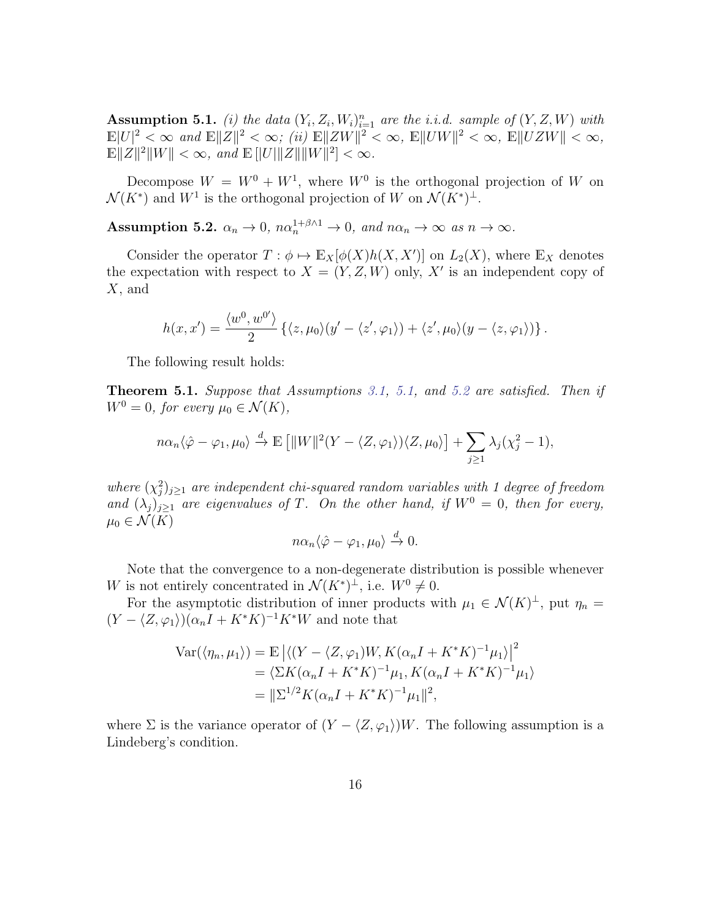**Assumption 5.1.** *(i) the data $(Y_i, Z_i, W_i)_{i=1}^n$ are the i.i.d. sample of $(Y, Z, W)$ with $\mathbb{E}|U|^2 < \infty$ and $\mathbb{E}\|Z\|^2 < \infty$; (ii) $\mathbb{E}\|ZW\|^2 < \infty$, $\mathbb{E}\|UW\|^2 < \infty$, $\mathbb{E}\|UZW\| < \infty$, $\mathbb{E}\|Z\|^2\|W\| < \infty$, and $\mathbb{E}\left[|U|\|Z\|\|W\|^2\right] < \infty$.*

Decompose $W = W^0 + W^1$, where $W^0$ is the orthogonal projection of $W$ on $\mathcal{N}(K^*)$ and $W^1$ is the orthogonal projection of $W$ on $\mathcal{N}(K^*)^\perp$.

**Assumption 5.2.** *$\alpha_n \to 0$, $n\alpha_n^{1+\beta\wedge 1} \to 0$, and $n\alpha_n \to \infty$ as $n \to \infty$.*

Consider the operator $T : \phi \mapsto \mathbb{E}_X[\phi(X)h(X, X')]$ on $L_2(X)$, where $\mathbb{E}_X$ denotes the expectation with respect to $X = (Y, Z, W)$ only, $X'$ is an independent copy of $X$, and

$$h(x, x') = \frac{\langle w^0, w^{0\prime}\rangle}{2}\left\{\langle z, \mu_0\rangle(y' - \langle z', \varphi_1\rangle) + \langle z', \mu_0\rangle(y - \langle z, \varphi_1\rangle)\right\}.$$

The following result holds:

**Theorem 5.1.** *Suppose that Assumptions 3.1, 5.1, and 5.2 are satisfied. Then if $W^0 = 0$, for every $\mu_0 \in \mathcal{N}(K)$,*

$$n\alpha_n\langle\hat{\varphi} - \varphi_1, \mu_0\rangle \xrightarrow{d} \mathbb{E}\left[\|W\|^2(Y - \langle Z, \varphi_1\rangle)\langle Z, \mu_0\rangle\right] + \sum_{j\geq 1}\lambda_j(\chi_j^2 - 1),$$

*where $(\chi_j^2)_{j\geq 1}$ are independent chi-squared random variables with 1 degree of freedom and $(\lambda_j)_{j\geq 1}$ are eigenvalues of $T$. On the other hand, if $W^0 = 0$, then for every, $\mu_0 \in \mathcal{N}(K)$*

$$n\alpha_n\langle\hat{\varphi} - \varphi_1, \mu_0\rangle \xrightarrow{d} 0.$$

Note that the convergence to a non-degenerate distribution is possible whenever $W$ is not entirely concentrated in $\mathcal{N}(K^*)^\perp$, i.e. $W^0 \neq 0$.

For the asymptotic distribution of inner products with $\mu_1 \in \mathcal{N}(K)^\perp$, put $\eta_n = (Y - \langle Z, \varphi_1\rangle)(\alpha_n I + K^*K)^{-1}K^*W$ and note that

$$\begin{aligned}
\operatorname{Var}(\langle\eta_n, \mu_1\rangle) &= \mathbb{E}\left|\langle(Y - \langle Z, \varphi_1\rangle)W, K(\alpha_n I + K^*K)^{-1}\mu_1\rangle\right|^2 \\
&= \langle\Sigma K(\alpha_n I + K^*K)^{-1}\mu_1, K(\alpha_n I + K^*K)^{-1}\mu_1\rangle \\
&= \|\Sigma^{1/2}K(\alpha_n I + K^*K)^{-1}\mu_1\|^2,
\end{aligned}$$

where $\Sigma$ is the variance operator of $(Y - \langle Z, \varphi_1\rangle)W$. The following assumption is a Lindeberg's condition.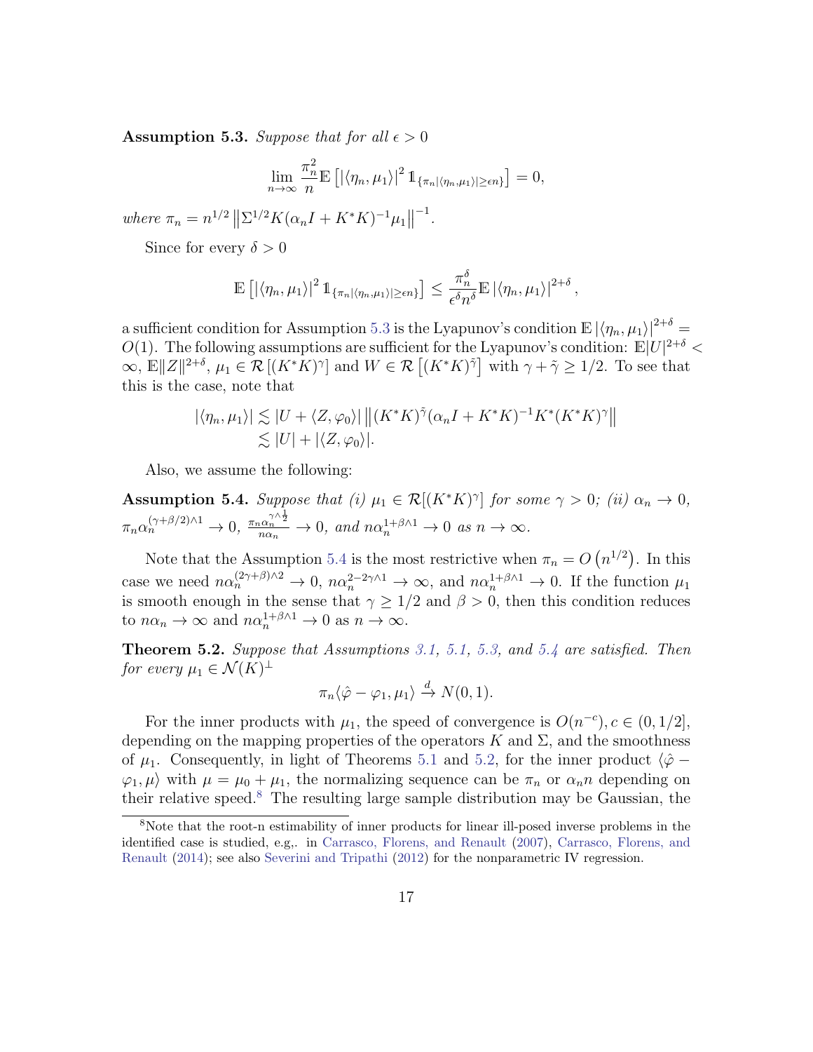**Assumption 5.3.** *Suppose that for all $\epsilon > 0$*

$$\lim_{n\to\infty} \frac{\pi_n^2}{n}\mathbb{E}\left[|\langle \eta_n, \mu_1\rangle|^2 \mathbb{1}_{\{\pi_n|\langle \eta_n,\mu_1\rangle|\geq \epsilon n\}}\right] = 0,$$

*where* $\pi_n = n^{1/2}\left\|\Sigma^{1/2}K(\alpha_n I + K^*K)^{-1}\mu_1\right\|^{-1}$.

Since for every $\delta > 0$

$$\mathbb{E}\left[|\langle \eta_n, \mu_1\rangle|^2 \mathbb{1}_{\{\pi_n|\langle \eta_n,\mu_1\rangle|\geq \epsilon n\}}\right] \leq \frac{\pi_n^\delta}{\epsilon^\delta n^\delta}\mathbb{E}\left|\langle \eta_n, \mu_1\rangle\right|^{2+\delta},$$

a sufficient condition for Assumption 5.3 is the Lyapunov's condition $\mathbb{E}\left|\langle \eta_n, \mu_1\rangle\right|^{2+\delta} = O(1)$. The following assumptions are sufficient for the Lyapunov's condition: $\mathbb{E}|U|^{2+\delta} < \infty$, $\mathbb{E}\|Z\|^{2+\delta}$, $\mu_1 \in \mathcal{R}\left[(K^*K)^\gamma\right]$ and $W \in \mathcal{R}\left[(K^*K)^{\tilde{\gamma}}\right]$ with $\gamma + \tilde{\gamma} \geq 1/2$. To see that this is the case, note that

$$\begin{aligned}
|\langle \eta_n, \mu_1\rangle| &\lesssim |U + \langle Z, \varphi_0\rangle| \left\|(K^*K)^{\tilde{\gamma}}(\alpha_n I + K^*K)^{-1}K^*(K^*K)^\gamma\right\| \\
&\lesssim |U| + |\langle Z, \varphi_0\rangle|.
\end{aligned}$$

Also, we assume the following:

**Assumption 5.4.** *Suppose that (i) $\mu_1 \in \mathcal{R}[(K^*K)^\gamma]$ for some $\gamma > 0$; (ii) $\alpha_n \to 0$, $\pi_n\alpha_n^{(\gamma+\beta/2)\wedge 1} \to 0$, $\frac{\pi_n \alpha_n^{\gamma\wedge\frac{1}{2}}}{n\alpha_n} \to 0$, and $n\alpha_n^{1+\beta\wedge 1} \to 0$ as $n \to \infty$.*

Note that the Assumption 5.4 is the most restrictive when $\pi_n = O\left(n^{1/2}\right)$. In this case we need $n\alpha_n^{(2\gamma+\beta)\wedge 2} \to 0$, $n\alpha_n^{2-2\gamma\wedge 1} \to \infty$, and $n\alpha_n^{1+\beta\wedge 1} \to 0$. If the function $\mu_1$ is smooth enough in the sense that $\gamma \geq 1/2$ and $\beta > 0$, then this condition reduces to $n\alpha_n \to \infty$ and $n\alpha_n^{1+\beta\wedge 1} \to 0$ as $n \to \infty$.

**Theorem 5.2.** *Suppose that Assumptions 3.1, 5.1, 5.3, and 5.4 are satisfied. Then for every $\mu_1 \in \mathcal{N}(K)^\perp$*

$$\pi_n\langle \hat{\varphi} - \varphi_1, \mu_1\rangle \xrightarrow{d} N(0, 1).$$

For the inner products with $\mu_1$, the speed of convergence is $O(n^{-c}), c \in (0, 1/2]$, depending on the mapping properties of the operators $K$ and $\Sigma$, and the smoothness of $\mu_1$. Consequently, in light of Theorems 5.1 and 5.2, for the inner product $\langle \hat{\varphi} - \varphi_1, \mu\rangle$ with $\mu = \mu_0 + \mu_1$, the normalizing sequence can be $\pi_n$ or $\alpha_n n$ depending on their relative speed.[8] The resulting large sample distribution may be Gaussian, the

[8] Note that the root-n estimability of inner products for linear ill-posed inverse problems in the identified case is studied, e.g,. in Carrasco, Florens, and Renault (2007), Carrasco, Florens, and Renault (2014); see also Severini and Tripathi (2012) for the nonparametric IV regression.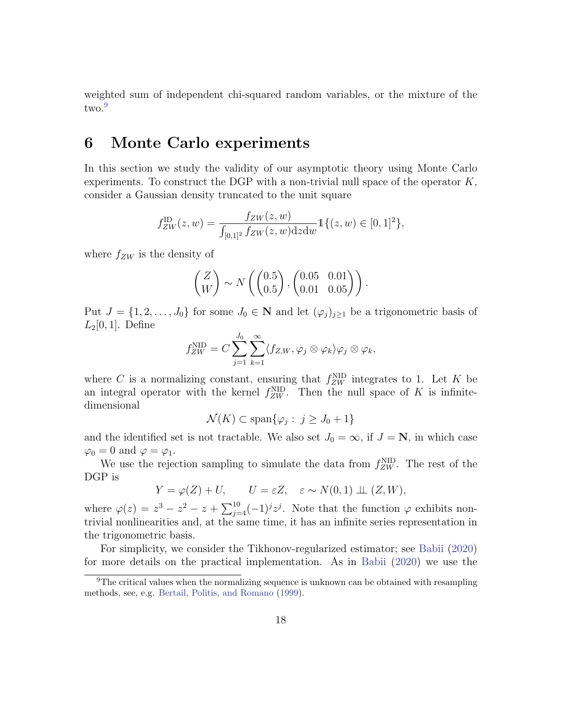weighted sum of independent chi-squared random variables, or the mixture of the two.[9]

## 6 Monte Carlo experiments

In this section we study the validity of our asymptotic theory using Monte Carlo experiments. To construct the DGP with a non-trivial null space of the operator $K$, consider a Gaussian density truncated to the unit square

$$f_{ZW}^{\rm ID}(z,w) = \frac{f_{ZW}(z,w)}{\int_{[0,1]^2} f_{ZW}(z,w)\mathrm{d}z\mathrm{d}w}\mathbb{1}\{(z,w)\in[0,1]^2\},$$

where $f_{ZW}$ is the density of

$$\begin{pmatrix} Z \\ W \end{pmatrix} \sim N\left( \begin{pmatrix} 0.5 \\ 0.5 \end{pmatrix}, \begin{pmatrix} 0.05 & 0.01 \\ 0.01 & 0.05 \end{pmatrix} \right).$$

Put $J=\{1,2,\dots,J_0\}$ for some $J_0\in\mathbf{N}$ and let $(\varphi_j)_{j\geq 1}$ be a trigonometric basis of $L_2[0,1]$. Define

$$f_{ZW}^{\rm NID} = C\sum_{j=1}^{J_0}\sum_{k=1}^{\infty}\langle f_{Z,W},\varphi_j\otimes\varphi_k\rangle \varphi_j\otimes\varphi_k,$$

where $C$ is a normalizing constant, ensuring that $f_{ZW}^{\rm NID}$ integrates to 1. Let $K$ be an integral operator with the kernel $f_{ZW}^{\rm NID}$. Then the null space of $K$ is infinite-dimensional

$$\mathcal{N}(K)\subset \operatorname{span}\{\varphi_j:\ j\geq J_0+1\}$$

and the identified set is not tractable. We also set $J_0=\infty$, if $J=\mathbf{N}$, in which case $\varphi_0=0$ and $\varphi=\varphi_1$.

We use the rejection sampling to simulate the data from $f_{ZW}^{\rm NID}$. The rest of the DGP is

$$Y=\varphi(Z)+U,\qquad U=\varepsilon Z,\quad \varepsilon\sim N(0,1)\perp\!\!\!\perp (Z,W),$$

where $\varphi(z)=z^3-z^2-z+\sum_{j=4}^{10}(-1)^j z^j$. Note that the function $\varphi$ exhibits non-trivial nonlinearities and, at the same time, it has an infinite series representation in the trigonometric basis.

For simplicity, we consider the Tikhonov-regularized estimator; see Babii (2020) for more details on the practical implementation. As in Babii (2020) we use the

[9] The critical values when the normalizing sequence is unknown can be obtained with resampling methods, see, e.g. Bertail, Politis, and Romano (1999).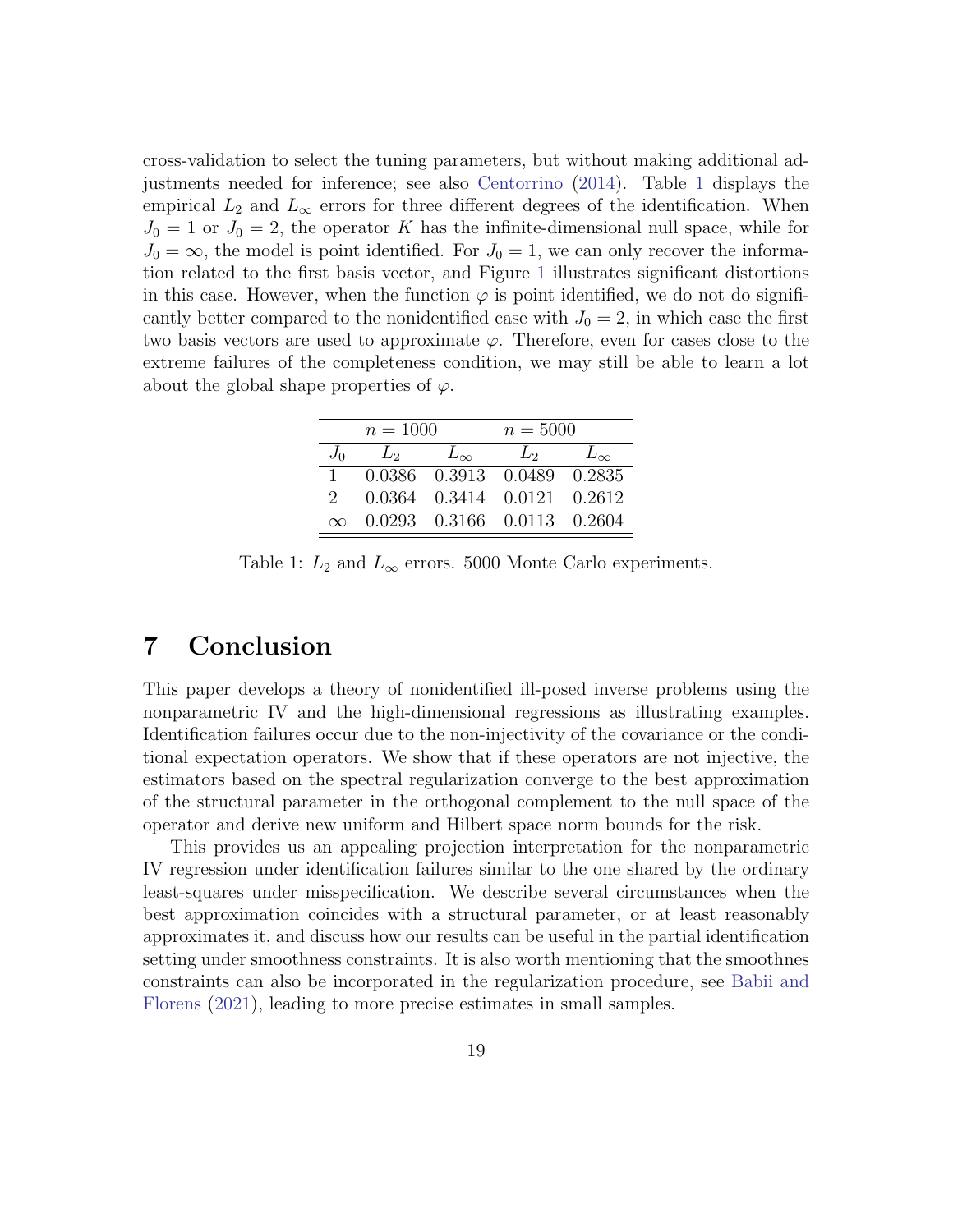cross-validation to select the tuning parameters, but without making additional adjustments needed for inference; see also Centorrino (2014). Table 1 displays the empirical $L_2$ and $L_\infty$ errors for three different degrees of the identification. When $J_0 = 1$ or $J_0 = 2$, the operator $K$ has the infinite-dimensional null space, while for $J_0 = \infty$, the model is point identified. For $J_0 = 1$, we can only recover the information related to the first basis vector, and Figure 1 illustrates significant distortions in this case. However, when the function $\varphi$ is point identified, we do not do significantly better compared to the nonidentified case with $J_0 = 2$, in which case the first two basis vectors are used to approximate $\varphi$. Therefore, even for cases close to the extreme failures of the completeness condition, we may still be able to learn a lot about the global shape properties of $\varphi$.

| | $n = 1000$ | | $n = 5000$ | |
|---|---|---|---|---|
| $J_0$ | $L_2$ | $L_\infty$ | $L_2$ | $L_\infty$ |
| 1 | 0.0386 | 0.3913 | 0.0489 | 0.2835 |
| 2 | 0.0364 | 0.3414 | 0.0121 | 0.2612 |
| $\infty$ | 0.0293 | 0.3166 | 0.0113 | 0.2604 |

Table 1: $L_2$ and $L_\infty$ errors. 5000 Monte Carlo experiments.

# 7 Conclusion

This paper develops a theory of nonidentified ill-posed inverse problems using the nonparametric IV and the high-dimensional regressions as illustrating examples. Identification failures occur due to the non-injectivity of the covariance or the conditional expectation operators. We show that if these operators are not injective, the estimators based on the spectral regularization converge to the best approximation of the structural parameter in the orthogonal complement to the null space of the operator and derive new uniform and Hilbert space norm bounds for the risk.

This provides us an appealing projection interpretation for the nonparametric IV regression under identification failures similar to the one shared by the ordinary least-squares under misspecification. We describe several circumstances when the best approximation coincides with a structural parameter, or at least reasonably approximates it, and discuss how our results can be useful in the partial identification setting under smoothness constraints. It is also worth mentioning that the smoothnes constraints can also be incorporated in the regularization procedure, see Babii and Florens (2021), leading to more precise estimates in small samples.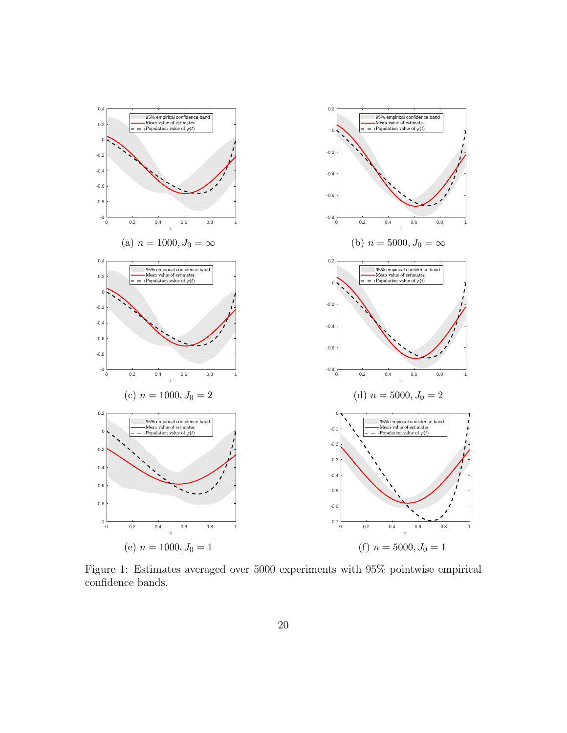(a) $n = 1000, J_0 = \infty$

(b) $n = 5000, J_0 = \infty$

(c) $n = 1000, J_0 = 2$

(d) $n = 5000, J_0 = 2$

(e) $n = 1000, J_0 = 1$

(f) $n = 5000, J_0 = 1$

Figure 1: Estimates averaged over 5000 experiments with 95% pointwise empirical confidence bands.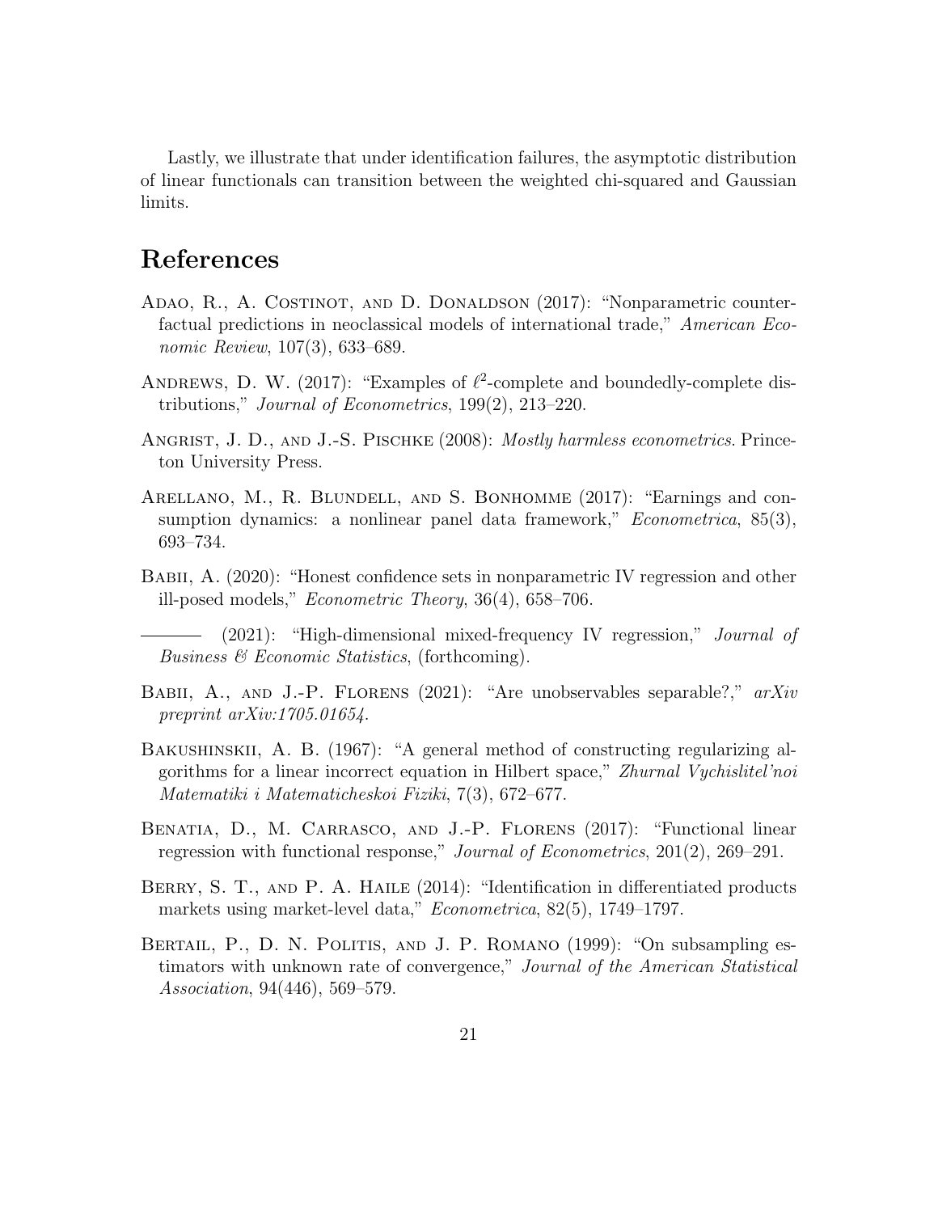Lastly, we illustrate that under identification failures, the asymptotic distribution of linear functionals can transition between the weighted chi-squared and Gaussian limits.

# References

Adao, R., A. Costinot, and D. Donaldson (2017): "Nonparametric counterfactual predictions in neoclassical models of international trade," *American Economic Review*, 107(3), 633–689.

Andrews, D. W. (2017): "Examples of $\ell^2$-complete and boundedly-complete distributions," *Journal of Econometrics*, 199(2), 213–220.

Angrist, J. D., and J.-S. Pischke (2008): *Mostly harmless econometrics*. Princeton University Press.

Arellano, M., R. Blundell, and S. Bonhomme (2017): "Earnings and consumption dynamics: a nonlinear panel data framework," *Econometrica*, 85(3), 693–734.

Babii, A. (2020): "Honest confidence sets in nonparametric IV regression and other ill-posed models," *Econometric Theory*, 36(4), 658–706.

——— (2021): "High-dimensional mixed-frequency IV regression," *Journal of Business & Economic Statistics*, (forthcoming).

Babii, A., and J.-P. Florens (2021): "Are unobservables separable?," *arXiv preprint arXiv:1705.01654*.

Bakushinskii, A. B. (1967): "A general method of constructing regularizing algorithms for a linear incorrect equation in Hilbert space," *Zhurnal Vychislitel'noi Matematiki i Matematicheskoi Fiziki*, 7(3), 672–677.

Benatia, D., M. Carrasco, and J.-P. Florens (2017): "Functional linear regression with functional response," *Journal of Econometrics*, 201(2), 269–291.

Berry, S. T., and P. A. Haile (2014): "Identification in differentiated products markets using market-level data," *Econometrica*, 82(5), 1749–1797.

Bertail, P., D. N. Politis, and J. P. Romano (1999): "On subsampling estimators with unknown rate of convergence," *Journal of the American Statistical Association*, 94(446), 569–579.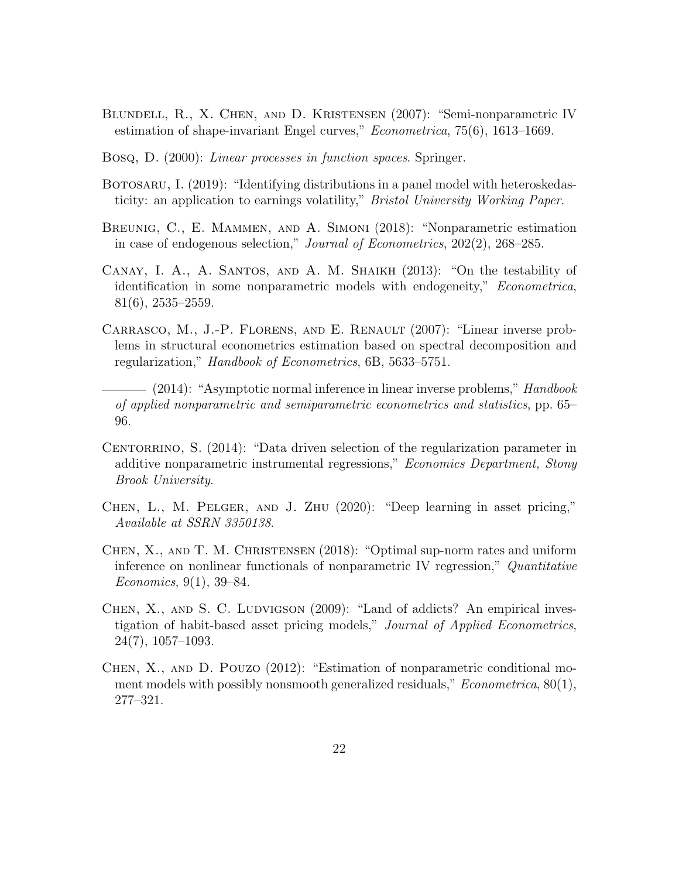Blundell, R., X. Chen, and D. Kristensen (2007): "Semi-nonparametric IV estimation of shape-invariant Engel curves," *Econometrica*, 75(6), 1613–1669.

Bosq, D. (2000): *Linear processes in function spaces*. Springer.

Botosaru, I. (2019): "Identifying distributions in a panel model with heteroskedasticity: an application to earnings volatility," *Bristol University Working Paper*.

Breunig, C., E. Mammen, and A. Simoni (2018): "Nonparametric estimation in case of endogenous selection," *Journal of Econometrics*, 202(2), 268–285.

Canay, I. A., A. Santos, and A. M. Shaikh (2013): "On the testability of identification in some nonparametric models with endogeneity," *Econometrica*, 81(6), 2535–2559.

Carrasco, M., J.-P. Florens, and E. Renault (2007): "Linear inverse problems in structural econometrics estimation based on spectral decomposition and regularization," *Handbook of Econometrics*, 6B, 5633–5751.

——— (2014): "Asymptotic normal inference in linear inverse problems," *Handbook of applied nonparametric and semiparametric econometrics and statistics*, pp. 65–96.

Centorrino, S. (2014): "Data driven selection of the regularization parameter in additive nonparametric instrumental regressions," *Economics Department, Stony Brook University*.

Chen, L., M. Pelger, and J. Zhu (2020): "Deep learning in asset pricing," *Available at SSRN 3350138*.

Chen, X., and T. M. Christensen (2018): "Optimal sup-norm rates and uniform inference on nonlinear functionals of nonparametric IV regression," *Quantitative Economics*, 9(1), 39–84.

Chen, X., and S. C. Ludvigson (2009): "Land of addicts? An empirical investigation of habit-based asset pricing models," *Journal of Applied Econometrics*, 24(7), 1057–1093.

Chen, X., and D. Pouzo (2012): "Estimation of nonparametric conditional moment models with possibly nonsmooth generalized residuals," *Econometrica*, 80(1), 277–321.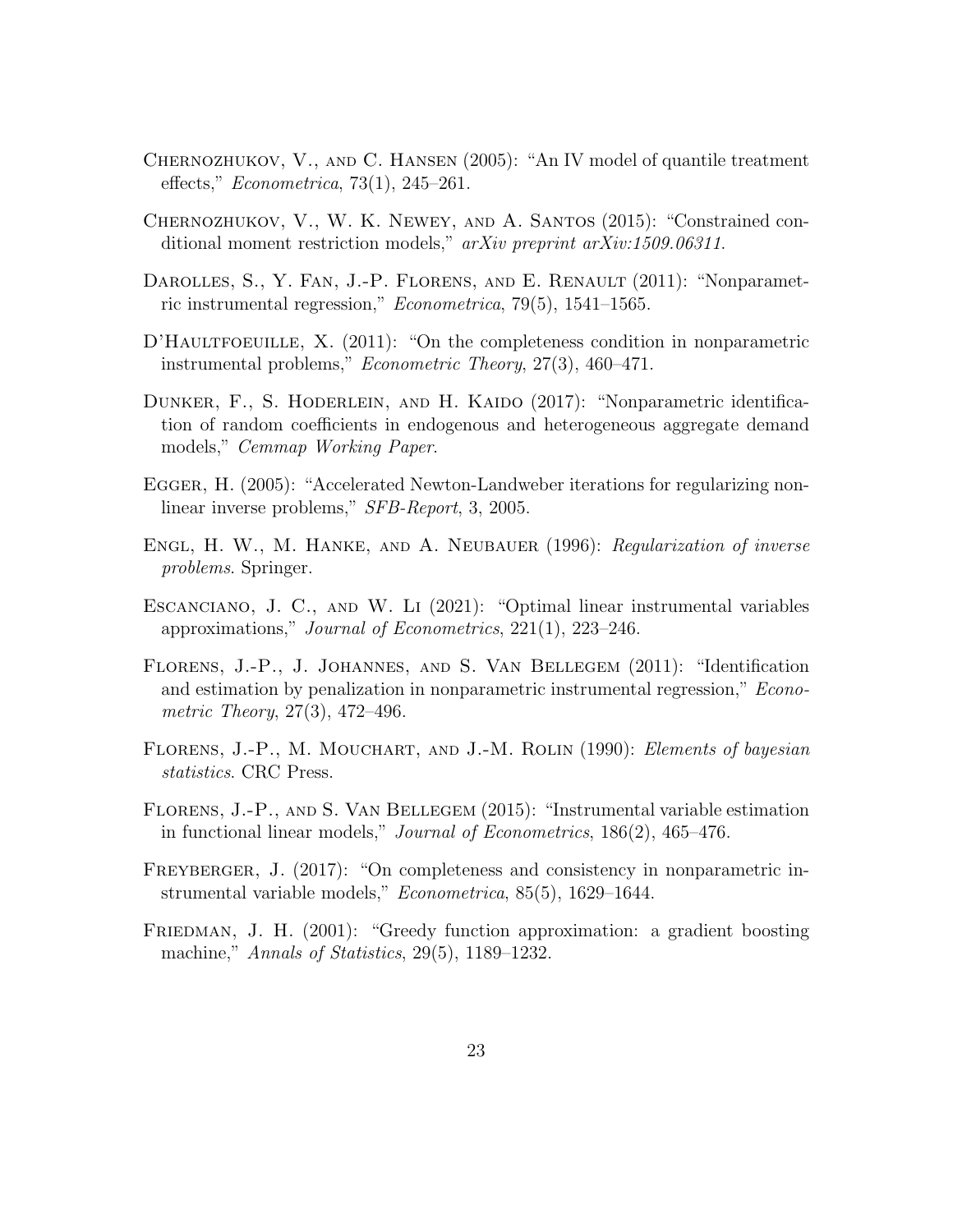Chernozhukov, V., and C. Hansen (2005): "An IV model of quantile treatment effects," *Econometrica*, 73(1), 245–261.

Chernozhukov, V., W. K. Newey, and A. Santos (2015): "Constrained conditional moment restriction models," *arXiv preprint arXiv:1509.06311*.

Darolles, S., Y. Fan, J.-P. Florens, and E. Renault (2011): "Nonparametric instrumental regression," *Econometrica*, 79(5), 1541–1565.

D'Haultfoeuille, X. (2011): "On the completeness condition in nonparametric instrumental problems," *Econometric Theory*, 27(3), 460–471.

Dunker, F., S. Hoderlein, and H. Kaido (2017): "Nonparametric identification of random coefficients in endogenous and heterogeneous aggregate demand models," *Cemmap Working Paper*.

Egger, H. (2005): "Accelerated Newton-Landweber iterations for regularizing nonlinear inverse problems," *SFB-Report*, 3, 2005.

Engl, H. W., M. Hanke, and A. Neubauer (1996): *Regularization of inverse problems*. Springer.

Escanciano, J. C., and W. Li (2021): "Optimal linear instrumental variables approximations," *Journal of Econometrics*, 221(1), 223–246.

Florens, J.-P., J. Johannes, and S. Van Bellegem (2011): "Identification and estimation by penalization in nonparametric instrumental regression," *Econometric Theory*, 27(3), 472–496.

Florens, J.-P., M. Mouchart, and J.-M. Rolin (1990): *Elements of bayesian statistics*. CRC Press.

Florens, J.-P., and S. Van Bellegem (2015): "Instrumental variable estimation in functional linear models," *Journal of Econometrics*, 186(2), 465–476.

Freyberger, J. (2017): "On completeness and consistency in nonparametric instrumental variable models," *Econometrica*, 85(5), 1629–1644.

Friedman, J. H. (2001): "Greedy function approximation: a gradient boosting machine," *Annals of Statistics*, 29(5), 1189–1232.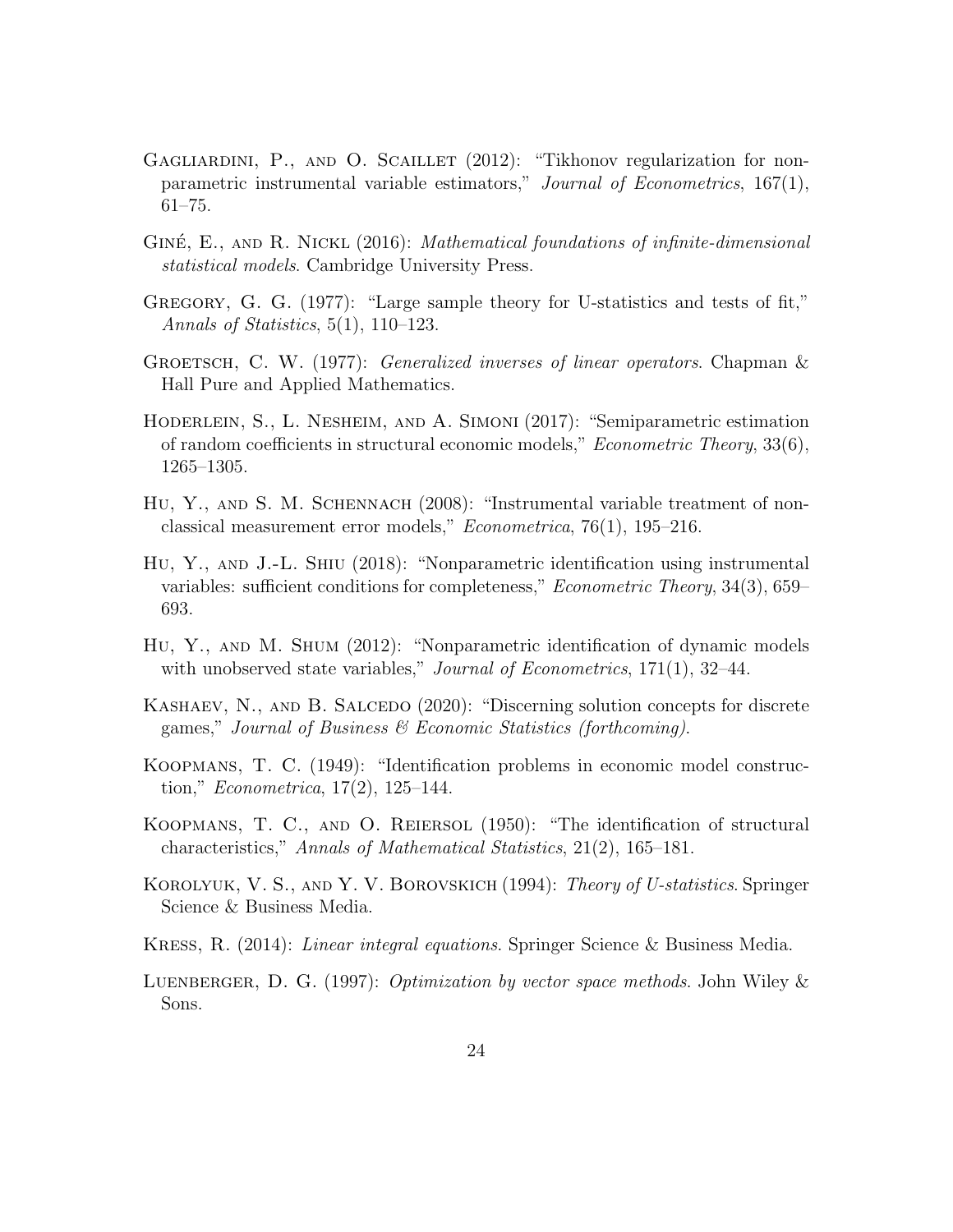Gagliardini, P., and O. Scaillet (2012): "Tikhonov regularization for nonparametric instrumental variable estimators," *Journal of Econometrics*, 167(1), 61–75.

Giné, E., and R. Nickl (2016): *Mathematical foundations of infinite-dimensional statistical models*. Cambridge University Press.

Gregory, G. G. (1977): "Large sample theory for U-statistics and tests of fit," *Annals of Statistics*, 5(1), 110–123.

Groetsch, C. W. (1977): *Generalized inverses of linear operators*. Chapman & Hall Pure and Applied Mathematics.

Hoderlein, S., L. Nesheim, and A. Simoni (2017): "Semiparametric estimation of random coefficients in structural economic models," *Econometric Theory*, 33(6), 1265–1305.

Hu, Y., and S. M. Schennach (2008): "Instrumental variable treatment of nonclassical measurement error models," *Econometrica*, 76(1), 195–216.

Hu, Y., and J.-L. Shiu (2018): "Nonparametric identification using instrumental variables: sufficient conditions for completeness," *Econometric Theory*, 34(3), 659–693.

Hu, Y., and M. Shum (2012): "Nonparametric identification of dynamic models with unobserved state variables," *Journal of Econometrics*, 171(1), 32–44.

Kashaev, N., and B. Salcedo (2020): "Discerning solution concepts for discrete games," *Journal of Business & Economic Statistics (forthcoming)*.

Koopmans, T. C. (1949): "Identification problems in economic model construction," *Econometrica*, 17(2), 125–144.

Koopmans, T. C., and O. Reiersol (1950): "The identification of structural characteristics," *Annals of Mathematical Statistics*, 21(2), 165–181.

Korolyuk, V. S., and Y. V. Borovskich (1994): *Theory of U-statistics*. Springer Science & Business Media.

Kress, R. (2014): *Linear integral equations*. Springer Science & Business Media.

Luenberger, D. G. (1997): *Optimization by vector space methods*. John Wiley & Sons.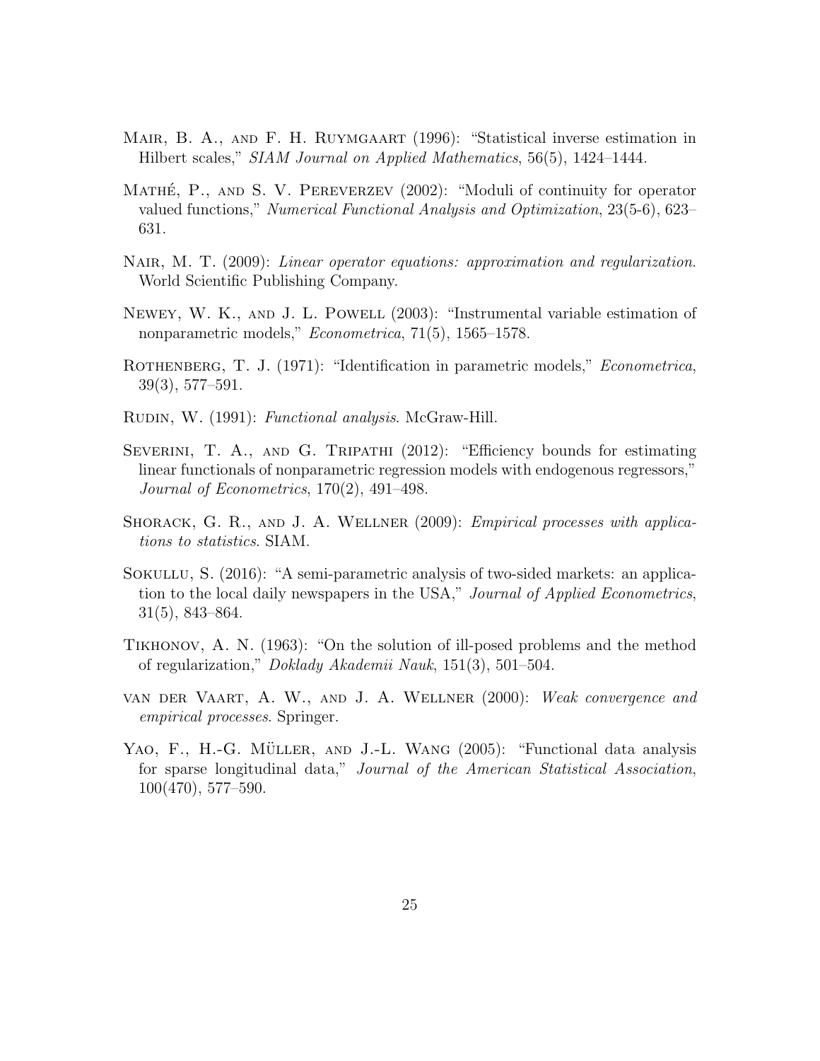Mair, B. A., and F. H. Ruymgaart (1996): "Statistical inverse estimation in Hilbert scales," *SIAM Journal on Applied Mathematics*, 56(5), 1424–1444.

Mathé, P., and S. V. Pereverzev (2002): "Moduli of continuity for operator valued functions," *Numerical Functional Analysis and Optimization*, 23(5-6), 623–631.

Nair, M. T. (2009): *Linear operator equations: approximation and regularization*. World Scientific Publishing Company.

Newey, W. K., and J. L. Powell (2003): "Instrumental variable estimation of nonparametric models," *Econometrica*, 71(5), 1565–1578.

Rothenberg, T. J. (1971): "Identification in parametric models," *Econometrica*, 39(3), 577–591.

Rudin, W. (1991): *Functional analysis*. McGraw-Hill.

Severini, T. A., and G. Tripathi (2012): "Efficiency bounds for estimating linear functionals of nonparametric regression models with endogenous regressors," *Journal of Econometrics*, 170(2), 491–498.

Shorack, G. R., and J. A. Wellner (2009): *Empirical processes with applications to statistics*. SIAM.

Sokullu, S. (2016): "A semi-parametric analysis of two-sided markets: an application to the local daily newspapers in the USA," *Journal of Applied Econometrics*, 31(5), 843–864.

Tikhonov, A. N. (1963): "On the solution of ill-posed problems and the method of regularization," *Doklady Akademii Nauk*, 151(3), 501–504.

van der Vaart, A. W., and J. A. Wellner (2000): *Weak convergence and empirical processes*. Springer.

Yao, F., H.-G. Müller, and J.-L. Wang (2005): "Functional data analysis for sparse longitudinal data," *Journal of the American Statistical Association*, 100(470), 577–590.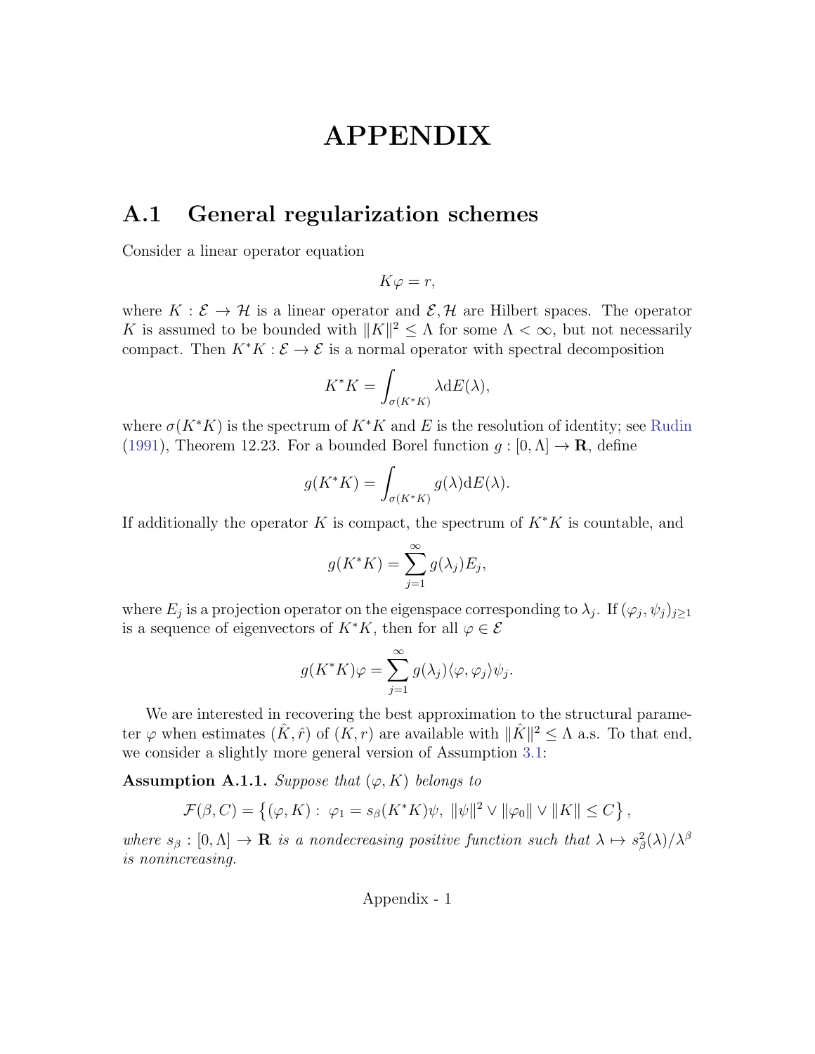# APPENDIX

## A.1 General regularization schemes

Consider a linear operator equation

$$K\varphi = r,$$

where $K : \mathcal{E} \to \mathcal{H}$ is a linear operator and $\mathcal{E}, \mathcal{H}$ are Hilbert spaces. The operator $K$ is assumed to be bounded with $\|K\|^2 \leq \Lambda$ for some $\Lambda < \infty$, but not necessarily compact. Then $K^*K : \mathcal{E} \to \mathcal{E}$ is a normal operator with spectral decomposition

$$K^*K = \int_{\sigma(K^*K)} \lambda \mathrm{d}E(\lambda),$$

where $\sigma(K^*K)$ is the spectrum of $K^*K$ and $E$ is the resolution of identity; see Rudin (1991), Theorem 12.23. For a bounded Borel function $g : [0, \Lambda] \to \mathbf{R}$, define

$$g(K^*K) = \int_{\sigma(K^*K)} g(\lambda) \mathrm{d}E(\lambda).$$

If additionally the operator $K$ is compact, the spectrum of $K^*K$ is countable, and

$$g(K^*K) = \sum_{j=1}^{\infty} g(\lambda_j) E_j,$$

where $E_j$ is a projection operator on the eigenspace corresponding to $\lambda_j$. If $(\varphi_j, \psi_j)_{j \geq 1}$ is a sequence of eigenvectors of $K^*K$, then for all $\varphi \in \mathcal{E}$

$$g(K^*K)\varphi = \sum_{j=1}^{\infty} g(\lambda_j) \langle \varphi, \varphi_j \rangle \psi_j.$$

We are interested in recovering the best approximation to the structural parameter $\varphi$ when estimates $(\hat{K}, \hat{r})$ of $(K, r)$ are available with $\|\hat{K}\|^2 \leq \Lambda$ a.s. To that end, we consider a slightly more general version of Assumption 3.1:

**Assumption A.1.1.** *Suppose that $(\varphi, K)$ belongs to*

$$\mathcal{F}(\beta, C) = \left\{ (\varphi, K) : \ \varphi_1 = s_\beta(K^*K)\psi, \ \|\psi\|^2 \vee \|\varphi_0\| \vee \|K\| \leq C \right\},$$

*where $s_\beta : [0, \Lambda] \to \mathbf{R}$ is a nondecreasing positive function such that $\lambda \mapsto s_\beta^2(\lambda)/\lambda^\beta$ is nonincreasing.*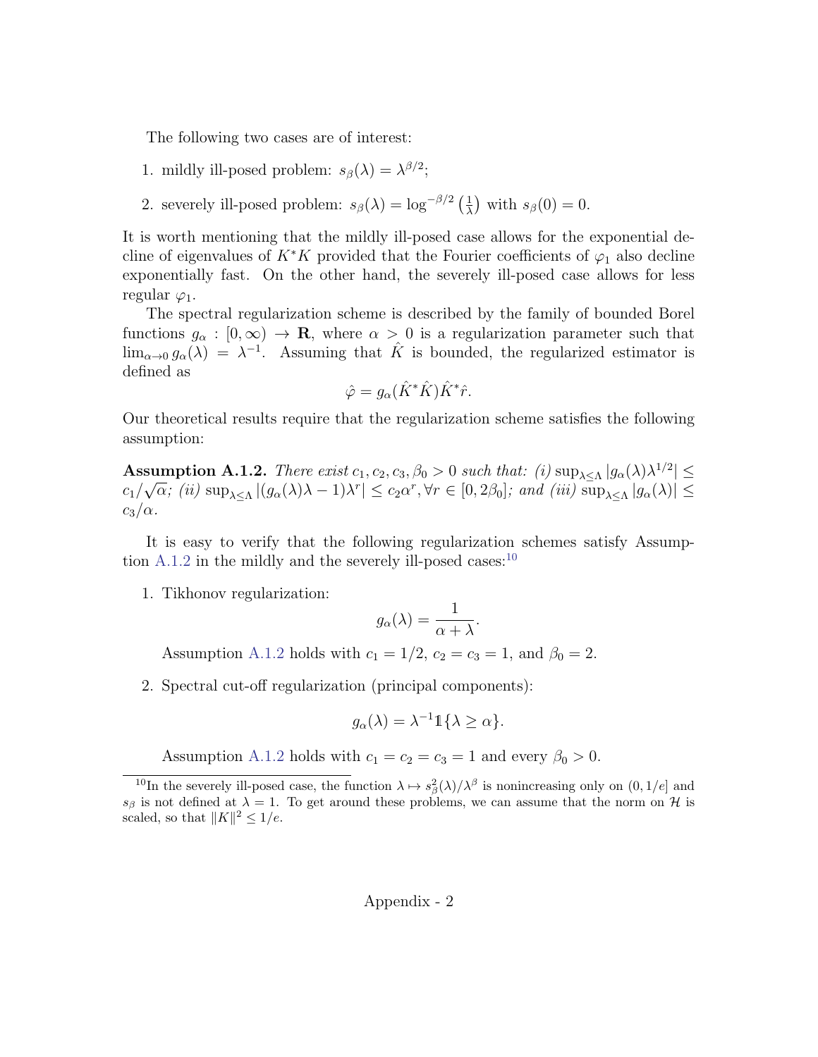The following two cases are of interest:

1. mildly ill-posed problem: $s_\beta(\lambda) = \lambda^{\beta/2}$;
2. severely ill-posed problem: $s_\beta(\lambda) = \log^{-\beta/2}\left(\frac{1}{\lambda}\right)$ with $s_\beta(0) = 0$.

It is worth mentioning that the mildly ill-posed case allows for the exponential decline of eigenvalues of $K^*K$ provided that the Fourier coefficients of $\varphi_1$ also decline exponentially fast. On the other hand, the severely ill-posed case allows for less regular $\varphi_1$.

The spectral regularization scheme is described by the family of bounded Borel functions $g_\alpha : [0,\infty) \to \mathbf{R}$, where $\alpha > 0$ is a regularization parameter such that $\lim_{\alpha\to 0} g_\alpha(\lambda) = \lambda^{-1}$. Assuming that $\hat{K}$ is bounded, the regularized estimator is defined as

$$\hat{\varphi} = g_\alpha(\hat{K}^*\hat{K})\hat{K}^*\hat{r}.$$

Our theoretical results require that the regularization scheme satisfies the following assumption:

**Assumption A.1.2.** *There exist $c_1, c_2, c_3, \beta_0 > 0$ such that: (i) $\sup_{\lambda\leq\Lambda} |g_\alpha(\lambda)\lambda^{1/2}| \leq c_1/\sqrt{\alpha}$; (ii) $\sup_{\lambda\leq\Lambda} |(g_\alpha(\lambda)\lambda - 1)\lambda^r| \leq c_2\alpha^r, \forall r \in [0, 2\beta_0]$; and (iii) $\sup_{\lambda\leq\Lambda} |g_\alpha(\lambda)| \leq c_3/\alpha$.*

It is easy to verify that the following regularization schemes satisfy Assumption A.1.2 in the mildly and the severely ill-posed cases:[10]

1. Tikhonov regularization:
$$g_\alpha(\lambda) = \frac{1}{\alpha + \lambda}.$$
Assumption A.1.2 holds with $c_1 = 1/2$, $c_2 = c_3 = 1$, and $\beta_0 = 2$.

2. Spectral cut-off regularization (principal components):
$$g_\alpha(\lambda) = \lambda^{-1}\mathbb{1}\{\lambda \geq \alpha\}.$$
Assumption A.1.2 holds with $c_1 = c_2 = c_3 = 1$ and every $\beta_0 > 0$.

[10] In the severely ill-posed case, the function $\lambda \mapsto s_\beta^2(\lambda)/\lambda^\beta$ is nonincreasing only on $(0, 1/e]$ and $s_\beta$ is not defined at $\lambda = 1$. To get around these problems, we can assume that the norm on $\mathcal{H}$ is scaled, so that $\|K\|^2 \leq 1/e$.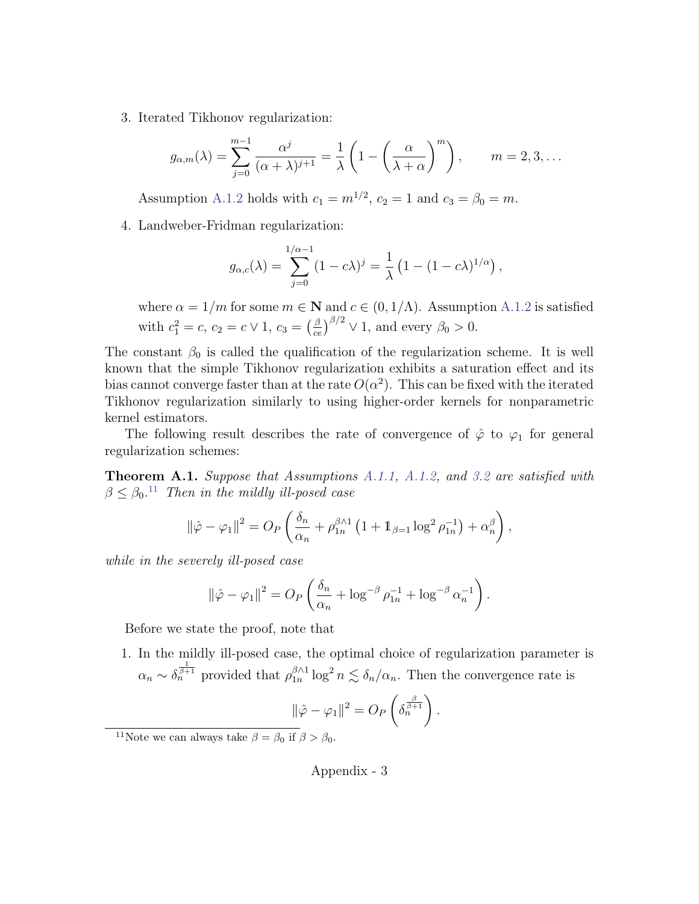3. Iterated Tikhonov regularization:

$$g_{\alpha,m}(\lambda) = \sum_{j=0}^{m-1} \frac{\alpha^j}{(\alpha+\lambda)^{j+1}} = \frac{1}{\lambda}\left(1 - \left(\frac{\alpha}{\lambda+\alpha}\right)^m\right), \qquad m = 2, 3, \ldots$$

   Assumption A.1.2 holds with $c_1 = m^{1/2}$, $c_2 = 1$ and $c_3 = \beta_0 = m$.

4. Landweber-Fridman regularization:

$$g_{\alpha,c}(\lambda) = \sum_{j=0}^{1/\alpha - 1} (1 - c\lambda)^j = \frac{1}{\lambda}\left(1 - (1 - c\lambda)^{1/\alpha}\right),$$

   where $\alpha = 1/m$ for some $m \in \mathbf{N}$ and $c \in (0, 1/\Lambda)$. Assumption A.1.2 is satisfied with $c_1^2 = c$, $c_2 = c \vee 1$, $c_3 = \left(\frac{\beta}{ce}\right)^{\beta/2} \vee 1$, and every $\beta_0 > 0$.

The constant $\beta_0$ is called the qualification of the regularization scheme. It is well known that the simple Tikhonov regularization exhibits a saturation effect and its bias cannot converge faster than at the rate $O(\alpha^2)$. This can be fixed with the iterated Tikhonov regularization similarly to using higher-order kernels for nonparametric kernel estimators.

The following result describes the rate of convergence of $\hat{\varphi}$ to $\varphi_1$ for general regularization schemes:

**Theorem A.1.** *Suppose that Assumptions A.1.1, A.1.2, and 3.2 are satisfied with $\beta \leq \beta_0$.*[11] *Then in the mildly ill-posed case*

$$\|\hat{\varphi} - \varphi_1\|^2 = O_P\left(\frac{\delta_n}{\alpha_n} + \rho_{1n}^{\beta \wedge 1}\left(1 + \mathbb{1}_{\beta=1} \log^2 \rho_{1n}^{-1}\right) + \alpha_n^\beta\right),$$

*while in the severely ill-posed case*

$$\|\hat{\varphi} - \varphi_1\|^2 = O_P\left(\frac{\delta_n}{\alpha_n} + \log^{-\beta} \rho_{1n}^{-1} + \log^{-\beta} \alpha_n^{-1}\right).$$

Before we state the proof, note that

1. In the mildly ill-posed case, the optimal choice of regularization parameter is $\alpha_n \sim \delta_n^{\frac{1}{\beta+1}}$ provided that $\rho_{1n}^{\beta \wedge 1} \log^2 n \lesssim \delta_n / \alpha_n$. Then the convergence rate is

$$\|\hat{\varphi} - \varphi_1\|^2 = O_P\left(\delta_n^{\frac{\beta}{\beta+1}}\right).$$

[11] Note we can always take $\beta = \beta_0$ if $\beta > \beta_0$.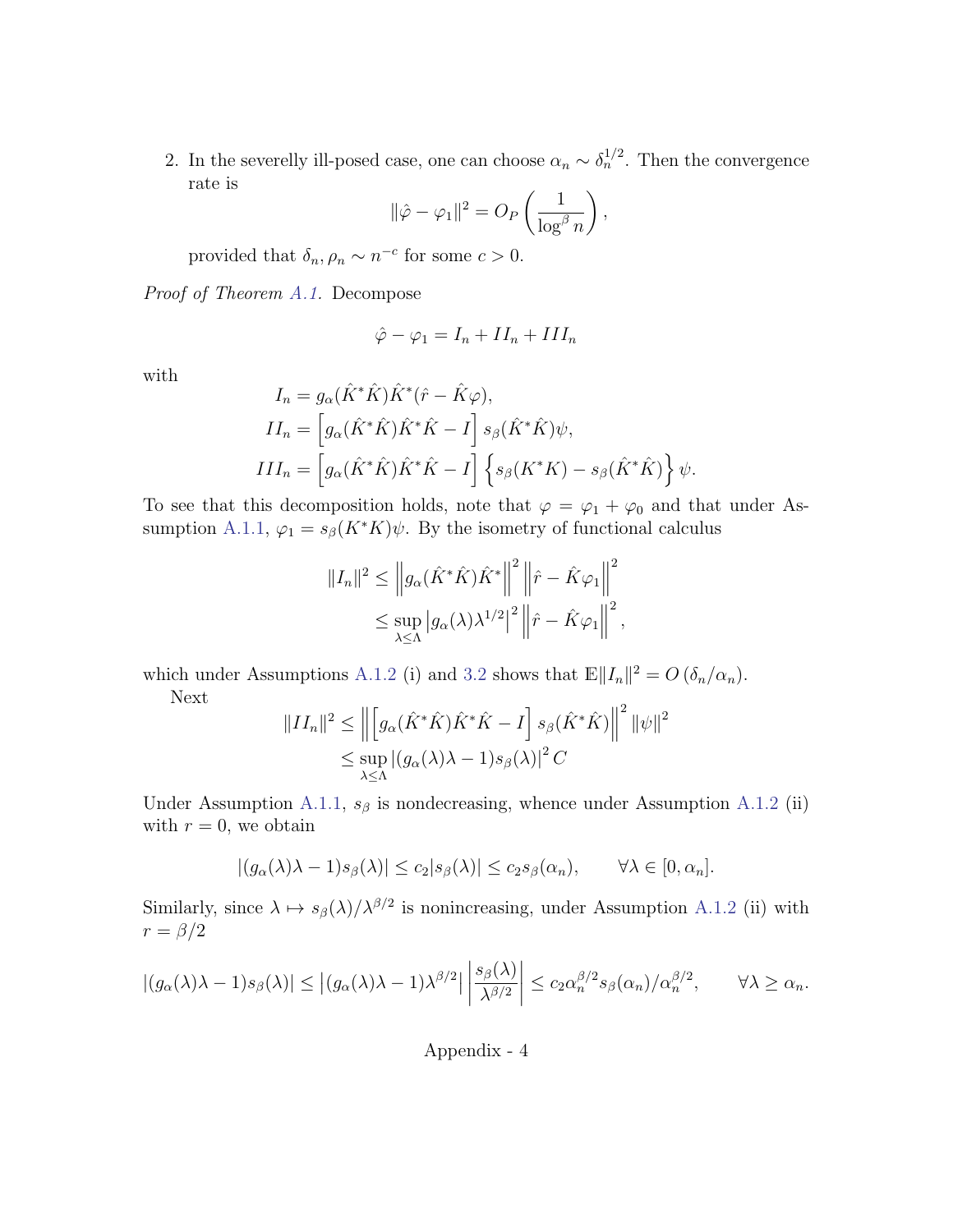2. In the severely ill-posed case, one can choose $\alpha_n \sim \delta_n^{1/2}$. Then the convergence rate is

$$\|\hat{\varphi} - \varphi_1\|^2 = O_P\left(\frac{1}{\log^\beta n}\right),$$

provided that $\delta_n, \rho_n \sim n^{-c}$ for some $c > 0$.

*Proof of Theorem A.1.* Decompose

$$\hat{\varphi} - \varphi_1 = I_n + II_n + III_n$$

with

$$\begin{aligned}
I_n &= g_\alpha(\hat{K}^*\hat{K})\hat{K}^*(\hat{r} - \hat{K}\varphi), \\
II_n &= \left[g_\alpha(\hat{K}^*\hat{K})\hat{K}^*\hat{K} - I\right] s_\beta(\hat{K}^*\hat{K})\psi, \\
III_n &= \left[g_\alpha(\hat{K}^*\hat{K})\hat{K}^*\hat{K} - I\right] \left\{s_\beta(K^*K) - s_\beta(\hat{K}^*\hat{K})\right\}\psi.
\end{aligned}$$

To see that this decomposition holds, note that $\varphi = \varphi_1 + \varphi_0$ and that under Assumption A.1.1, $\varphi_1 = s_\beta(K^*K)\psi$. By the isometry of functional calculus

$$\begin{aligned}
\|I_n\|^2 &\leq \left\|g_\alpha(\hat{K}^*\hat{K})\hat{K}^*\right\|^2 \left\|\hat{r} - \hat{K}\varphi_1\right\|^2 \\
&\leq \sup_{\lambda \leq \Lambda} \left|g_\alpha(\lambda)\lambda^{1/2}\right|^2 \left\|\hat{r} - \hat{K}\varphi_1\right\|^2,
\end{aligned}$$

which under Assumptions A.1.2 (i) and 3.2 shows that $\mathbb{E}\|I_n\|^2 = O\left(\delta_n/\alpha_n\right)$.

Next

$$\begin{aligned}
\|II_n\|^2 &\leq \left\|\left[g_\alpha(\hat{K}^*\hat{K})\hat{K}^*\hat{K} - I\right] s_\beta(\hat{K}^*\hat{K})\right\|^2 \|\psi\|^2 \\
&\leq \sup_{\lambda \leq \Lambda} \left|(g_\alpha(\lambda)\lambda - 1)s_\beta(\lambda)\right|^2 C
\end{aligned}$$

Under Assumption A.1.1, $s_\beta$ is nondecreasing, whence under Assumption A.1.2 (ii) with $r = 0$, we obtain

$$|(g_\alpha(\lambda)\lambda - 1)s_\beta(\lambda)| \leq c_2|s_\beta(\lambda)| \leq c_2 s_\beta(\alpha_n), \qquad \forall \lambda \in [0, \alpha_n].$$

Similarly, since $\lambda \mapsto s_\beta(\lambda)/\lambda^{\beta/2}$ is nonincreasing, under Assumption A.1.2 (ii) with $r = \beta/2$

$$|(g_\alpha(\lambda)\lambda - 1)s_\beta(\lambda)| \leq \left|(g_\alpha(\lambda)\lambda - 1)\lambda^{\beta/2}\right| \left|\frac{s_\beta(\lambda)}{\lambda^{\beta/2}}\right| \leq c_2\alpha_n^{\beta/2}s_\beta(\alpha_n)/\alpha_n^{\beta/2}, \qquad \forall \lambda \geq \alpha_n.$$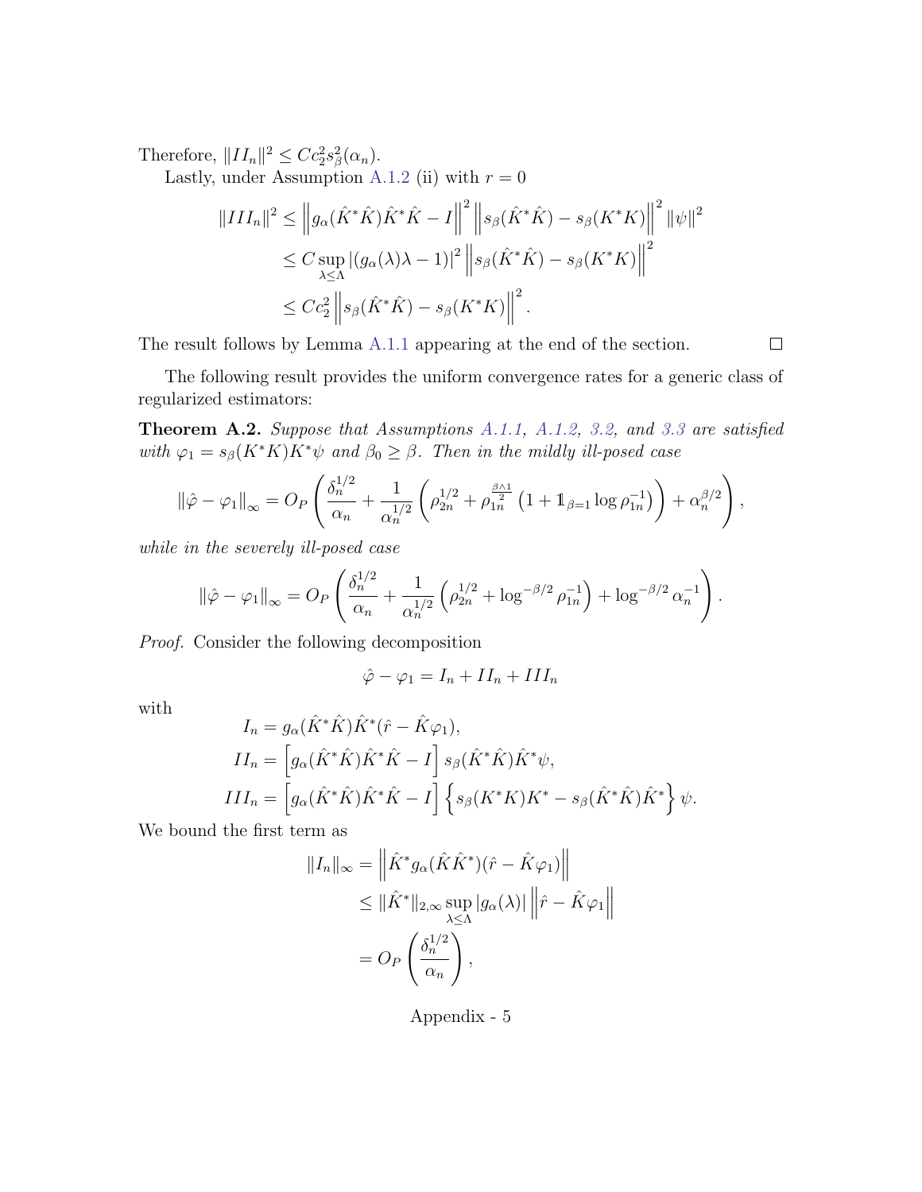Therefore, $\|II_n\|^2 \leq C c_2^2 s_\beta^2(\alpha_n)$.

Lastly, under Assumption A.1.2 (ii) with $r = 0$

$$
\begin{aligned}
\|III_n\|^2 &\leq \left\| g_\alpha(\hat{K}^*\hat{K})\hat{K}^*\hat{K} - I \right\|^2 \left\| s_\beta(\hat{K}^*\hat{K}) - s_\beta(K^*K) \right\|^2 \|\psi\|^2 \\
&\leq C \sup_{\lambda \leq \Lambda} |(g_\alpha(\lambda)\lambda - 1)|^2 \left\| s_\beta(\hat{K}^*\hat{K}) - s_\beta(K^*K) \right\|^2 \\
&\leq C c_2^2 \left\| s_\beta(\hat{K}^*\hat{K}) - s_\beta(K^*K) \right\|^2.
\end{aligned}
$$

The result follows by Lemma A.1.1 appearing at the end of the section. $\square$

The following result provides the uniform convergence rates for a generic class of regularized estimators:

**Theorem A.2.** *Suppose that Assumptions A.1.1, A.1.2, 3.2, and 3.3 are satisfied with $\varphi_1 = s_\beta(K^*K)K^*\psi$ and $\beta_0 \geq \beta$. Then in the mildly ill-posed case*

$$
\|\hat{\varphi} - \varphi_1\|_\infty = O_P\left( \frac{\delta_n^{1/2}}{\alpha_n} + \frac{1}{\alpha_n^{1/2}} \left( \rho_{2n}^{1/2} + \rho_{1n}^{\frac{\beta \wedge 1}{2}} \left(1 + \mathbb{1}_{\beta=1} \log \rho_{1n}^{-1}\right) \right) + \alpha_n^{\beta/2} \right),
$$

*while in the severely ill-posed case*

$$
\|\hat{\varphi} - \varphi_1\|_\infty = O_P\left( \frac{\delta_n^{1/2}}{\alpha_n} + \frac{1}{\alpha_n^{1/2}} \left( \rho_{2n}^{1/2} + \log^{-\beta/2} \rho_{1n}^{-1} \right) + \log^{-\beta/2} \alpha_n^{-1} \right).
$$

*Proof.* Consider the following decomposition

$$
\hat{\varphi} - \varphi_1 = I_n + II_n + III_n
$$

with

$$
\begin{aligned}
I_n &= g_\alpha(\hat{K}^*\hat{K})\hat{K}^*(\hat{r} - \hat{K}\varphi_1), \\
II_n &= \left[ g_\alpha(\hat{K}^*\hat{K})\hat{K}^*\hat{K} - I \right] s_\beta(\hat{K}^*\hat{K})\hat{K}^*\psi, \\
III_n &= \left[ g_\alpha(\hat{K}^*\hat{K})\hat{K}^*\hat{K} - I \right] \left\{ s_\beta(K^*K)K^* - s_\beta(\hat{K}^*\hat{K})\hat{K}^* \right\} \psi.
\end{aligned}
$$

We bound the first term as

$$
\begin{aligned}
\|I_n\|_\infty &= \left\| \hat{K}^* g_\alpha(\hat{K}\hat{K}^*)(\hat{r} - \hat{K}\varphi_1) \right\| \\
&\leq \|\hat{K}^*\|_{2,\infty} \sup_{\lambda \leq \Lambda} |g_\alpha(\lambda)| \left\| \hat{r} - \hat{K}\varphi_1 \right\| \\
&= O_P\left( \frac{\delta_n^{1/2}}{\alpha_n} \right),
\end{aligned}
$$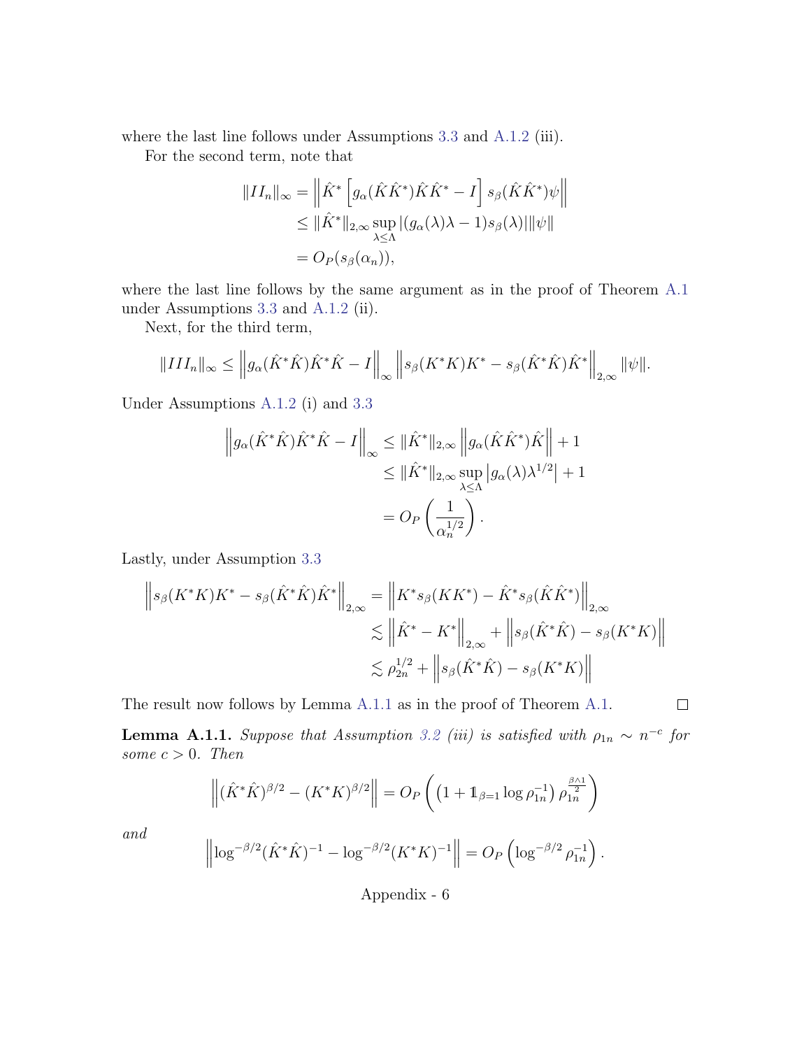where the last line follows under Assumptions 3.3 and A.1.2 (iii).

For the second term, note that

$$
\begin{aligned}
\|II_n\|_\infty &= \left\| \hat{K}^* \left[ g_\alpha(\hat{K}\hat{K}^*)\hat{K}\hat{K}^* - I \right] s_\beta(\hat{K}\hat{K}^*)\psi \right\| \\
&\leq \|\hat{K}^*\|_{2,\infty} \sup_{\lambda \leq \Lambda} |(g_\alpha(\lambda)\lambda - 1)s_\beta(\lambda)| \|\psi\| \\
&= O_P(s_\beta(\alpha_n)),
\end{aligned}
$$

where the last line follows by the same argument as in the proof of Theorem A.1 under Assumptions 3.3 and A.1.2 (ii).

Next, for the third term,

$$
\|III_n\|_\infty \leq \left\| g_\alpha(\hat{K}^*\hat{K})\hat{K}^*\hat{K} - I \right\|_\infty \left\| s_\beta(K^*K)K^* - s_\beta(\hat{K}^*\hat{K})\hat{K}^* \right\|_{2,\infty} \|\psi\|.
$$

Under Assumptions A.1.2 (i) and 3.3

$$
\begin{aligned}
\left\| g_\alpha(\hat{K}^*\hat{K})\hat{K}^*\hat{K} - I \right\|_\infty &\leq \|\hat{K}^*\|_{2,\infty} \left\| g_\alpha(\hat{K}\hat{K}^*)\hat{K} \right\| + 1 \\
&\leq \|\hat{K}^*\|_{2,\infty} \sup_{\lambda \leq \Lambda} \left| g_\alpha(\lambda)\lambda^{1/2} \right| + 1 \\
&= O_P\left( \frac{1}{\alpha_n^{1/2}} \right).
\end{aligned}
$$

Lastly, under Assumption 3.3

$$
\begin{aligned}
\left\| s_\beta(K^*K)K^* - s_\beta(\hat{K}^*\hat{K})\hat{K}^* \right\|_{2,\infty} &= \left\| K^* s_\beta(KK^*) - \hat{K}^* s_\beta(\hat{K}\hat{K}^*) \right\|_{2,\infty} \\
&\lesssim \left\| \hat{K}^* - K^* \right\|_{2,\infty} + \left\| s_\beta(\hat{K}^*\hat{K}) - s_\beta(K^*K) \right\| \\
&\lesssim \rho_{2n}^{1/2} + \left\| s_\beta(\hat{K}^*\hat{K}) - s_\beta(K^*K) \right\|
\end{aligned}
$$

The result now follows by Lemma A.1.1 as in the proof of Theorem A.1. $\square$

**Lemma A.1.1.** *Suppose that Assumption 3.2 (iii) is satisfied with $\rho_{1n} \sim n^{-c}$ for some $c > 0$. Then*

$$
\left\| (\hat{K}^*\hat{K})^{\beta/2} - (K^*K)^{\beta/2} \right\| = O_P\left( \left(1 + \mathbb{1}_{\beta=1} \log \rho_{1n}^{-1}\right) \rho_{1n}^{\frac{\beta \wedge 1}{2}} \right)
$$

*and*

$$
\left\| \log^{-\beta/2}(\hat{K}^*\hat{K})^{-1} - \log^{-\beta/2}(K^*K)^{-1} \right\| = O_P\left( \log^{-\beta/2} \rho_{1n}^{-1} \right).
$$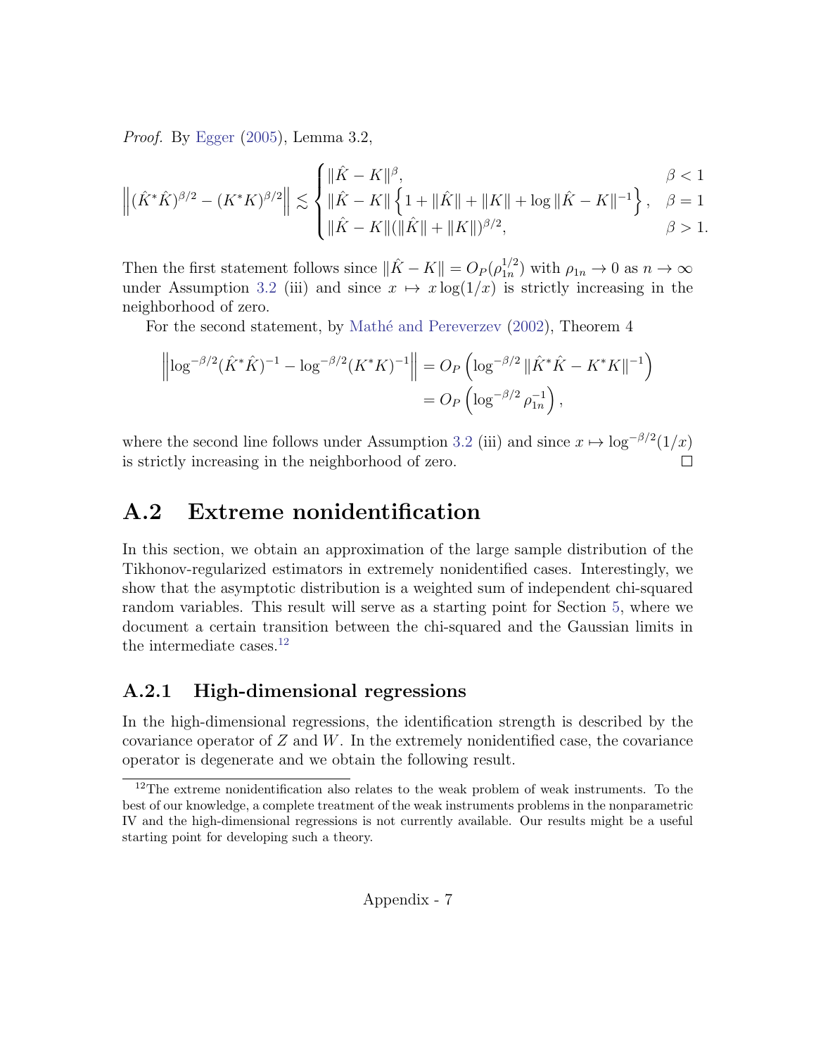*Proof.* By Egger (2005), Lemma 3.2,

$$
\left\|(\hat{K}^*\hat{K})^{\beta/2} - (K^*K)^{\beta/2}\right\| \lesssim \begin{cases} \|\hat{K}-K\|^{\beta}, & \beta < 1 \\ \|\hat{K}-K\|\left\{1 + \|\hat{K}\| + \|K\| + \log\|\hat{K}-K\|^{-1}\right\}, & \beta = 1 \\ \|\hat{K}-K\|(\|\hat{K}\| + \|K\|)^{\beta/2}, & \beta > 1. \end{cases}
$$

Then the first statement follows since $\|\hat{K}-K\| = O_P(\rho_{1n}^{1/2})$ with $\rho_{1n} \to 0$ as $n \to \infty$ under Assumption 3.2 (iii) and since $x \mapsto x\log(1/x)$ is strictly increasing in the neighborhood of zero.

For the second statement, by Mathé and Pereverzev (2002), Theorem 4

$$
\begin{aligned}
\left\|\log^{-\beta/2}(\hat{K}^*\hat{K})^{-1} - \log^{-\beta/2}(K^*K)^{-1}\right\| &= O_P\left(\log^{-\beta/2}\|\hat{K}^*\hat{K} - K^*K\|^{-1}\right) \\
&= O_P\left(\log^{-\beta/2}\rho_{1n}^{-1}\right),
\end{aligned}
$$

where the second line follows under Assumption 3.2 (iii) and since $x \mapsto \log^{-\beta/2}(1/x)$ is strictly increasing in the neighborhood of zero. □

## A.2 Extreme nonidentification

In this section, we obtain an approximation of the large sample distribution of the Tikhonov-regularized estimators in extremely nonidentified cases. Interestingly, we show that the asymptotic distribution is a weighted sum of independent chi-squared random variables. This result will serve as a starting point for Section 5, where we document a certain transition between the chi-squared and the Gaussian limits in the intermediate cases.[12]

### A.2.1 High-dimensional regressions

In the high-dimensional regressions, the identification strength is described by the covariance operator of $Z$ and $W$. In the extremely nonidentified case, the covariance operator is degenerate and we obtain the following result.

[12] The extreme nonidentification also relates to the weak problem of weak instruments. To the best of our knowledge, a complete treatment of the weak instruments problems in the nonparametric IV and the high-dimensional regressions is not currently available. Our results might be a useful starting point for developing such a theory.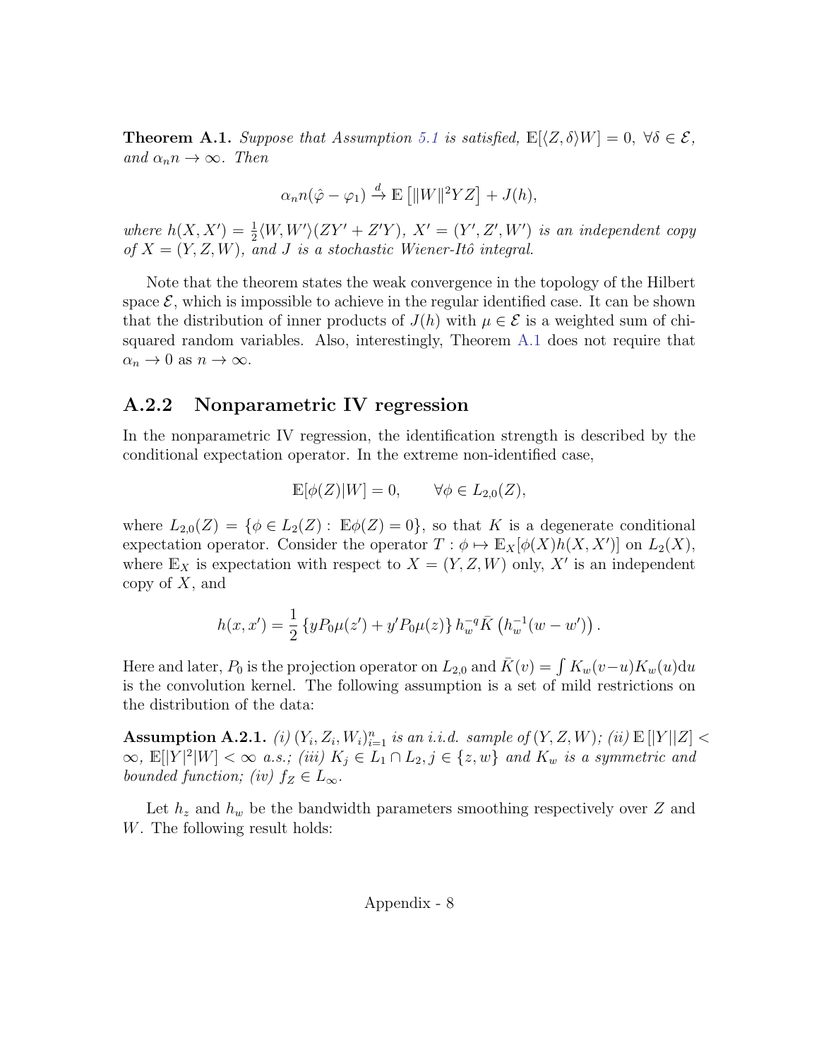**Theorem A.1.** *Suppose that Assumption 5.1 is satisfied,* $\mathbb{E}[\langle Z,\delta\rangle W]=0$, $\forall \delta\in\mathcal{E}$, *and* $\alpha_n n\to\infty$. *Then*

$$\alpha_n n(\hat{\varphi}-\varphi_1)\xrightarrow{d}\mathbb{E}\left[\|W\|^2 YZ\right]+J(h),$$

*where* $h(X,X')=\frac{1}{2}\langle W,W'\rangle(ZY'+Z'Y)$, $X'=(Y',Z',W')$ *is an independent copy of* $X=(Y,Z,W)$*, and* $J$ *is a stochastic Wiener-Itô integral.*

Note that the theorem states the weak convergence in the topology of the Hilbert space $\mathcal{E}$, which is impossible to achieve in the regular identified case. It can be shown that the distribution of inner products of $J(h)$ with $\mu\in\mathcal{E}$ is a weighted sum of chi-squared random variables. Also, interestingly, Theorem A.1 does not require that $\alpha_n\to 0$ as $n\to\infty$.

### A.2.2 Nonparametric IV regression

In the nonparametric IV regression, the identification strength is described by the conditional expectation operator. In the extreme non-identified case,

$$\mathbb{E}[\phi(Z)|W]=0,\qquad \forall \phi\in L_{2,0}(Z),$$

where $L_{2,0}(Z)=\{\phi\in L_2(Z):\ \mathbb{E}\phi(Z)=0\}$, so that $K$ is a degenerate conditional expectation operator. Consider the operator $T:\phi\mapsto \mathbb{E}_X[\phi(X)h(X,X')]$ on $L_2(X)$, where $\mathbb{E}_X$ is expectation with respect to $X=(Y,Z,W)$ only, $X'$ is an independent copy of $X$, and

$$h(x,x')=\frac{1}{2}\left\{yP_0\mu(z')+y'P_0\mu(z)\right\}h_w^{-q}\bar{K}\left(h_w^{-1}(w-w')\right).$$

Here and later, $P_0$ is the projection operator on $L_{2,0}$ and $\bar{K}(v)=\int K_w(v-u)K_w(u)\mathrm{d}u$ is the convolution kernel. The following assumption is a set of mild restrictions on the distribution of the data:

**Assumption A.2.1.** *(i)* $(Y_i,Z_i,W_i)_{i=1}^n$ *is an i.i.d. sample of* $(Y,Z,W)$*; (ii)* $\mathbb{E}\left[|Y||Z\right]<\infty$, $\mathbb{E}[|Y|^2|W]<\infty$ *a.s.; (iii)* $K_j\in L_1\cap L_2, j\in\{z,w\}$ *and* $K_w$ *is a symmetric and bounded function; (iv)* $f_Z\in L_\infty$.

Let $h_z$ and $h_w$ be the bandwidth parameters smoothing respectively over $Z$ and $W$. The following result holds: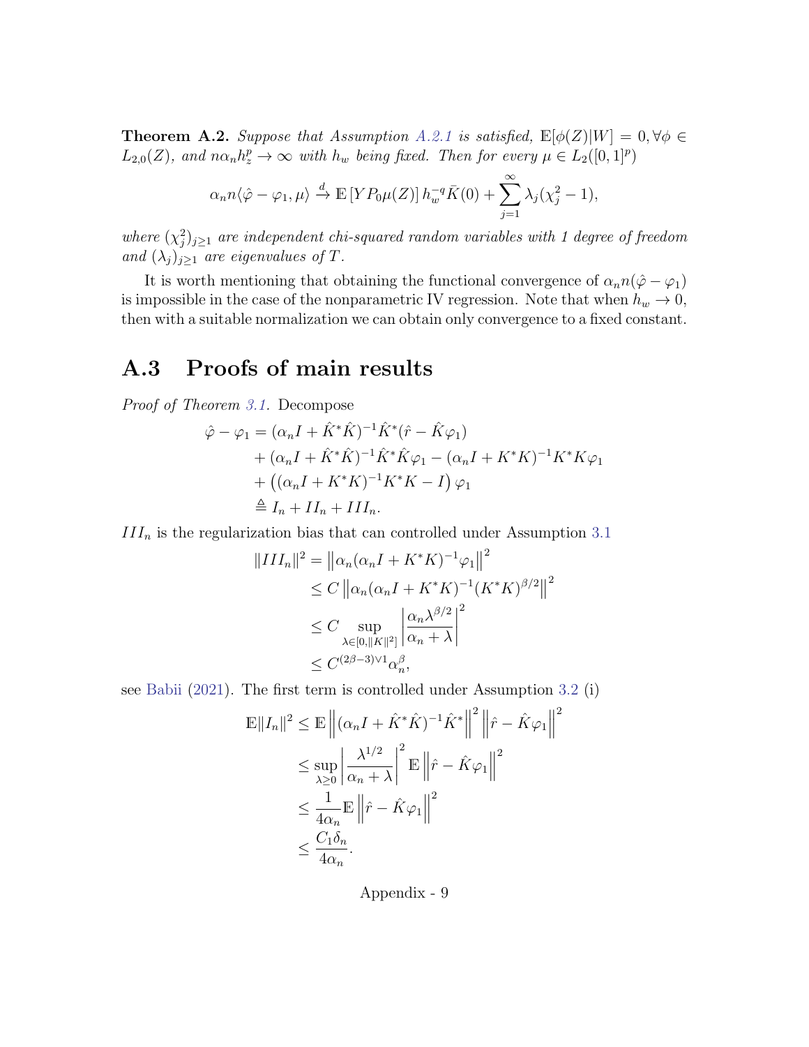**Theorem A.2.** *Suppose that Assumption A.2.1 is satisfied, $\mathbb{E}[\phi(Z)|W] = 0, \forall \phi \in L_{2,0}(Z)$, and $n\alpha_n h_z^p \to \infty$ with $h_w$ being fixed. Then for every $\mu \in L_2([0,1]^p)$*

$$\alpha_n n \langle \hat{\varphi} - \varphi_1, \mu \rangle \xrightarrow{d} \mathbb{E}\left[Y P_0 \mu(Z)\right] h_w^{-q} \bar{K}(0) + \sum_{j=1}^{\infty} \lambda_j (\chi_j^2 - 1),$$

*where $(\chi_j^2)_{j \geq 1}$ are independent chi-squared random variables with 1 degree of freedom and $(\lambda_j)_{j\geq 1}$ are eigenvalues of $T$.*

It is worth mentioning that obtaining the functional convergence of $\alpha_n n(\hat{\varphi} - \varphi_1)$ is impossible in the case of the nonparametric IV regression. Note that when $h_w \to 0$, then with a suitable normalization we can obtain only convergence to a fixed constant.

## A.3 Proofs of main results

*Proof of Theorem 3.1.* Decompose

$$\begin{aligned}
\hat{\varphi} - \varphi_1 &= (\alpha_n I + \hat{K}^*\hat{K})^{-1}\hat{K}^*(\hat{r} - \hat{K}\varphi_1) \\
&\quad + (\alpha_n I + \hat{K}^*\hat{K})^{-1}\hat{K}^*\hat{K}\varphi_1 - (\alpha_n I + K^*K)^{-1}K^*K\varphi_1 \\
&\quad + \left((\alpha_n I + K^*K)^{-1}K^*K - I\right)\varphi_1 \\
&\triangleq I_n + II_n + III_n.
\end{aligned}$$

$III_n$ is the regularization bias that can controlled under Assumption 3.1

$$\begin{aligned}
\|III_n\|^2 &= \left\|\alpha_n(\alpha_n I + K^*K)^{-1}\varphi_1\right\|^2 \\
&\leq C\left\|\alpha_n(\alpha_n I + K^*K)^{-1}(K^*K)^{\beta/2}\right\|^2 \\
&\leq C \sup_{\lambda \in [0, \|K\|^2]} \left|\frac{\alpha_n \lambda^{\beta/2}}{\alpha_n + \lambda}\right|^2 \\
&\leq C^{(2\beta-3)\vee 1}\alpha_n^{\beta},
\end{aligned}$$

see Babii (2021). The first term is controlled under Assumption 3.2 (i)

$$\begin{aligned}
\mathbb{E}\|I_n\|^2 &\leq \mathbb{E}\left\|(\alpha_n I + \hat{K}^*\hat{K})^{-1}\hat{K}^*\right\|^2 \left\|\hat{r} - \hat{K}\varphi_1\right\|^2 \\
&\leq \sup_{\lambda \geq 0}\left|\frac{\lambda^{1/2}}{\alpha_n + \lambda}\right|^2 \mathbb{E}\left\|\hat{r} - \hat{K}\varphi_1\right\|^2 \\
&\leq \frac{1}{4\alpha_n}\mathbb{E}\left\|\hat{r} - \hat{K}\varphi_1\right\|^2 \\
&\leq \frac{C_1\delta_n}{4\alpha_n}.
\end{aligned}$$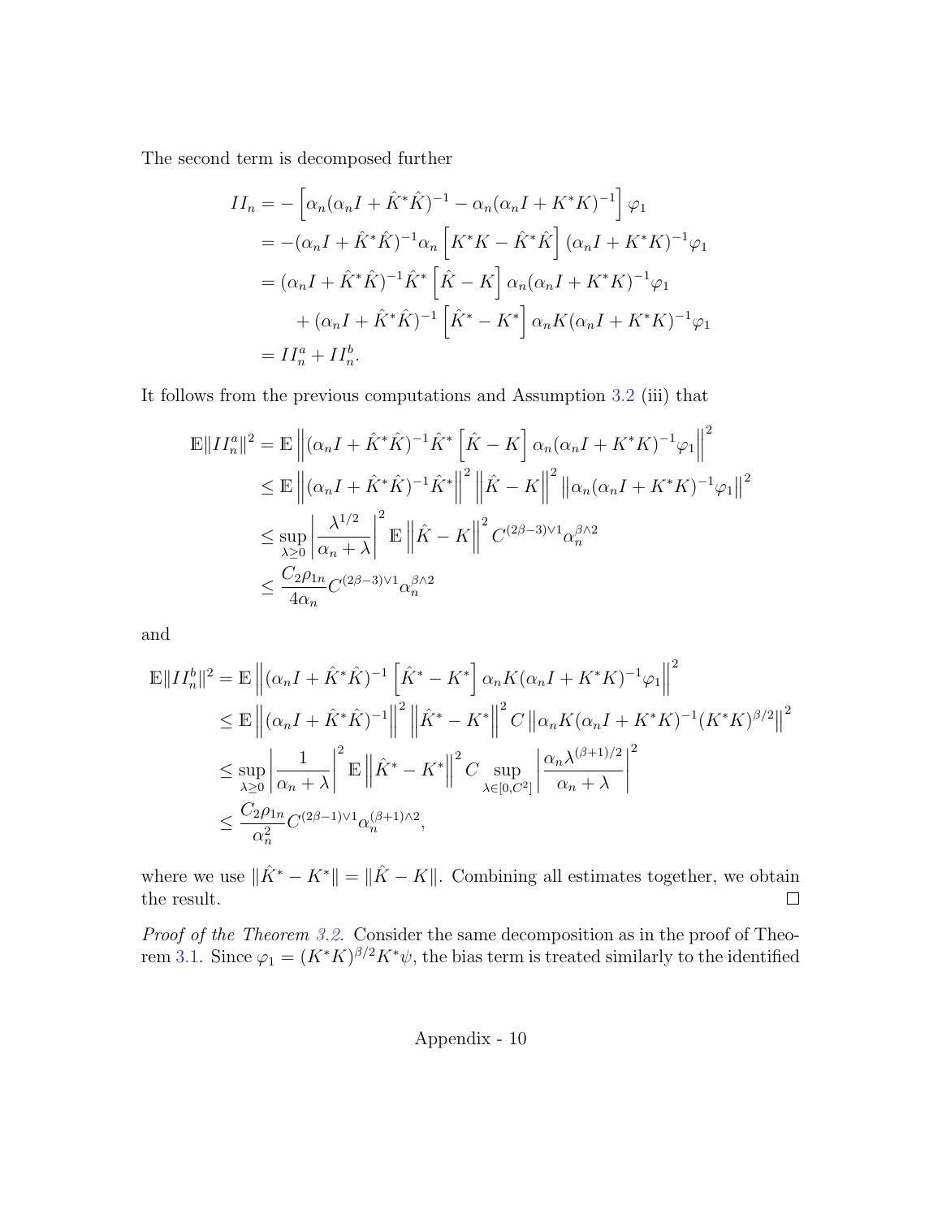The second term is decomposed further

$$
\begin{aligned}
II_n &= -\left[\alpha_n(\alpha_n I + \hat{K}^*\hat{K})^{-1} - \alpha_n(\alpha_n I + K^*K)^{-1}\right]\varphi_1 \\
&= -(\alpha_n I + \hat{K}^*\hat{K})^{-1}\alpha_n\left[K^*K - \hat{K}^*\hat{K}\right](\alpha_n I + K^*K)^{-1}\varphi_1 \\
&= (\alpha_n I + \hat{K}^*\hat{K})^{-1}\hat{K}^*\left[\hat{K} - K\right]\alpha_n(\alpha_n I + K^*K)^{-1}\varphi_1 \\
&\qquad + (\alpha_n I + \hat{K}^*\hat{K})^{-1}\left[\hat{K}^* - K^*\right]\alpha_n K(\alpha_n I + K^*K)^{-1}\varphi_1 \\
&= II_n^a + II_n^b.
\end{aligned}
$$

It follows from the previous computations and Assumption 3.2 (iii) that

$$
\begin{aligned}
\mathbb{E}\|II_n^a\|^2 &= \mathbb{E}\left\|(\alpha_n I + \hat{K}^*\hat{K})^{-1}\hat{K}^*\left[\hat{K} - K\right]\alpha_n(\alpha_n I + K^*K)^{-1}\varphi_1\right\|^2 \\
&\leq \mathbb{E}\left\|(\alpha_n I + \hat{K}^*\hat{K})^{-1}\hat{K}^*\right\|^2\left\|\hat{K} - K\right\|^2\left\|\alpha_n(\alpha_n I + K^*K)^{-1}\varphi_1\right\|^2 \\
&\leq \sup_{\lambda \geq 0}\left|\frac{\lambda^{1/2}}{\alpha_n + \lambda}\right|^2 \mathbb{E}\left\|\hat{K} - K\right\|^2 C^{(2\beta-3)\vee 1}\alpha_n^{\beta\wedge 2} \\
&\leq \frac{C_2\rho_{1n}}{4\alpha_n}C^{(2\beta-3)\vee 1}\alpha_n^{\beta\wedge 2}
\end{aligned}
$$

and

$$
\begin{aligned}
\mathbb{E}\|II_n^b\|^2 &= \mathbb{E}\left\|(\alpha_n I + \hat{K}^*\hat{K})^{-1}\left[\hat{K}^* - K^*\right]\alpha_n K(\alpha_n I + K^*K)^{-1}\varphi_1\right\|^2 \\
&\leq \mathbb{E}\left\|(\alpha_n I + \hat{K}^*\hat{K})^{-1}\right\|^2\left\|\hat{K}^* - K^*\right\|^2 C\left\|\alpha_n K(\alpha_n I + K^*K)^{-1}(K^*K)^{\beta/2}\right\|^2 \\
&\leq \sup_{\lambda \geq 0}\left|\frac{1}{\alpha_n + \lambda}\right|^2 \mathbb{E}\left\|\hat{K}^* - K^*\right\|^2 C \sup_{\lambda \in [0, C^2]}\left|\frac{\alpha_n \lambda^{(\beta+1)/2}}{\alpha_n + \lambda}\right|^2 \\
&\leq \frac{C_2\rho_{1n}}{\alpha_n^2}C^{(2\beta-1)\vee 1}\alpha_n^{(\beta+1)\wedge 2},
\end{aligned}
$$

where we use $\|\hat{K}^* - K^*\| = \|\hat{K} - K\|$. Combining all estimates together, we obtain the result. $\square$

*Proof of the Theorem 3.2.* Consider the same decomposition as in the proof of Theorem 3.1. Since $\varphi_1 = (K^*K)^{\beta/2}K^*\psi$, the bias term is treated similarly to the identified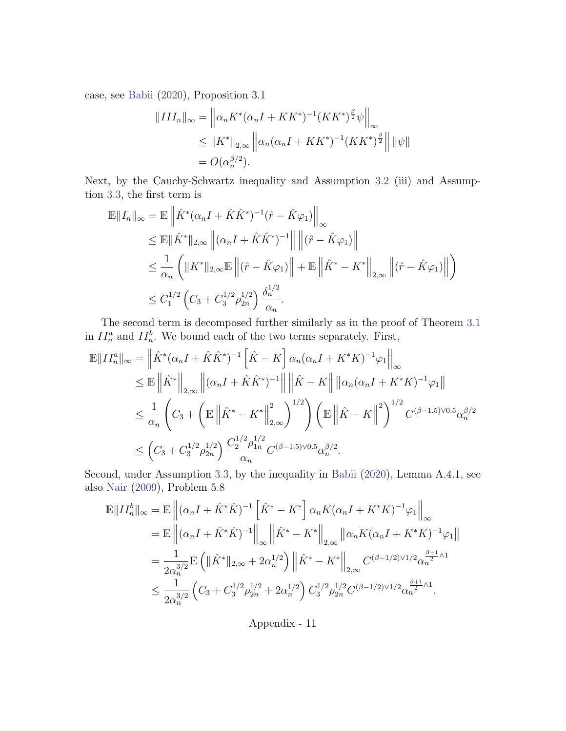case, see Babii (2020), Proposition 3.1

$$
\begin{aligned}
\|III_n\|_\infty &= \left\|\alpha_n K^*(\alpha_n I + KK^*)^{-1}(KK^*)^{\frac{\beta}{2}}\psi\right\|_\infty \\
&\leq \|K^*\|_{2,\infty}\left\|\alpha_n(\alpha_n I + KK^*)^{-1}(KK^*)^{\frac{\beta}{2}}\right\|\|\psi\| \\
&= O(\alpha_n^{\beta/2}).
\end{aligned}
$$

Next, by the Cauchy-Schwartz inequality and Assumption 3.2 (iii) and Assumption 3.3, the first term is

$$
\begin{aligned}
\mathbb{E}\|I_n\|_\infty &= \mathbb{E}\left\|\hat{K}^*(\alpha_n I + \hat{K}\hat{K}^*)^{-1}(\hat{r} - \hat{K}\varphi_1)\right\|_\infty \\
&\leq \mathbb{E}\|\hat{K}^*\|_{2,\infty}\left\|(\alpha_n I + \hat{K}\hat{K}^*)^{-1}\right\|\left\|(\hat{r} - \hat{K}\varphi_1)\right\| \\
&\leq \frac{1}{\alpha_n}\left(\|K^*\|_{2,\infty}\mathbb{E}\left\|(\hat{r} - \hat{K}\varphi_1)\right\| + \mathbb{E}\left\|\hat{K}^* - K^*\right\|_{2,\infty}\left\|(\hat{r} - \hat{K}\varphi_1)\right\|\right) \\
&\leq C_1^{1/2}\left(C_3 + C_3^{1/2}\rho_{2n}^{1/2}\right)\frac{\delta_n^{1/2}}{\alpha_n}.
\end{aligned}
$$

The second term is decomposed further similarly as in the proof of Theorem 3.1 in $II_n^a$ and $II_n^b$. We bound each of the two terms separately. First,

$$
\begin{aligned}
\mathbb{E}\|II_n^a\|_\infty &= \left\|\hat{K}^*(\alpha_n I + \hat{K}\hat{K}^*)^{-1}\left[\hat{K} - K\right]\alpha_n(\alpha_n I + K^*K)^{-1}\varphi_1\right\|_\infty \\
&\leq \mathbb{E}\left\|\hat{K}^*\right\|_{2,\infty}\left\|(\alpha_n I + \hat{K}\hat{K}^*)^{-1}\right\|\left\|\hat{K} - K\right\|\left\|\alpha_n(\alpha_n I + K^*K)^{-1}\varphi_1\right\| \\
&\leq \frac{1}{\alpha_n}\left(C_3 + \left(\mathbb{E}\left\|\hat{K}^* - K^*\right\|_{2,\infty}^2\right)^{1/2}\right)\left(\mathbb{E}\left\|\hat{K} - K\right\|^2\right)^{1/2}C^{(\beta-1.5)\vee 0.5}\alpha_n^{\beta/2} \\
&\leq \left(C_3 + C_3^{1/2}\rho_{2n}^{1/2}\right)\frac{C_2^{1/2}\rho_{1n}^{1/2}}{\alpha_n}C^{(\beta-1.5)\vee 0.5}\alpha_n^{\beta/2}.
\end{aligned}
$$

Second, under Assumption 3.3, by the inequality in Babii (2020), Lemma A.4.1, see also Nair (2009), Problem 5.8

$$
\begin{aligned}
\mathbb{E}\|II_n^b\|_\infty &= \mathbb{E}\left\|(\alpha_n I + \hat{K}^*\hat{K})^{-1}\left[\hat{K}^* - K^*\right]\alpha_n K(\alpha_n I + K^*K)^{-1}\varphi_1\right\|_\infty \\
&= \mathbb{E}\left\|(\alpha_n I + \hat{K}^*\hat{K})^{-1}\right\|_\infty\left\|\hat{K}^* - K^*\right\|_{2,\infty}\left\|\alpha_n K(\alpha_n I + K^*K)^{-1}\varphi_1\right\| \\
&= \frac{1}{2\alpha_n^{3/2}}\mathbb{E}\left(\|\hat{K}^*\|_{2,\infty} + 2\alpha_n^{1/2}\right)\left\|\hat{K}^* - K^*\right\|_{2,\infty}C^{(\beta-1/2)\vee 1/2}\alpha_n^{\frac{\beta+1}{2}\wedge 1} \\
&\leq \frac{1}{2\alpha_n^{3/2}}\left(C_3 + C_3^{1/2}\rho_{2n}^{1/2} + 2\alpha_n^{1/2}\right)C_3^{1/2}\rho_{2n}^{1/2}C^{(\beta-1/2)\vee 1/2}\alpha_n^{\frac{\beta+1}{2}\wedge 1}.
\end{aligned}
$$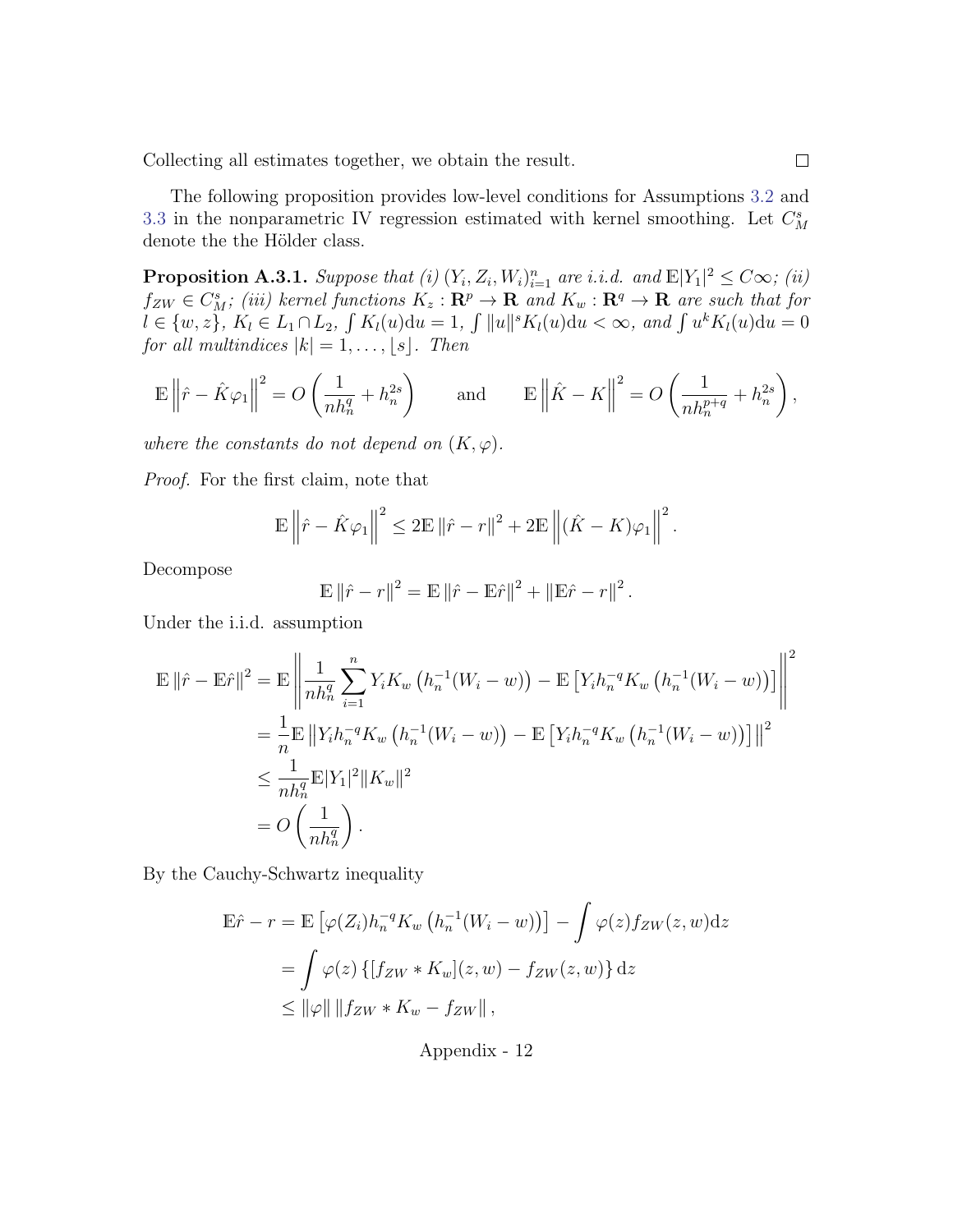Collecting all estimates together, we obtain the result. $\square$

The following proposition provides low-level conditions for Assumptions 3.2 and 3.3 in the nonparametric IV regression estimated with kernel smoothing. Let $C^s_M$ denote the the Hölder class.

**Proposition A.3.1.** *Suppose that (i) $(Y_i, Z_i, W_i)_{i=1}^n$ are i.i.d. and $\mathbb{E}|Y_1|^2 \leq C\infty$; (ii) $f_{ZW} \in C^s_M$; (iii) kernel functions $K_z : \mathbf{R}^p \to \mathbf{R}$ and $K_w : \mathbf{R}^q \to \mathbf{R}$ are such that for $l \in \{w, z\}$, $K_l \in L_1 \cap L_2$, $\int K_l(u)\mathrm{d}u = 1$, $\int \|u\|^s K_l(u)\mathrm{d}u < \infty$, and $\int u^k K_l(u)\mathrm{d}u = 0$ for all multindices $|k| = 1, \ldots, \lfloor s \rfloor$. Then*

$$
\mathbb{E}\left\|\hat{r} - \hat{K}\varphi_1\right\|^2 = O\left(\frac{1}{nh_n^q} + h_n^{2s}\right) \qquad \text{and} \qquad \mathbb{E}\left\|\hat{K} - K\right\|^2 = O\left(\frac{1}{nh_n^{p+q}} + h_n^{2s}\right),
$$

*where the constants do not depend on $(K, \varphi)$.*

*Proof.* For the first claim, note that

$$
\mathbb{E}\left\|\hat{r} - \hat{K}\varphi_1\right\|^2 \leq 2\mathbb{E}\left\|\hat{r} - r\right\|^2 + 2\mathbb{E}\left\|(\hat{K} - K)\varphi_1\right\|^2.
$$

Decompose

$$
\mathbb{E}\left\|\hat{r} - r\right\|^2 = \mathbb{E}\left\|\hat{r} - \mathbb{E}\hat{r}\right\|^2 + \left\|\mathbb{E}\hat{r} - r\right\|^2.
$$

Under the i.i.d. assumption

$$
\begin{aligned}
\mathbb{E}\left\|\hat{r} - \mathbb{E}\hat{r}\right\|^2 &= \mathbb{E}\left\|\frac{1}{nh_n^q}\sum_{i=1}^n Y_i K_w\left(h_n^{-1}(W_i - w)\right) - \mathbb{E}\left[Y_i h_n^{-q} K_w\left(h_n^{-1}(W_i - w)\right)\right]\right\|^2 \\
&= \frac{1}{n}\mathbb{E}\left\|Y_i h_n^{-q} K_w\left(h_n^{-1}(W_i - w)\right) - \mathbb{E}\left[Y_i h_n^{-q} K_w\left(h_n^{-1}(W_i - w)\right)\right]\right\|^2 \\
&\leq \frac{1}{nh_n^q}\mathbb{E}|Y_1|^2 \|K_w\|^2 \\
&= O\left(\frac{1}{nh_n^q}\right).
\end{aligned}
$$

By the Cauchy-Schwartz inequality

$$
\begin{aligned}
\mathbb{E}\hat{r} - r &= \mathbb{E}\left[\varphi(Z_i) h_n^{-q} K_w\left(h_n^{-1}(W_i - w)\right)\right] - \int \varphi(z) f_{ZW}(z, w)\mathrm{d}z \\
&= \int \varphi(z)\left\{[f_{ZW} * K_w](z, w) - f_{ZW}(z, w)\right\}\mathrm{d}z \\
&\leq \|\varphi\|\left\|f_{ZW} * K_w - f_{ZW}\right\|,
\end{aligned}
$$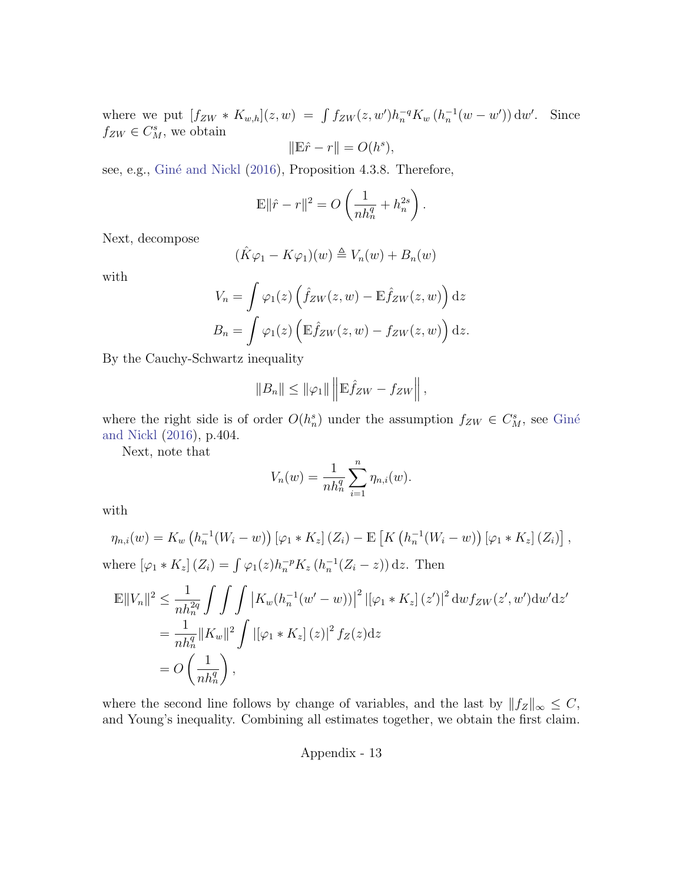where we put $[f_{ZW} * K_{w,h}](z,w) = \int f_{ZW}(z,w')h_n^{-q}K_w\left(h_n^{-1}(w-w')\right)\mathrm{d}w'$. Since $f_{ZW} \in C_M^s$, we obtain

$$\|\mathbb{E}\hat{r} - r\| = O(h^s),$$

see, e.g., Giné and Nickl (2016), Proposition 4.3.8. Therefore,

$$\mathbb{E}\|\hat{r} - r\|^2 = O\left(\frac{1}{nh_n^q} + h_n^{2s}\right).$$

Next, decompose

$$(\hat{K}\varphi_1 - K\varphi_1)(w) \triangleq V_n(w) + B_n(w)$$

with

$$\begin{aligned}
V_n &= \int \varphi_1(z)\left(\hat{f}_{ZW}(z,w) - \mathbb{E}\hat{f}_{ZW}(z,w)\right)\mathrm{d}z \\
B_n &= \int \varphi_1(z)\left(\mathbb{E}\hat{f}_{ZW}(z,w) - f_{ZW}(z,w)\right)\mathrm{d}z.
\end{aligned}$$

By the Cauchy-Schwartz inequality

$$\|B_n\| \leq \|\varphi_1\|\left\|\mathbb{E}\hat{f}_{ZW} - f_{ZW}\right\|,$$

where the right side is of order $O(h_n^s)$ under the assumption $f_{ZW} \in C_M^s$, see Giné and Nickl (2016), p.404.

Next, note that

$$V_n(w) = \frac{1}{nh_n^q}\sum_{i=1}^n \eta_{n,i}(w).$$

with

$$\eta_{n,i}(w) = K_w\left(h_n^{-1}(W_i - w)\right)\left[\varphi_1 * K_z\right](Z_i) - \mathbb{E}\left[K\left(h_n^{-1}(W_i - w)\right)\left[\varphi_1 * K_z\right](Z_i)\right],$$

where $\left[\varphi_1 * K_z\right](Z_i) = \int \varphi_1(z)h_n^{-p}K_z\left(h_n^{-1}(Z_i - z)\right)\mathrm{d}z$. Then

$$\begin{aligned}
\mathbb{E}\|V_n\|^2 &\leq \frac{1}{nh_n^{2q}}\int\int\int \left|K_w(h_n^{-1}(w'-w))\right|^2 \left|\left[\varphi_1 * K_z\right](z')\right|^2 \mathrm{d}w f_{ZW}(z',w')\mathrm{d}w'\mathrm{d}z' \\
&= \frac{1}{nh_n^q}\|K_w\|^2 \int \left|\left[\varphi_1 * K_z\right](z)\right|^2 f_Z(z)\mathrm{d}z \\
&= O\left(\frac{1}{nh_n^q}\right),
\end{aligned}$$

where the second line follows by change of variables, and the last by $\|f_Z\|_\infty \leq C$, and Young's inequality. Combining all estimates together, we obtain the first claim.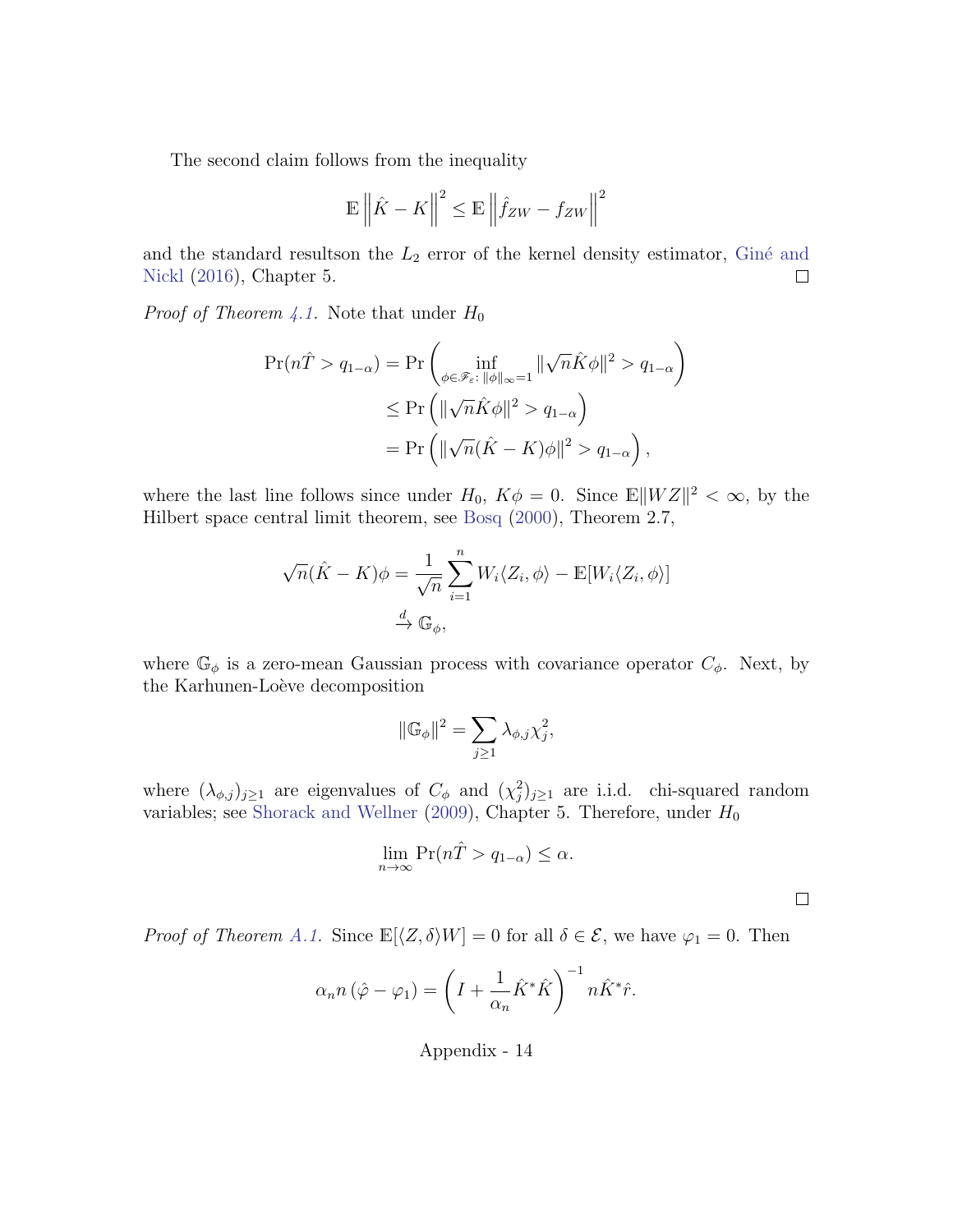The second claim follows from the inequality

$$\mathbb{E}\left\|\hat{K}-K\right\|^2 \leq \mathbb{E}\left\|\hat{f}_{ZW}-f_{ZW}\right\|^2$$

and the standard resultson the $L_2$ error of the kernel density estimator, Giné and Nickl (2016), Chapter 5. ◻

*Proof of Theorem 4.1.* Note that under $H_0$

$$\begin{aligned}
\Pr(n\hat{T} > q_{1-\alpha}) &= \Pr\left(\inf_{\phi\in\mathscr{F}_\varepsilon\colon \|\phi\|_\infty=1} \|\sqrt{n}\hat{K}\phi\|^2 > q_{1-\alpha}\right) \\
&\leq \Pr\left(\|\sqrt{n}\hat{K}\phi\|^2 > q_{1-\alpha}\right) \\
&= \Pr\left(\|\sqrt{n}(\hat{K}-K)\phi\|^2 > q_{1-\alpha}\right),
\end{aligned}$$

where the last line follows since under $H_0$, $K\phi = 0$. Since $\mathbb{E}\|WZ\|^2 < \infty$, by the Hilbert space central limit theorem, see Bosq (2000), Theorem 2.7,

$$\begin{aligned}
\sqrt{n}(\hat{K}-K)\phi &= \frac{1}{\sqrt{n}}\sum_{i=1}^n W_i\langle Z_i,\phi\rangle - \mathbb{E}[W_i\langle Z_i,\phi\rangle] \\
&\xrightarrow{d} \mathbb{G}_\phi,
\end{aligned}$$

where $\mathbb{G}_\phi$ is a zero-mean Gaussian process with covariance operator $C_\phi$. Next, by the Karhunen-Loève decomposition

$$\|\mathbb{G}_\phi\|^2 = \sum_{j\geq 1}\lambda_{\phi,j}\chi_j^2,$$

where $(\lambda_{\phi,j})_{j\geq 1}$ are eigenvalues of $C_\phi$ and $(\chi_j^2)_{j\geq 1}$ are i.i.d. chi-squared random variables; see Shorack and Wellner (2009), Chapter 5. Therefore, under $H_0$

$$\lim_{n\to\infty}\Pr(n\hat{T} > q_{1-\alpha}) \leq \alpha.$$

◻

*Proof of Theorem A.1.* Since $\mathbb{E}[\langle Z,\delta\rangle W] = 0$ for all $\delta\in\mathcal{E}$, we have $\varphi_1 = 0$. Then

$$\alpha_n n\left(\hat{\varphi}-\varphi_1\right) = \left(I + \frac{1}{\alpha_n}\hat{K}^*\hat{K}\right)^{-1} n\hat{K}^*\hat{r}.$$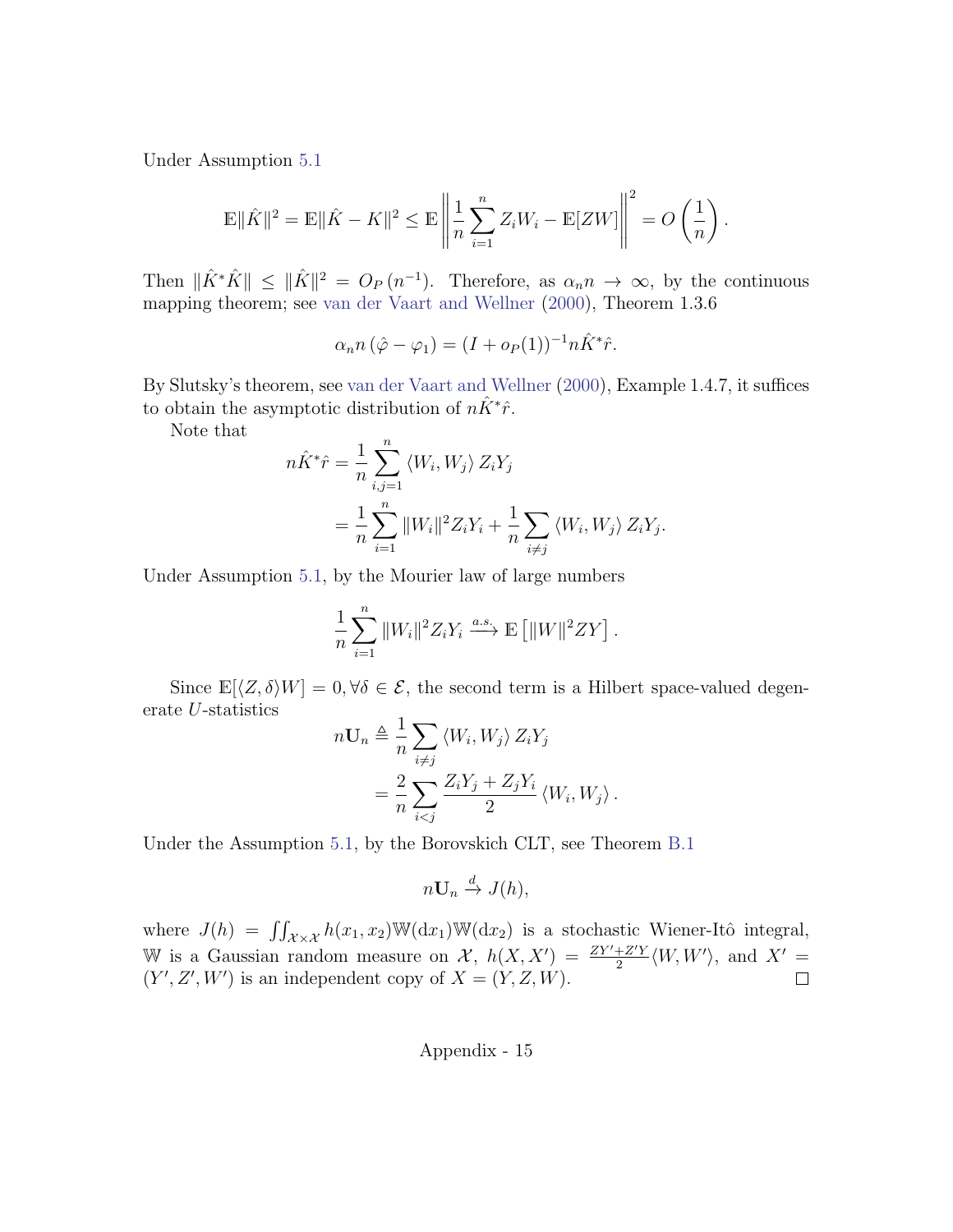Under Assumption 5.1

$$\mathbb{E}\|\hat{K}\|^2 = \mathbb{E}\|\hat{K} - K\|^2 \leq \mathbb{E}\left\|\frac{1}{n}\sum_{i=1}^n Z_i W_i - \mathbb{E}[ZW]\right\|^2 = O\left(\frac{1}{n}\right).$$

Then $\|\hat{K}^*\hat{K}\| \leq \|\hat{K}\|^2 = O_P\left(n^{-1}\right)$. Therefore, as $\alpha_n n \to \infty$, by the continuous mapping theorem; see van der Vaart and Wellner (2000), Theorem 1.3.6

$$\alpha_n n\left(\hat{\varphi} - \varphi_1\right) = (I + o_P(1))^{-1} n\hat{K}^*\hat{r}.$$

By Slutsky's theorem, see van der Vaart and Wellner (2000), Example 1.4.7, it suffices to obtain the asymptotic distribution of $n\hat{K}^*\hat{r}$.

Note that

$$\begin{aligned} n\hat{K}^*\hat{r} &= \frac{1}{n}\sum_{i,j=1}^n \langle W_i, W_j\rangle Z_i Y_j \\ &= \frac{1}{n}\sum_{i=1}^n \|W_i\|^2 Z_i Y_i + \frac{1}{n}\sum_{i\neq j}\langle W_i, W_j\rangle Z_i Y_j. \end{aligned}$$

Under Assumption 5.1, by the Mourier law of large numbers

$$\frac{1}{n}\sum_{i=1}^n \|W_i\|^2 Z_i Y_i \xrightarrow{a.s.} \mathbb{E}\left[\|W\|^2 ZY\right].$$

Since $\mathbb{E}[\langle Z, \delta\rangle W] = 0, \forall \delta \in \mathcal{E}$, the second term is a Hilbert space-valued degenerate $U$-statistics

$$\begin{aligned} n\mathbf{U}_n &\triangleq \frac{1}{n}\sum_{i\neq j}\langle W_i, W_j\rangle Z_i Y_j \\ &= \frac{2}{n}\sum_{i<j}\frac{Z_i Y_j + Z_j Y_i}{2}\langle W_i, W_j\rangle. \end{aligned}$$

Under the Assumption 5.1, by the Borovskich CLT, see Theorem B.1

$$n\mathbf{U}_n \xrightarrow{d} J(h),$$

where $J(h) = \iint_{\mathcal{X}\times\mathcal{X}} h(x_1, x_2)\mathbb{W}(\mathrm{d}x_1)\mathbb{W}(\mathrm{d}x_2)$ is a stochastic Wiener-Itô integral, $\mathbb{W}$ is a Gaussian random measure on $\mathcal{X}$, $h(X, X') = \frac{ZY' + Z'Y}{2}\langle W, W'\rangle$, and $X' = (Y', Z', W')$ is an independent copy of $X = (Y, Z, W)$. □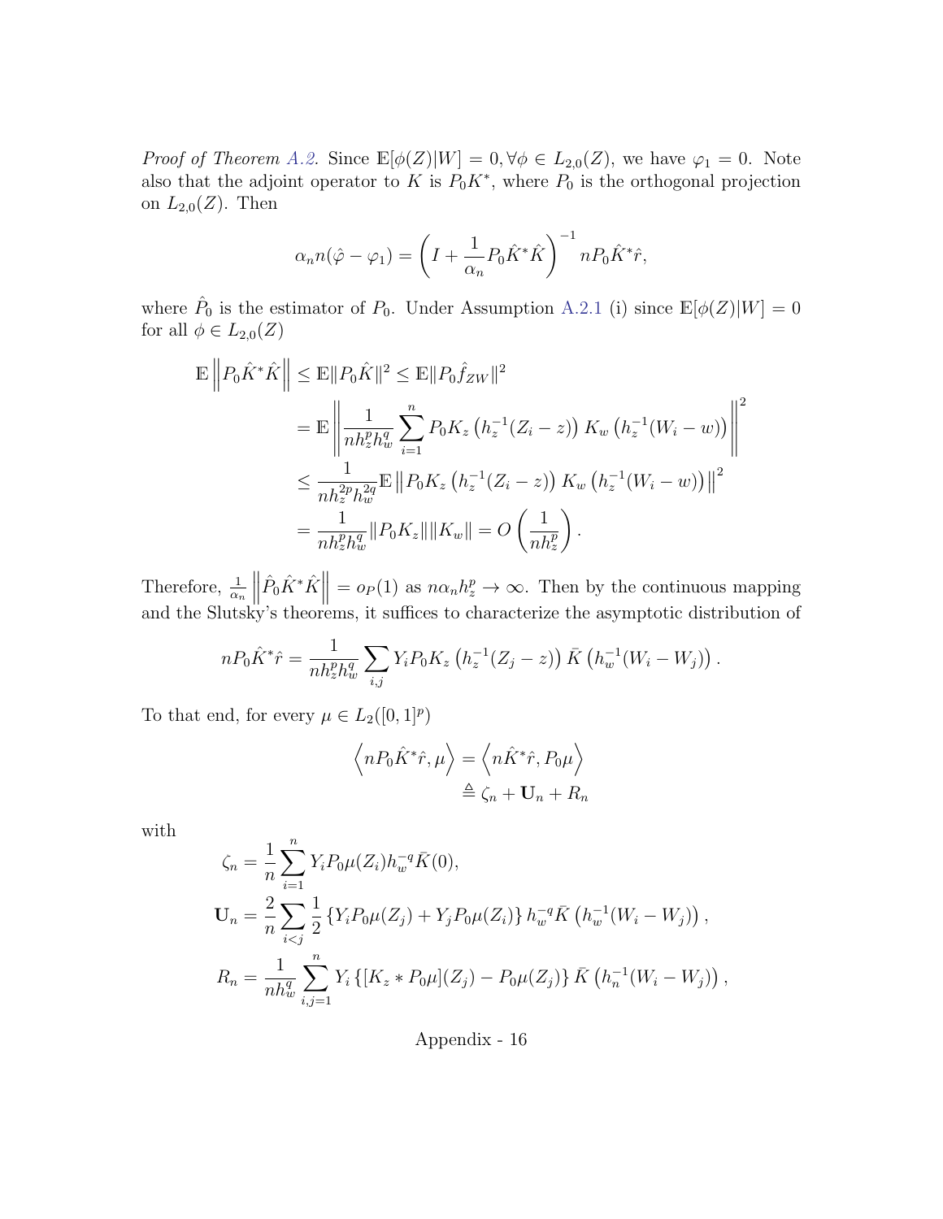*Proof of Theorem A.2.* Since $\mathbb{E}[\phi(Z)|W] = 0, \forall \phi \in L_{2,0}(Z)$, we have $\varphi_1 = 0$. Note also that the adjoint operator to $K$ is $P_0 K^*$, where $P_0$ is the orthogonal projection on $L_{2,0}(Z)$. Then

$$
\alpha_n n(\hat{\varphi} - \varphi_1) = \left( I + \frac{1}{\alpha_n} P_0 \hat{K}^* \hat{K} \right)^{-1} n P_0 \hat{K}^* \hat{r},
$$

where $\hat{P}_0$ is the estimator of $P_0$. Under Assumption A.2.1 (i) since $\mathbb{E}[\phi(Z)|W] = 0$ for all $\phi \in L_{2,0}(Z)$

$$
\begin{aligned}
\mathbb{E} \left\| P_0 \hat{K}^* \hat{K} \right\| &\leq \mathbb{E} \| P_0 \hat{K} \|^2 \leq \mathbb{E} \| P_0 \hat{f}_{ZW} \|^2 \\
&= \mathbb{E} \left\| \frac{1}{n h_z^p h_w^q} \sum_{i=1}^n P_0 K_z \left( h_z^{-1}(Z_i - z) \right) K_w \left( h_z^{-1}(W_i - w) \right) \right\|^2 \\
&\leq \frac{1}{n h_z^{2p} h_w^{2q}} \mathbb{E} \left\| P_0 K_z \left( h_z^{-1}(Z_i - z) \right) K_w \left( h_z^{-1}(W_i - w) \right) \right\|^2 \\
&= \frac{1}{n h_z^p h_w^q} \| P_0 K_z \| \| K_w \| = O\left( \frac{1}{n h_z^p} \right).
\end{aligned}
$$

Therefore, $\frac{1}{\alpha_n} \left\| \hat{P}_0 \hat{K}^* \hat{K} \right\| = o_P(1)$ as $n \alpha_n h_z^p \to \infty$. Then by the continuous mapping and the Slutsky's theorems, it suffices to characterize the asymptotic distribution of

$$
n P_0 \hat{K}^* \hat{r} = \frac{1}{n h_z^p h_w^q} \sum_{i,j} Y_i P_0 K_z \left( h_z^{-1}(Z_j - z) \right) \bar{K} \left( h_w^{-1}(W_i - W_j) \right).
$$

To that end, for every $\mu \in L_2([0,1]^p)$

$$
\begin{aligned}
\left\langle n P_0 \hat{K}^* \hat{r}, \mu \right\rangle &= \left\langle n \hat{K}^* \hat{r}, P_0 \mu \right\rangle \\
&\triangleq \zeta_n + \mathbf{U}_n + R_n
\end{aligned}
$$

with

$$
\begin{aligned}
\zeta_n &= \frac{1}{n} \sum_{i=1}^n Y_i P_0 \mu(Z_i) h_w^{-q} \bar{K}(0), \\
\mathbf{U}_n &= \frac{2}{n} \sum_{i<j} \frac{1}{2} \left\{ Y_i P_0 \mu(Z_j) + Y_j P_0 \mu(Z_i) \right\} h_w^{-q} \bar{K} \left( h_w^{-1}(W_i - W_j) \right), \\
R_n &= \frac{1}{n h_w^q} \sum_{i,j=1}^n Y_i \left\{ [K_z * P_0 \mu](Z_j) - P_0 \mu(Z_j) \right\} \bar{K} \left( h_n^{-1}(W_i - W_j) \right),
\end{aligned}
$$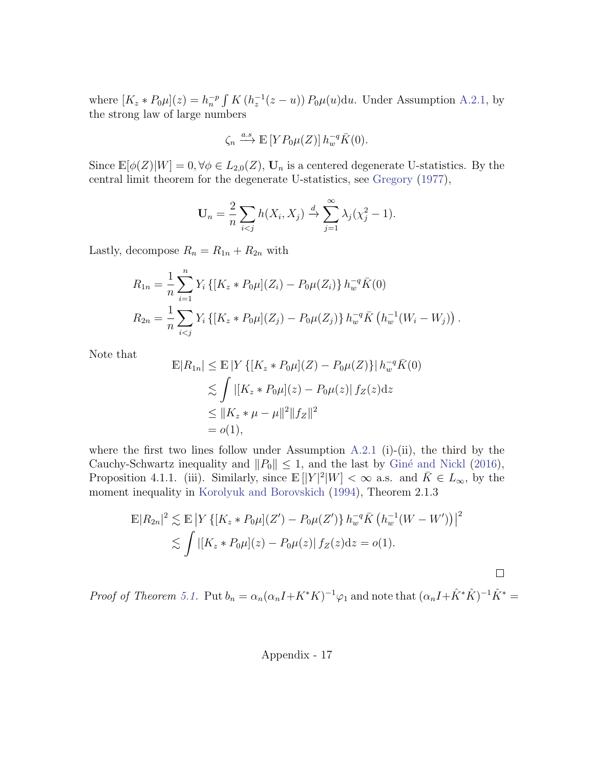where $[K_z * P_0\mu](z) = h_n^{-p} \int K\left(h_z^{-1}(z-u)\right) P_0\mu(u)\mathrm{d}u$. Under Assumption A.2.1, by the strong law of large numbers

$$\zeta_n \xrightarrow{a.s} \mathbb{E}\left[Y P_0\mu(Z)\right] h_w^{-q} \bar{K}(0).$$

Since $\mathbb{E}[\phi(Z)|W] = 0, \forall \phi \in L_{2,0}(Z)$, $\mathbf{U}_n$ is a centered degenerate U-statistics. By the central limit theorem for the degenerate U-statistics, see Gregory (1977),

$$\mathbf{U}_n = \frac{2}{n} \sum_{i<j} h(X_i, X_j) \xrightarrow{d} \sum_{j=1}^{\infty} \lambda_j (\chi_j^2 - 1).$$

Lastly, decompose $R_n = R_{1n} + R_{2n}$ with

$$\begin{aligned}
R_{1n} &= \frac{1}{n}\sum_{i=1}^{n} Y_i \left\{[K_z * P_0\mu](Z_i) - P_0\mu(Z_i)\right\} h_w^{-q} \bar{K}(0) \\
R_{2n} &= \frac{1}{n}\sum_{i<j} Y_i \left\{[K_z * P_0\mu](Z_j) - P_0\mu(Z_j)\right\} h_w^{-q} \bar{K}\left(h_w^{-1}(W_i - W_j)\right).
\end{aligned}$$

Note that

$$\begin{aligned}
\mathbb{E}|R_{1n}| &\leq \mathbb{E}\left|Y\left\{[K_z * P_0\mu](Z) - P_0\mu(Z)\right\}\right| h_w^{-q} \bar{K}(0) \\
&\lesssim \int \left|[K_z * P_0\mu](z) - P_0\mu(z)\right| f_Z(z)\mathrm{d}z \\
&\leq \|K_z * \mu - \mu\|^2 \|f_Z\|^2 \\
&= o(1),
\end{aligned}$$

where the first two lines follow under Assumption A.2.1 (i)-(ii), the third by the Cauchy-Schwartz inequality and $\|P_0\| \leq 1$, and the last by Giné and Nickl (2016), Proposition 4.1.1. (iii). Similarly, since $\mathbb{E}\left[|Y|^2|W\right] < \infty$ a.s. and $\bar{K} \in L_\infty$, by the moment inequality in Korolyuk and Borovskich (1994), Theorem 2.1.3

$$\begin{aligned}
\mathbb{E}|R_{2n}|^2 &\lesssim \mathbb{E}\left|Y\left\{[K_z * P_0\mu](Z') - P_0\mu(Z')\right\} h_w^{-q} \bar{K}\left(h_w^{-1}(W - W')\right)\right|^2 \\
&\lesssim \int \left|[K_z * P_0\mu](z) - P_0\mu(z)\right| f_Z(z)\mathrm{d}z = o(1).
\end{aligned}$$

□

*Proof of Theorem 5.1.* Put $b_n = \alpha_n(\alpha_n I + K^*K)^{-1}\varphi_1$ and note that $(\alpha_n I + \hat{K}^*\hat{K})^{-1}\hat{K}^* =$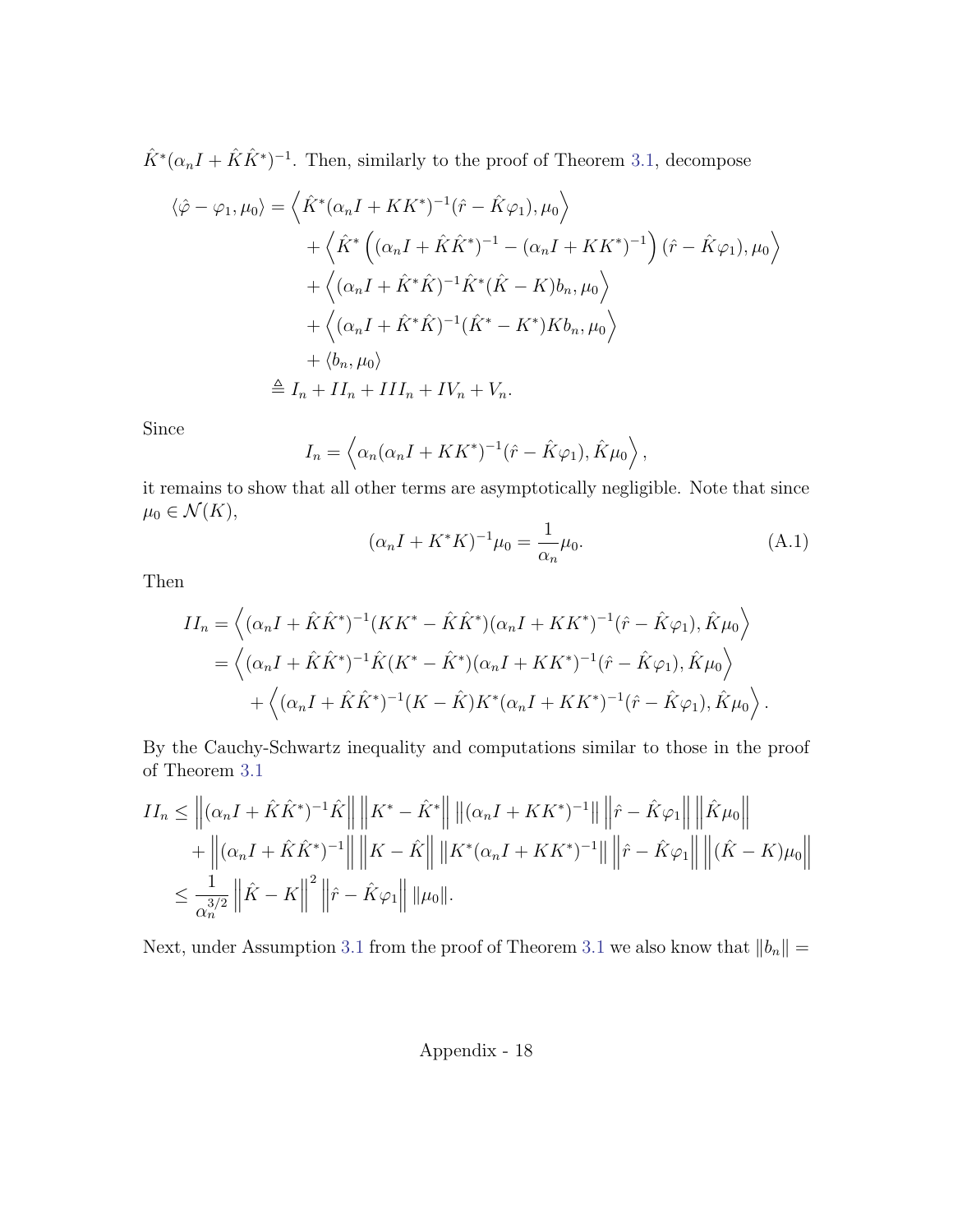$\hat{K}^*(\alpha_n I + \hat{K}\hat{K}^*)^{-1}$. Then, similarly to the proof of Theorem 3.1, decompose

$$
\begin{aligned}
\langle \hat{\varphi} - \varphi_1, \mu_0 \rangle &= \left\langle \hat{K}^*(\alpha_n I + KK^*)^{-1}(\hat{r} - \hat{K}\varphi_1), \mu_0 \right\rangle \\
&\quad + \left\langle \hat{K}^* \left( (\alpha_n I + \hat{K}\hat{K}^*)^{-1} - (\alpha_n I + KK^*)^{-1} \right) (\hat{r} - \hat{K}\varphi_1), \mu_0 \right\rangle \\
&\quad + \left\langle (\alpha_n I + \hat{K}^*\hat{K})^{-1}\hat{K}^*(\hat{K} - K)b_n, \mu_0 \right\rangle \\
&\quad + \left\langle (\alpha_n I + \hat{K}^*\hat{K})^{-1}(\hat{K}^* - K^*)Kb_n, \mu_0 \right\rangle \\
&\quad + \langle b_n, \mu_0 \rangle \\
&\triangleq I_n + II_n + III_n + IV_n + V_n.
\end{aligned}
$$

Since

$$
I_n = \left\langle \alpha_n(\alpha_n I + KK^*)^{-1}(\hat{r} - \hat{K}\varphi_1), \hat{K}\mu_0 \right\rangle,
$$

it remains to show that all other terms are asymptotically negligible. Note that since $\mu_0 \in \mathcal{N}(K)$,

$$
(\alpha_n I + K^*K)^{-1}\mu_0 = \frac{1}{\alpha_n}\mu_0. \tag{A.1}
$$

Then

$$
\begin{aligned}
II_n &= \left\langle (\alpha_n I + \hat{K}\hat{K}^*)^{-1}(KK^* - \hat{K}\hat{K}^*)(\alpha_n I + KK^*)^{-1}(\hat{r} - \hat{K}\varphi_1), \hat{K}\mu_0 \right\rangle \\
&= \left\langle (\alpha_n I + \hat{K}\hat{K}^*)^{-1}\hat{K}(K^* - \hat{K}^*)(\alpha_n I + KK^*)^{-1}(\hat{r} - \hat{K}\varphi_1), \hat{K}\mu_0 \right\rangle \\
&\quad + \left\langle (\alpha_n I + \hat{K}\hat{K}^*)^{-1}(K - \hat{K})K^*(\alpha_n I + KK^*)^{-1}(\hat{r} - \hat{K}\varphi_1), \hat{K}\mu_0 \right\rangle.
\end{aligned}
$$

By the Cauchy-Schwartz inequality and computations similar to those in the proof of Theorem 3.1

$$
\begin{aligned}
II_n &\leq \left\| (\alpha_n I + \hat{K}\hat{K}^*)^{-1}\hat{K} \right\| \left\| K^* - \hat{K}^* \right\| \left\| (\alpha_n I + KK^*)^{-1} \right\| \left\| \hat{r} - \hat{K}\varphi_1 \right\| \left\| \hat{K}\mu_0 \right\| \\
&\quad + \left\| (\alpha_n I + \hat{K}\hat{K}^*)^{-1} \right\| \left\| K - \hat{K} \right\| \left\| K^*(\alpha_n I + KK^*)^{-1} \right\| \left\| \hat{r} - \hat{K}\varphi_1 \right\| \left\| (\hat{K} - K)\mu_0 \right\| \\
&\leq \frac{1}{\alpha_n^{3/2}} \left\| \hat{K} - K \right\|^2 \left\| \hat{r} - \hat{K}\varphi_1 \right\| \|\mu_0\|.
\end{aligned}
$$

Next, under Assumption 3.1 from the proof of Theorem 3.1 we also know that $\|b_n\| =$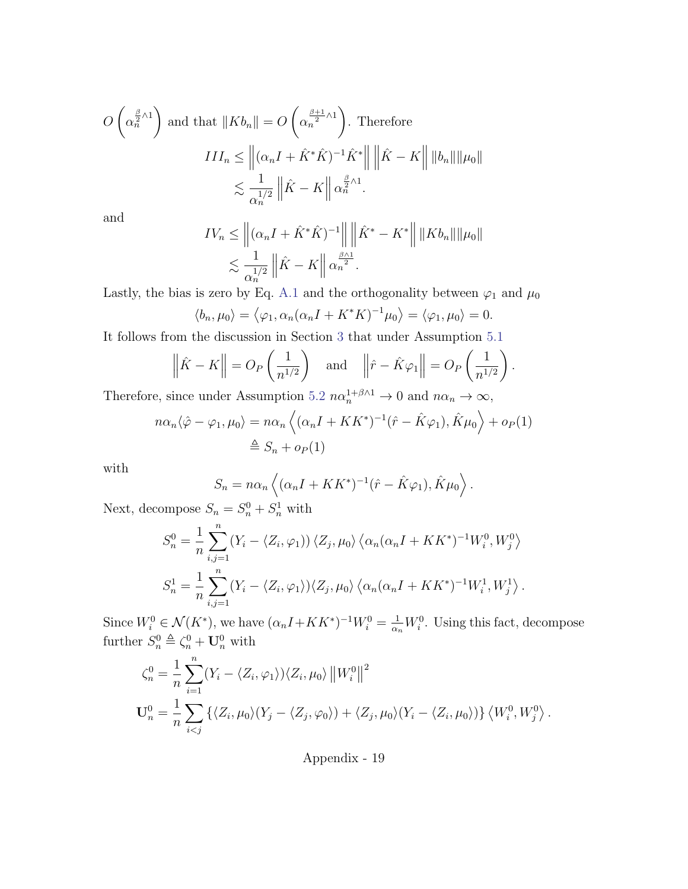$O\left(\alpha_n^{\frac{\beta}{2}\wedge 1}\right)$ and that $\|Kb_n\| = O\left(\alpha_n^{\frac{\beta+1}{2}\wedge 1}\right)$. Therefore

$$
\begin{aligned}
III_n &\leq \left\|(\alpha_n I + \hat{K}^*\hat{K})^{-1}\hat{K}^*\right\| \left\|\hat{K} - K\right\| \|b_n\| \|\mu_0\| \\
&\lesssim \frac{1}{\alpha_n^{1/2}} \left\|\hat{K} - K\right\| \alpha_n^{\frac{\beta}{2}\wedge 1}.
\end{aligned}
$$

and

$$
\begin{aligned}
IV_n &\leq \left\|(\alpha_n I + \hat{K}^*\hat{K})^{-1}\right\| \left\|\hat{K}^* - K^*\right\| \|Kb_n\| \|\mu_0\| \\
&\lesssim \frac{1}{\alpha_n^{1/2}} \left\|\hat{K} - K\right\| \alpha_n^{\frac{\beta\wedge 1}{2}}.
\end{aligned}
$$

Lastly, the bias is zero by Eq. A.1 and the orthogonality between $\varphi_1$ and $\mu_0$

$$
\langle b_n, \mu_0 \rangle = \left\langle \varphi_1, \alpha_n(\alpha_n I + K^*K)^{-1}\mu_0 \right\rangle = \langle \varphi_1, \mu_0 \rangle = 0.
$$

It follows from the discussion in Section 3 that under Assumption 5.1

$$
\left\|\hat{K} - K\right\| = O_P\left(\frac{1}{n^{1/2}}\right) \quad \text{and} \quad \left\|\hat{r} - \hat{K}\varphi_1\right\| = O_P\left(\frac{1}{n^{1/2}}\right).
$$

Therefore, since under Assumption 5.2 $n\alpha_n^{1+\beta\wedge 1} \to 0$ and $n\alpha_n \to \infty$,

$$
\begin{aligned}
n\alpha_n \langle \hat{\varphi} - \varphi_1, \mu_0 \rangle &= n\alpha_n \left\langle (\alpha_n I + KK^*)^{-1}(\hat{r} - \hat{K}\varphi_1), \hat{K}\mu_0 \right\rangle + o_P(1) \\
&\triangleq S_n + o_P(1)
\end{aligned}
$$

with

$$
S_n = n\alpha_n \left\langle (\alpha_n I + KK^*)^{-1}(\hat{r} - \hat{K}\varphi_1), \hat{K}\mu_0 \right\rangle.
$$

Next, decompose $S_n = S_n^0 + S_n^1$ with

$$
\begin{aligned}
S_n^0 &= \frac{1}{n}\sum_{i,j=1}^n \left(Y_i - \langle Z_i, \varphi_1 \rangle\right) \langle Z_j, \mu_0 \rangle \left\langle \alpha_n(\alpha_n I + KK^*)^{-1} W_i^0, W_j^0 \right\rangle \\
S_n^1 &= \frac{1}{n}\sum_{i,j=1}^n (Y_i - \langle Z_i, \varphi_1 \rangle) \langle Z_j, \mu_0 \rangle \left\langle \alpha_n(\alpha_n I + KK^*)^{-1} W_i^1, W_j^1 \right\rangle.
\end{aligned}
$$

Since $W_i^0 \in \mathcal{N}(K^*)$, we have $(\alpha_n I + KK^*)^{-1} W_i^0 = \frac{1}{\alpha_n} W_i^0$. Using this fact, decompose further $S_n^0 \triangleq \zeta_n^0 + \mathbf{U}_n^0$ with

$$
\begin{aligned}
\zeta_n^0 &= \frac{1}{n}\sum_{i=1}^n (Y_i - \langle Z_i, \varphi_1 \rangle) \langle Z_i, \mu_0 \rangle \left\|W_i^0\right\|^2 \\
\mathbf{U}_n^0 &= \frac{1}{n}\sum_{i<j} \left\{ \langle Z_i, \mu_0 \rangle (Y_j - \langle Z_j, \varphi_0 \rangle) + \langle Z_j, \mu_0 \rangle (Y_i - \langle Z_i, \mu_0 \rangle) \right\} \left\langle W_i^0, W_j^0 \right\rangle.
\end{aligned}
$$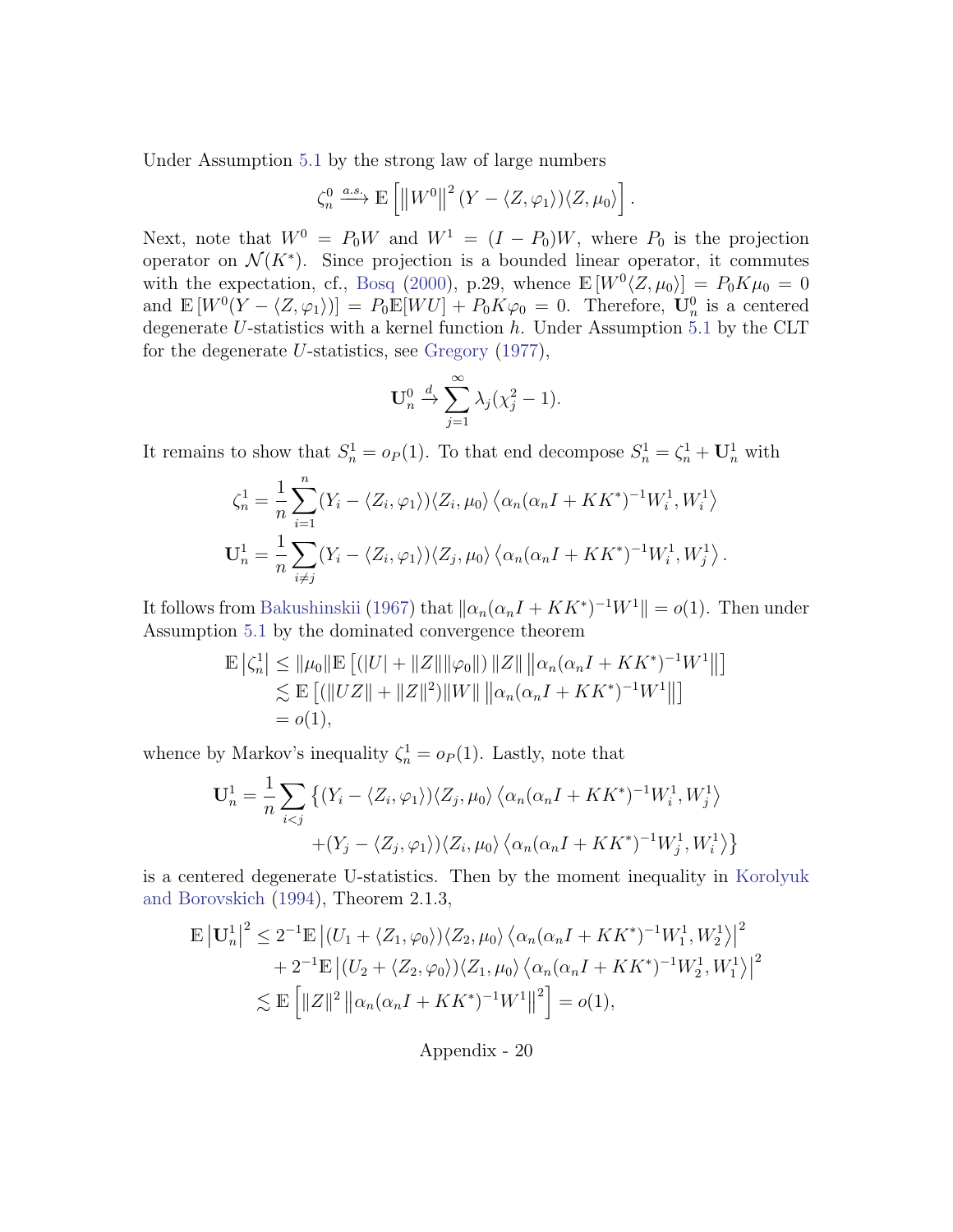Under Assumption 5.1 by the strong law of large numbers

$$\zeta_n^0 \xrightarrow{a.s.} \mathbb{E}\left[\left\|W^0\right\|^2 (Y - \langle Z, \varphi_1\rangle)\langle Z, \mu_0\rangle\right].$$

Next, note that $W^0 = P_0 W$ and $W^1 = (I - P_0)W$, where $P_0$ is the projection operator on $\mathcal{N}(K^*)$. Since projection is a bounded linear operator, it commutes with the expectation, cf., Bosq (2000), p.29, whence $\mathbb{E}\left[W^0\langle Z, \mu_0\rangle\right] = P_0 K\mu_0 = 0$ and $\mathbb{E}\left[W^0(Y - \langle Z, \varphi_1\rangle)\right] = P_0\mathbb{E}[WU] + P_0 K\varphi_0 = 0$. Therefore, $\mathbf{U}_n^0$ is a centered degenerate $U$-statistics with a kernel function $h$. Under Assumption 5.1 by the CLT for the degenerate $U$-statistics, see Gregory (1977),

$$\mathbf{U}_n^0 \xrightarrow{d} \sum_{j=1}^{\infty} \lambda_j(\chi_j^2 - 1).$$

It remains to show that $S_n^1 = o_P(1)$. To that end decompose $S_n^1 = \zeta_n^1 + \mathbf{U}_n^1$ with

$$\zeta_n^1 = \frac{1}{n}\sum_{i=1}^{n}(Y_i - \langle Z_i, \varphi_1\rangle)\langle Z_i, \mu_0\rangle \left\langle \alpha_n(\alpha_n I + KK^*)^{-1}W_i^1, W_i^1\right\rangle$$

$$\mathbf{U}_n^1 = \frac{1}{n}\sum_{i\neq j}(Y_i - \langle Z_i, \varphi_1\rangle)\langle Z_j, \mu_0\rangle \left\langle \alpha_n(\alpha_n I + KK^*)^{-1}W_i^1, W_j^1\right\rangle.$$

It follows from Bakushinskii (1967) that $\|\alpha_n(\alpha_n I + KK^*)^{-1}W^1\| = o(1)$. Then under Assumption 5.1 by the dominated convergence theorem

$$\begin{aligned}
\mathbb{E}\left|\zeta_n^1\right| &\leq \|\mu_0\|\mathbb{E}\left[(|U| + \|Z\|\|\varphi_0\|)\,\|Z\|\left\|\alpha_n(\alpha_n I + KK^*)^{-1}W^1\right\|\right] \\
&\lesssim \mathbb{E}\left[(\|UZ\| + \|Z\|^2)\|W\|\left\|\alpha_n(\alpha_n I + KK^*)^{-1}W^1\right\|\right] \\
&= o(1),
\end{aligned}$$

whence by Markov's inequality $\zeta_n^1 = o_P(1)$. Lastly, note that

$$\begin{aligned}
\mathbf{U}_n^1 = \frac{1}{n}\sum_{i<j}\big\{&(Y_i - \langle Z_i, \varphi_1\rangle)\langle Z_j, \mu_0\rangle\left\langle \alpha_n(\alpha_n I + KK^*)^{-1}W_i^1, W_j^1\right\rangle \\
&+ (Y_j - \langle Z_j, \varphi_1\rangle)\langle Z_i, \mu_0\rangle\left\langle \alpha_n(\alpha_n I + KK^*)^{-1}W_j^1, W_i^1\right\rangle\big\}
\end{aligned}$$

is a centered degenerate U-statistics. Then by the moment inequality in Korolyuk and Borovskich (1994), Theorem 2.1.3,

$$\begin{aligned}
\mathbb{E}\left|\mathbf{U}_n^1\right|^2 &\leq 2^{-1}\mathbb{E}\left|(U_1 + \langle Z_1, \varphi_0\rangle)\langle Z_2, \mu_0\rangle\left\langle \alpha_n(\alpha_n I + KK^*)^{-1}W_1^1, W_2^1\right\rangle\right|^2 \\
&\quad + 2^{-1}\mathbb{E}\left|(U_2 + \langle Z_2, \varphi_0\rangle)\langle Z_1, \mu_0\rangle\left\langle \alpha_n(\alpha_n I + KK^*)^{-1}W_2^1, W_1^1\right\rangle\right|^2 \\
&\lesssim \mathbb{E}\left[\|Z\|^2\left\|\alpha_n(\alpha_n I + KK^*)^{-1}W^1\right\|^2\right] = o(1),
\end{aligned}$$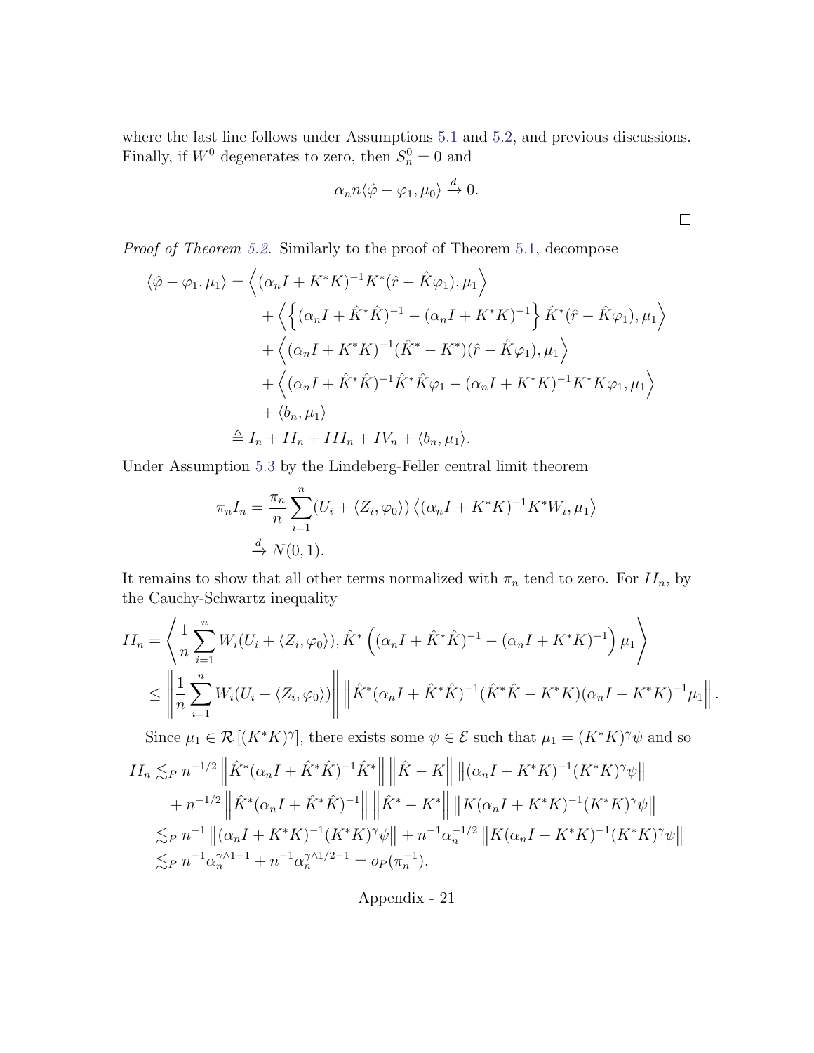where the last line follows under Assumptions 5.1 and 5.2, and previous discussions. Finally, if $W^0$ degenerates to zero, then $S_n^0 = 0$ and

$$\alpha_n n \langle \hat{\varphi} - \varphi_1, \mu_0 \rangle \xrightarrow{d} 0.$$

$\square$

*Proof of Theorem 5.2.* Similarly to the proof of Theorem 5.1, decompose

$$\begin{aligned}
\langle \hat{\varphi} - \varphi_1, \mu_1 \rangle &= \left\langle (\alpha_n I + K^*K)^{-1} K^*(\hat{r} - \hat{K}\varphi_1), \mu_1 \right\rangle \\
&\quad + \left\langle \left\{ (\alpha_n I + \hat{K}^*\hat{K})^{-1} - (\alpha_n I + K^*K)^{-1} \right\} \hat{K}^*(\hat{r} - \hat{K}\varphi_1), \mu_1 \right\rangle \\
&\quad + \left\langle (\alpha_n I + K^*K)^{-1} (\hat{K}^* - K^*)(\hat{r} - \hat{K}\varphi_1), \mu_1 \right\rangle \\
&\quad + \left\langle (\alpha_n I + \hat{K}^*\hat{K})^{-1} \hat{K}^*\hat{K}\varphi_1 - (\alpha_n I + K^*K)^{-1} K^*K\varphi_1, \mu_1 \right\rangle \\
&\quad + \langle b_n, \mu_1 \rangle \\
&\triangleq I_n + II_n + III_n + IV_n + \langle b_n, \mu_1 \rangle.
\end{aligned}$$

Under Assumption 5.3 by the Lindeberg-Feller central limit theorem

$$\begin{aligned}
\pi_n I_n &= \frac{\pi_n}{n} \sum_{i=1}^n (U_i + \langle Z_i, \varphi_0 \rangle) \left\langle (\alpha_n I + K^*K)^{-1} K^* W_i, \mu_1 \right\rangle \\
&\xrightarrow{d} N(0, 1).
\end{aligned}$$

It remains to show that all other terms normalized with $\pi_n$ tend to zero. For $II_n$, by the Cauchy-Schwartz inequality

$$\begin{aligned}
II_n &= \left\langle \frac{1}{n} \sum_{i=1}^n W_i (U_i + \langle Z_i, \varphi_0 \rangle), \hat{K}^* \left( (\alpha_n I + \hat{K}^*\hat{K})^{-1} - (\alpha_n I + K^*K)^{-1} \right) \mu_1 \right\rangle \\
&\leq \left\| \frac{1}{n} \sum_{i=1}^n W_i (U_i + \langle Z_i, \varphi_0 \rangle) \right\| \left\| \hat{K}^* (\alpha_n I + \hat{K}^*\hat{K})^{-1} (\hat{K}^*\hat{K} - K^*K)(\alpha_n I + K^*K)^{-1} \mu_1 \right\|.
\end{aligned}$$

Since $\mu_1 \in \mathcal{R}\left[(K^*K)^\gamma\right]$, there exists some $\psi \in \mathcal{E}$ such that $\mu_1 = (K^*K)^\gamma \psi$ and so

$$\begin{aligned}
II_n &\lesssim_P n^{-1/2} \left\| \hat{K}^* (\alpha_n I + \hat{K}^*\hat{K})^{-1} \hat{K}^* \right\| \left\| \hat{K} - K \right\| \left\| (\alpha_n I + K^*K)^{-1} (K^*K)^\gamma \psi \right\| \\
&\quad + n^{-1/2} \left\| \hat{K}^* (\alpha_n I + \hat{K}^*\hat{K})^{-1} \right\| \left\| \hat{K}^* - K^* \right\| \left\| K (\alpha_n I + K^*K)^{-1} (K^*K)^\gamma \psi \right\| \\
&\lesssim_P n^{-1} \left\| (\alpha_n I + K^*K)^{-1} (K^*K)^\gamma \psi \right\| + n^{-1} \alpha_n^{-1/2} \left\| K (\alpha_n I + K^*K)^{-1} (K^*K)^\gamma \psi \right\| \\
&\lesssim_P n^{-1} \alpha_n^{\gamma \wedge 1 - 1} + n^{-1} \alpha_n^{\gamma \wedge 1/2 - 1} = o_P(\pi_n^{-1}),
\end{aligned}$$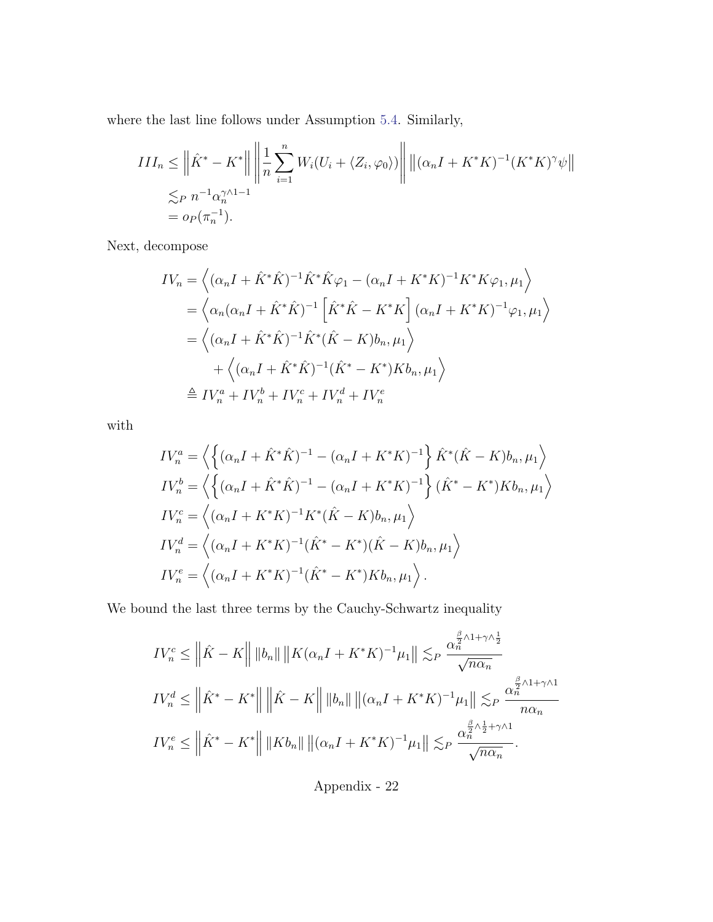where the last line follows under Assumption 5.4. Similarly,

$$
\begin{aligned}
III_n &\leq \left\| \hat{K}^* - K^* \right\| \left\| \frac{1}{n} \sum_{i=1}^n W_i (U_i + \langle Z_i, \varphi_0 \rangle) \right\| \left\| (\alpha_n I + K^* K)^{-1} (K^* K)^\gamma \psi \right\| \\
&\lesssim_P n^{-1} \alpha_n^{\gamma \wedge 1 - 1} \\
&= o_P(\pi_n^{-1}).
\end{aligned}
$$

Next, decompose

$$
\begin{aligned}
IV_n &= \left\langle (\alpha_n I + \hat{K}^* \hat{K})^{-1} \hat{K}^* \hat{K} \varphi_1 - (\alpha_n I + K^* K)^{-1} K^* K \varphi_1, \mu_1 \right\rangle \\
&= \left\langle \alpha_n (\alpha_n I + \hat{K}^* \hat{K})^{-1} \left[ \hat{K}^* \hat{K} - K^* K \right] (\alpha_n I + K^* K)^{-1} \varphi_1, \mu_1 \right\rangle \\
&= \left\langle (\alpha_n I + \hat{K}^* \hat{K})^{-1} \hat{K}^* (\hat{K} - K) b_n, \mu_1 \right\rangle \\
&\qquad + \left\langle (\alpha_n I + \hat{K}^* \hat{K})^{-1} (\hat{K}^* - K^*) K b_n, \mu_1 \right\rangle \\
&\triangleq IV_n^a + IV_n^b + IV_n^c + IV_n^d + IV_n^e
\end{aligned}
$$

with

$$
\begin{aligned}
IV_n^a &= \left\langle \left\{ (\alpha_n I + \hat{K}^* \hat{K})^{-1} - (\alpha_n I + K^* K)^{-1} \right\} \hat{K}^* (\hat{K} - K) b_n, \mu_1 \right\rangle \\
IV_n^b &= \left\langle \left\{ (\alpha_n I + \hat{K}^* \hat{K})^{-1} - (\alpha_n I + K^* K)^{-1} \right\} (\hat{K}^* - K^*) K b_n, \mu_1 \right\rangle \\
IV_n^c &= \left\langle (\alpha_n I + K^* K)^{-1} K^* (\hat{K} - K) b_n, \mu_1 \right\rangle \\
IV_n^d &= \left\langle (\alpha_n I + K^* K)^{-1} (\hat{K}^* - K^*) (\hat{K} - K) b_n, \mu_1 \right\rangle \\
IV_n^e &= \left\langle (\alpha_n I + K^* K)^{-1} (\hat{K}^* - K^*) K b_n, \mu_1 \right\rangle .
\end{aligned}
$$

We bound the last three terms by the Cauchy-Schwartz inequality

$$
\begin{aligned}
IV_n^c &\leq \left\| \hat{K} - K \right\| \left\| b_n \right\| \left\| K (\alpha_n I + K^* K)^{-1} \mu_1 \right\| \lesssim_P \frac{\alpha_n^{\frac{\beta}{2} \wedge 1 + \gamma \wedge \frac{1}{2}}}{\sqrt{n \alpha_n}} \\
IV_n^d &\leq \left\| \hat{K}^* - K^* \right\| \left\| \hat{K} - K \right\| \left\| b_n \right\| \left\| (\alpha_n I + K^* K)^{-1} \mu_1 \right\| \lesssim_P \frac{\alpha_n^{\frac{\beta}{2} \wedge 1 + \gamma \wedge 1}}{n \alpha_n} \\
IV_n^e &\leq \left\| \hat{K}^* - K^* \right\| \left\| K b_n \right\| \left\| (\alpha_n I + K^* K)^{-1} \mu_1 \right\| \lesssim_P \frac{\alpha_n^{\frac{\beta}{2} \wedge \frac{1}{2} + \gamma \wedge 1}}{\sqrt{n \alpha_n}} .
\end{aligned}
$$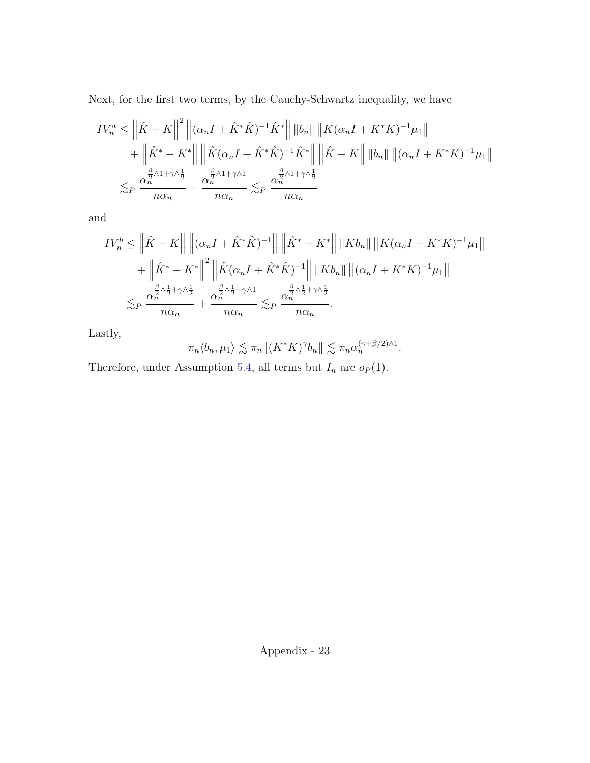Next, for the first two terms, by the Cauchy-Schwartz inequality, we have

$$
\begin{aligned}
IV_n^a &\leq \left\|\hat{K} - K\right\|^2 \left\|(\alpha_n I + \hat{K}^*\hat{K})^{-1}\hat{K}^*\right\| \|b_n\| \left\|K(\alpha_n I + K^*K)^{-1}\mu_1\right\| \\
&\quad + \left\|\hat{K}^* - K^*\right\| \left\|\hat{K}(\alpha_n I + \hat{K}^*\hat{K})^{-1}\hat{K}^*\right\| \left\|\hat{K} - K\right\| \|b_n\| \left\|(\alpha_n I + K^*K)^{-1}\mu_1\right\| \\
&\lesssim_P \frac{\alpha_n^{\frac{\beta}{2}\wedge 1 + \gamma \wedge \frac{1}{2}}}{n\alpha_n} + \frac{\alpha_n^{\frac{\beta}{2}\wedge 1 + \gamma \wedge 1}}{n\alpha_n} \lesssim_P \frac{\alpha_n^{\frac{\beta}{2}\wedge 1 + \gamma \wedge \frac{1}{2}}}{n\alpha_n}
\end{aligned}
$$

and

$$
\begin{aligned}
IV_n^b &\leq \left\|\hat{K} - K\right\| \left\|(\alpha_n I + \hat{K}^*\hat{K})^{-1}\right\| \left\|\hat{K}^* - K^*\right\| \|Kb_n\| \left\|K(\alpha_n I + K^*K)^{-1}\mu_1\right\| \\
&\quad + \left\|\hat{K}^* - K^*\right\|^2 \left\|\hat{K}(\alpha_n I + \hat{K}^*\hat{K})^{-1}\right\| \|Kb_n\| \left\|(\alpha_n I + K^*K)^{-1}\mu_1\right\| \\
&\lesssim_P \frac{\alpha_n^{\frac{\beta}{2}\wedge \frac{1}{2} + \gamma \wedge \frac{1}{2}}}{n\alpha_n} + \frac{\alpha_n^{\frac{\beta}{2}\wedge \frac{1}{2} + \gamma \wedge 1}}{n\alpha_n} \lesssim_P \frac{\alpha_n^{\frac{\beta}{2}\wedge \frac{1}{2} + \gamma \wedge \frac{1}{2}}}{n\alpha_n}.
\end{aligned}
$$

Lastly,

$$
\pi_n \langle b_n, \mu_1 \rangle \lesssim \pi_n \|(K^*K)^\gamma b_n\| \lesssim \pi_n \alpha_n^{(\gamma + \beta/2)\wedge 1}.
$$

Therefore, under Assumption 5.4, all terms but $I_n$ are $o_P(1)$. $\square$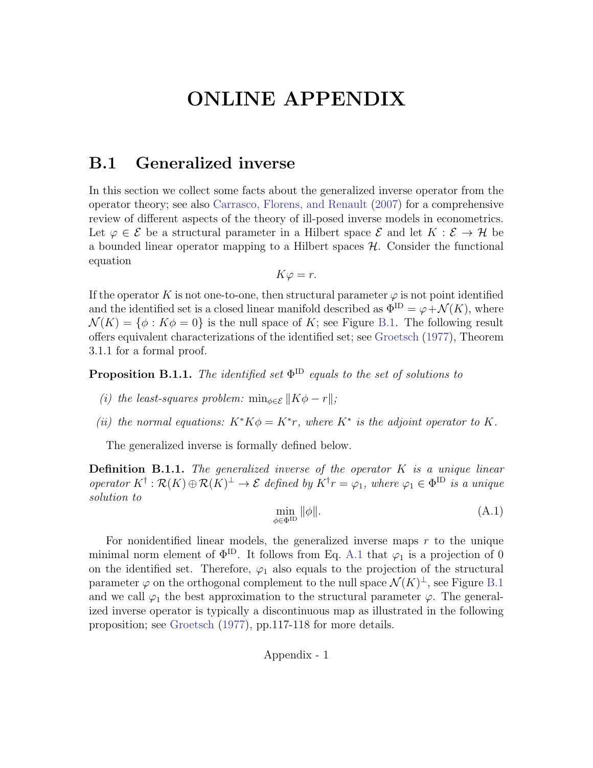# ONLINE APPENDIX

## B.1 Generalized inverse

In this section we collect some facts about the generalized inverse operator from the operator theory; see also Carrasco, Florens, and Renault (2007) for a comprehensive review of different aspects of the theory of ill-posed inverse models in econometrics. Let $\varphi \in \mathcal{E}$ be a structural parameter in a Hilbert space $\mathcal{E}$ and let $K : \mathcal{E} \to \mathcal{H}$ be a bounded linear operator mapping to a Hilbert spaces $\mathcal{H}$. Consider the functional equation

$$K\varphi = r.$$

If the operator $K$ is not one-to-one, then structural parameter $\varphi$ is not point identified and the identified set is a closed linear manifold described as $\Phi^{\mathrm{ID}} = \varphi + \mathcal{N}(K)$, where $\mathcal{N}(K) = \{\phi : K\phi = 0\}$ is the null space of $K$; see Figure B.1. The following result offers equivalent characterizations of the identified set; see Groetsch (1977), Theorem 3.1.1 for a formal proof.

**Proposition B.1.1.** *The identified set $\Phi^{\mathrm{ID}}$ equals to the set of solutions to*

*(i) the least-squares problem: $\min_{\phi \in \mathcal{E}} \|K\phi - r\|$;*

*(ii) the normal equations: $K^*K\phi = K^*r$, where $K^*$ is the adjoint operator to $K$.*

The generalized inverse is formally defined below.

**Definition B.1.1.** *The generalized inverse of the operator $K$ is a unique linear operator $K^\dagger : \mathcal{R}(K) \oplus \mathcal{R}(K)^\perp \to \mathcal{E}$ defined by $K^\dagger r = \varphi_1$, where $\varphi_1 \in \Phi^{\mathrm{ID}}$ is a unique solution to*

$$\min_{\phi \in \Phi^{\mathrm{ID}}} \|\phi\|. \tag{A.1}$$

For nonidentified linear models, the generalized inverse maps $r$ to the unique minimal norm element of $\Phi^{\mathrm{ID}}$. It follows from Eq. A.1 that $\varphi_1$ is a projection of 0 on the identified set. Therefore, $\varphi_1$ also equals to the projection of the structural parameter $\varphi$ on the orthogonal complement to the null space $\mathcal{N}(K)^\perp$, see Figure B.1 and we call $\varphi_1$ the best approximation to the structural parameter $\varphi$. The generalized inverse operator is typically a discontinuous map as illustrated in the following proposition; see Groetsch (1977), pp.117-118 for more details.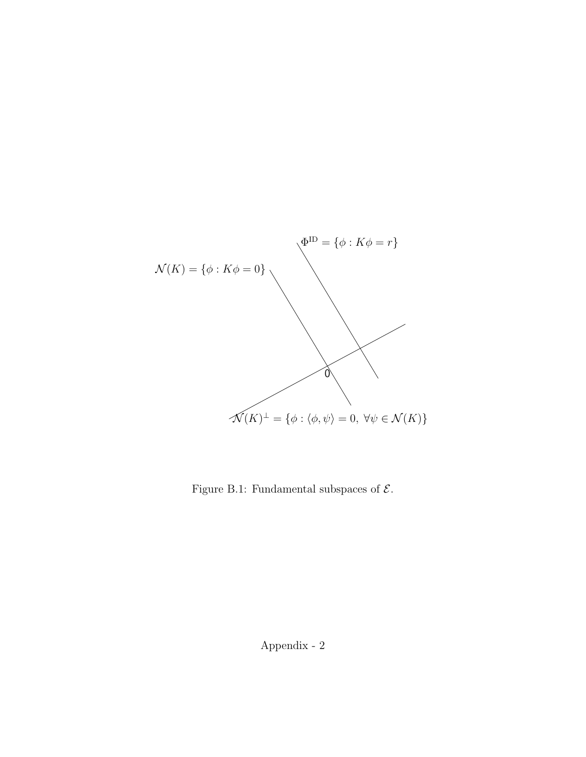$\Phi^{\text{ID}} = \{\phi : K\phi = r\}$

$\mathcal{N}(K) = \{\phi : K\phi = 0\}$

0

$\mathcal{N}(K)^{\perp} = \{\phi : \langle \phi, \psi \rangle = 0, \ \forall \psi \in \mathcal{N}(K)\}$

Figure B.1: Fundamental subspaces of $\mathcal{E}$.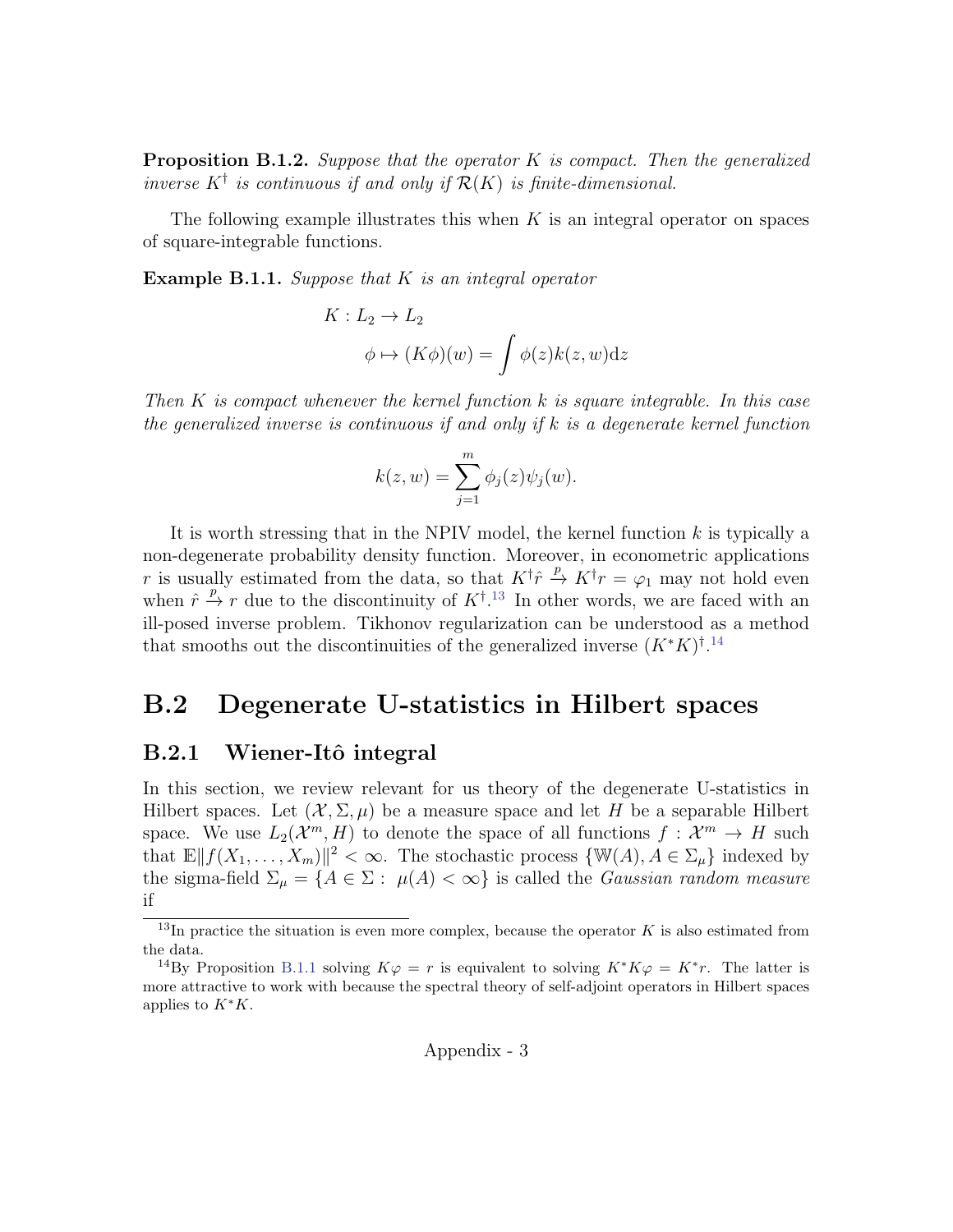**Proposition B.1.2.** *Suppose that the operator $K$ is compact. Then the generalized inverse $K^\dagger$ is continuous if and only if $\mathcal{R}(K)$ is finite-dimensional.*

The following example illustrates this when $K$ is an integral operator on spaces of square-integrable functions.

**Example B.1.1.** *Suppose that $K$ is an integral operator*

$$
\begin{aligned}
K &: L_2 \to L_2 \\
&\phi \mapsto (K\phi)(w) = \int \phi(z)k(z,w)\mathrm{d}z
\end{aligned}
$$

*Then $K$ is compact whenever the kernel function $k$ is square integrable. In this case the generalized inverse is continuous if and only if $k$ is a degenerate kernel function*

$$
k(z,w) = \sum_{j=1}^{m} \phi_j(z)\psi_j(w).
$$

It is worth stressing that in the NPIV model, the kernel function $k$ is typically a non-degenerate probability density function. Moreover, in econometric applications $r$ is usually estimated from the data, so that $K^\dagger \hat{r} \xrightarrow{p} K^\dagger r = \varphi_1$ may not hold even when $\hat{r} \xrightarrow{p} r$ due to the discontinuity of $K^\dagger$.[13] In other words, we are faced with an ill-posed inverse problem. Tikhonov regularization can be understood as a method that smooths out the discontinuities of the generalized inverse $(K^*K)^\dagger$.[14]

## B.2 Degenerate U-statistics in Hilbert spaces

### B.2.1 Wiener-Itô integral

In this section, we review relevant for us theory of the degenerate U-statistics in Hilbert spaces. Let $(\mathcal{X}, \Sigma, \mu)$ be a measure space and let $H$ be a separable Hilbert space. We use $L_2(\mathcal{X}^m, H)$ to denote the space of all functions $f : \mathcal{X}^m \to H$ such that $\mathbb{E}\|f(X_1, \dots, X_m)\|^2 < \infty$. The stochastic process $\{\mathbb{W}(A), A \in \Sigma_\mu\}$ indexed by the sigma-field $\Sigma_\mu = \{A \in \Sigma : \mu(A) < \infty\}$ is called the *Gaussian random measure* if

[13] In practice the situation is even more complex, because the operator $K$ is also estimated from the data.

[14] By Proposition B.1.1 solving $K\varphi = r$ is equivalent to solving $K^*K\varphi = K^*r$. The latter is more attractive to work with because the spectral theory of self-adjoint operators in Hilbert spaces applies to $K^*K$.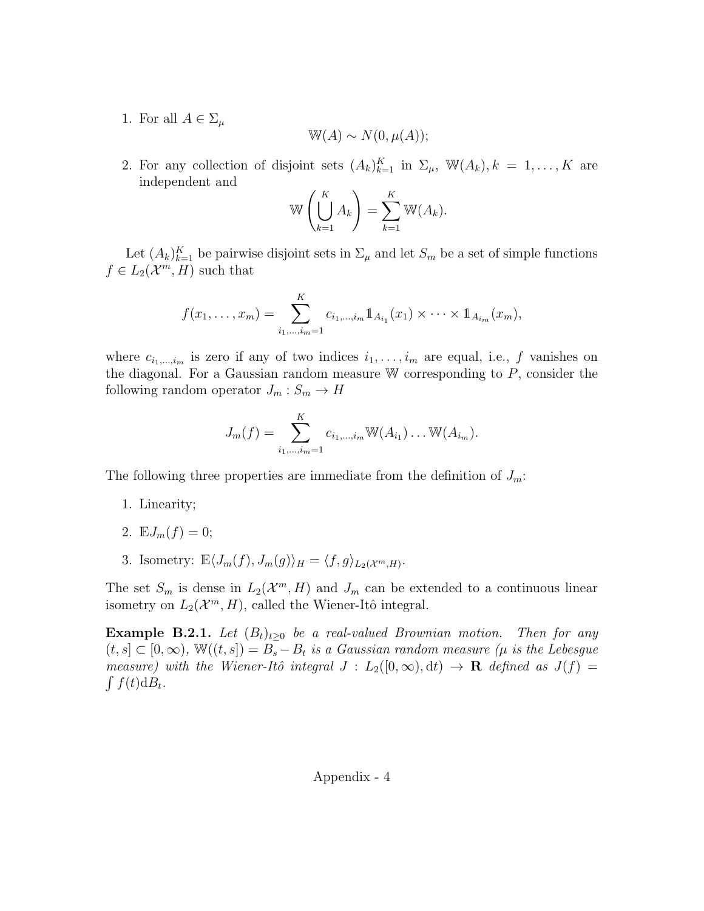1. For all $A \in \Sigma_\mu$

$$\mathbb{W}(A) \sim N(0, \mu(A));$$

2. For any collection of disjoint sets $(A_k)_{k=1}^K$ in $\Sigma_\mu$, $\mathbb{W}(A_k), k = 1, \ldots, K$ are independent and

$$\mathbb{W}\left(\bigcup_{k=1}^K A_k\right) = \sum_{k=1}^K \mathbb{W}(A_k).$$

Let $(A_k)_{k=1}^K$ be pairwise disjoint sets in $\Sigma_\mu$ and let $S_m$ be a set of simple functions $f \in L_2(\mathcal{X}^m, H)$ such that

$$f(x_1, \ldots, x_m) = \sum_{i_1, \ldots, i_m = 1}^K c_{i_1, \ldots, i_m} \mathbb{1}_{A_{i_1}}(x_1) \times \cdots \times \mathbb{1}_{A_{i_m}}(x_m),$$

where $c_{i_1, \ldots, i_m}$ is zero if any of two indices $i_1, \ldots, i_m$ are equal, i.e., $f$ vanishes on the diagonal. For a Gaussian random measure $\mathbb{W}$ corresponding to $P$, consider the following random operator $J_m : S_m \to H$

$$J_m(f) = \sum_{i_1, \ldots, i_m = 1}^K c_{i_1, \ldots, i_m} \mathbb{W}(A_{i_1}) \ldots \mathbb{W}(A_{i_m}).$$

The following three properties are immediate from the definition of $J_m$:

1. Linearity;
2. $\mathbb{E} J_m(f) = 0$;
3. Isometry: $\mathbb{E}\langle J_m(f), J_m(g)\rangle_H = \langle f, g\rangle_{L_2(\mathcal{X}^m, H)}$.

The set $S_m$ is dense in $L_2(\mathcal{X}^m, H)$ and $J_m$ can be extended to a continuous linear isometry on $L_2(\mathcal{X}^m, H)$, called the Wiener-Itô integral.

**Example B.2.1.** *Let $(B_t)_{t \geq 0}$ be a real-valued Brownian motion. Then for any $(t, s] \subset [0, \infty)$, $\mathbb{W}((t, s]) = B_s - B_t$ is a Gaussian random measure ($\mu$ is the Lebesgue measure) with the Wiener-Itô integral $J : L_2([0, \infty), \mathrm{d}t) \to \mathbf{R}$ defined as $J(f) = \int f(t) \mathrm{d}B_t$.*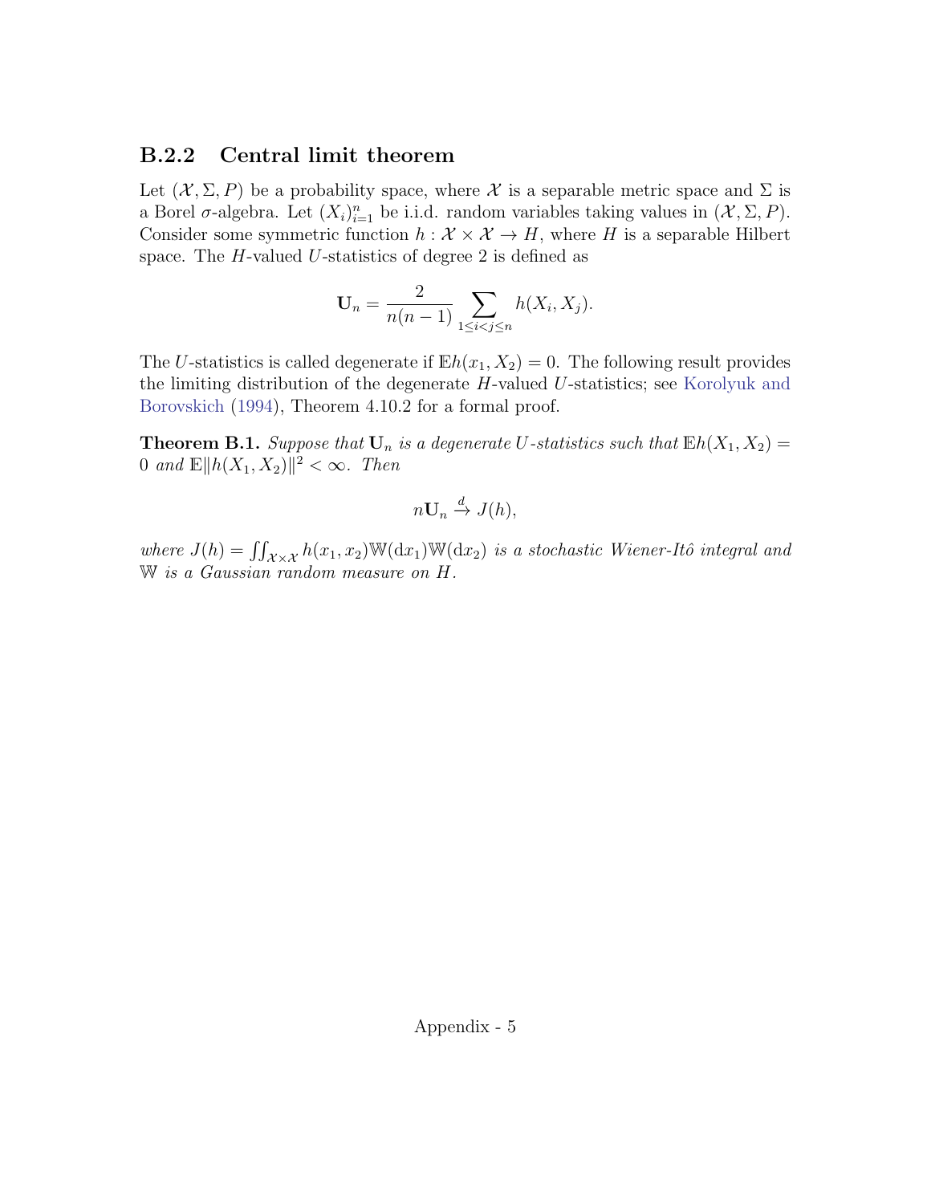### B.2.2 Central limit theorem

Let $(\mathcal{X}, \Sigma, P)$ be a probability space, where $\mathcal{X}$ is a separable metric space and $\Sigma$ is a Borel $\sigma$-algebra. Let $(X_i)_{i=1}^n$ be i.i.d. random variables taking values in $(\mathcal{X}, \Sigma, P)$. Consider some symmetric function $h : \mathcal{X} \times \mathcal{X} \to H$, where $H$ is a separable Hilbert space. The $H$-valued $U$-statistics of degree 2 is defined as

$$\mathbf{U}_n = \frac{2}{n(n-1)} \sum_{1 \leq i < j \leq n} h(X_i, X_j).$$

The $U$-statistics is called degenerate if $\mathbb{E}h(x_1, X_2) = 0$. The following result provides the limiting distribution of the degenerate $H$-valued $U$-statistics; see Korolyuk and Borovskich (1994), Theorem 4.10.2 for a formal proof.

**Theorem B.1.** *Suppose that $\mathbf{U}_n$ is a degenerate $U$-statistics such that $\mathbb{E}h(X_1, X_2) = 0$ and $\mathbb{E}\|h(X_1, X_2)\|^2 < \infty$. Then*

$$n\mathbf{U}_n \xrightarrow{d} J(h),$$

*where $J(h) = \iint_{\mathcal{X} \times \mathcal{X}} h(x_1, x_2) \mathbb{W}(\mathrm{d}x_1) \mathbb{W}(\mathrm{d}x_2)$ is a stochastic Wiener-Itô integral and $\mathbb{W}$ is a Gaussian random measure on $H$.*